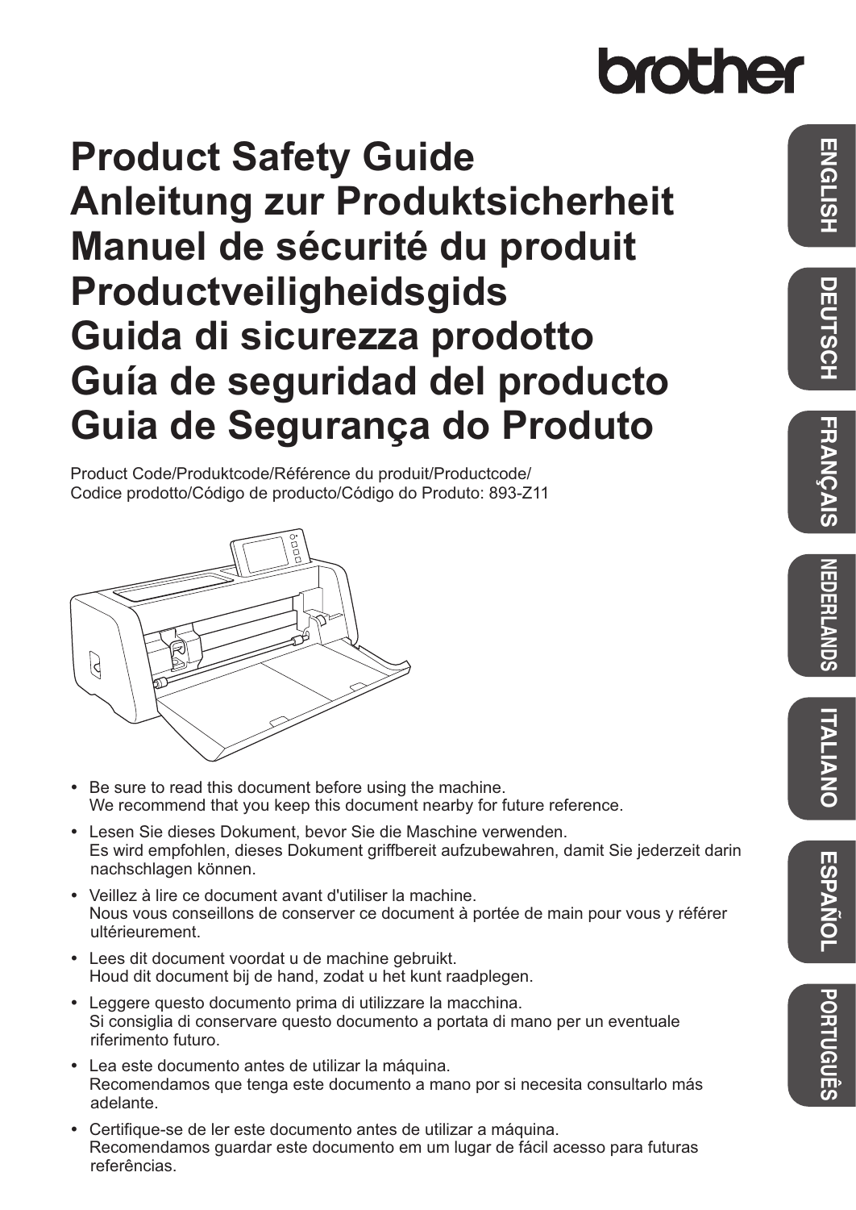brother

# Product Safety Guide
# Anleitung zur Produktsicherheit
# Manuel de sécurité du produit
# Productveiligheidsgids
# Guida di sicurezza prodotto
# Guía de seguridad del producto
# Guia de Segurança do Produto

Product Code/Produktcode/Référence du produit/Productcode/
Codice prodotto/Código de producto/Código do Produto: 893-Z11

- Be sure to read this document before using the machine.
  We recommend that you keep this document nearby for future reference.
- Lesen Sie dieses Dokument, bevor Sie die Maschine verwenden.
  Es wird empfohlen, dieses Dokument griffbereit aufzubewahren, damit Sie jederzeit darin nachschlagen können.
- Veillez à lire ce document avant d'utiliser la machine.
  Nous vous conseillons de conserver ce document à portée de main pour vous y référer ultérieurement.
- Lees dit document voordat u de machine gebruikt.
  Houd dit document bij de hand, zodat u het kunt raadplegen.
- Leggere questo documento prima di utilizzare la macchina.
  Si consiglia di conservare questo documento a portata di mano per un eventuale riferimento futuro.
- Lea este documento antes de utilizar la máquina.
  Recomendamos que tenga este documento a mano por si necesita consultarlo más adelante.
- Certifique-se de ler este documento antes de utilizar a máquina.
  Recomendamos guardar este documento em um lugar de fácil acesso para futuras referências.

ENGLISH | DEUTSCH | FRANÇAIS | NEDERLANDS | ITALIANO | ESPAÑOL | PORTUGUÊS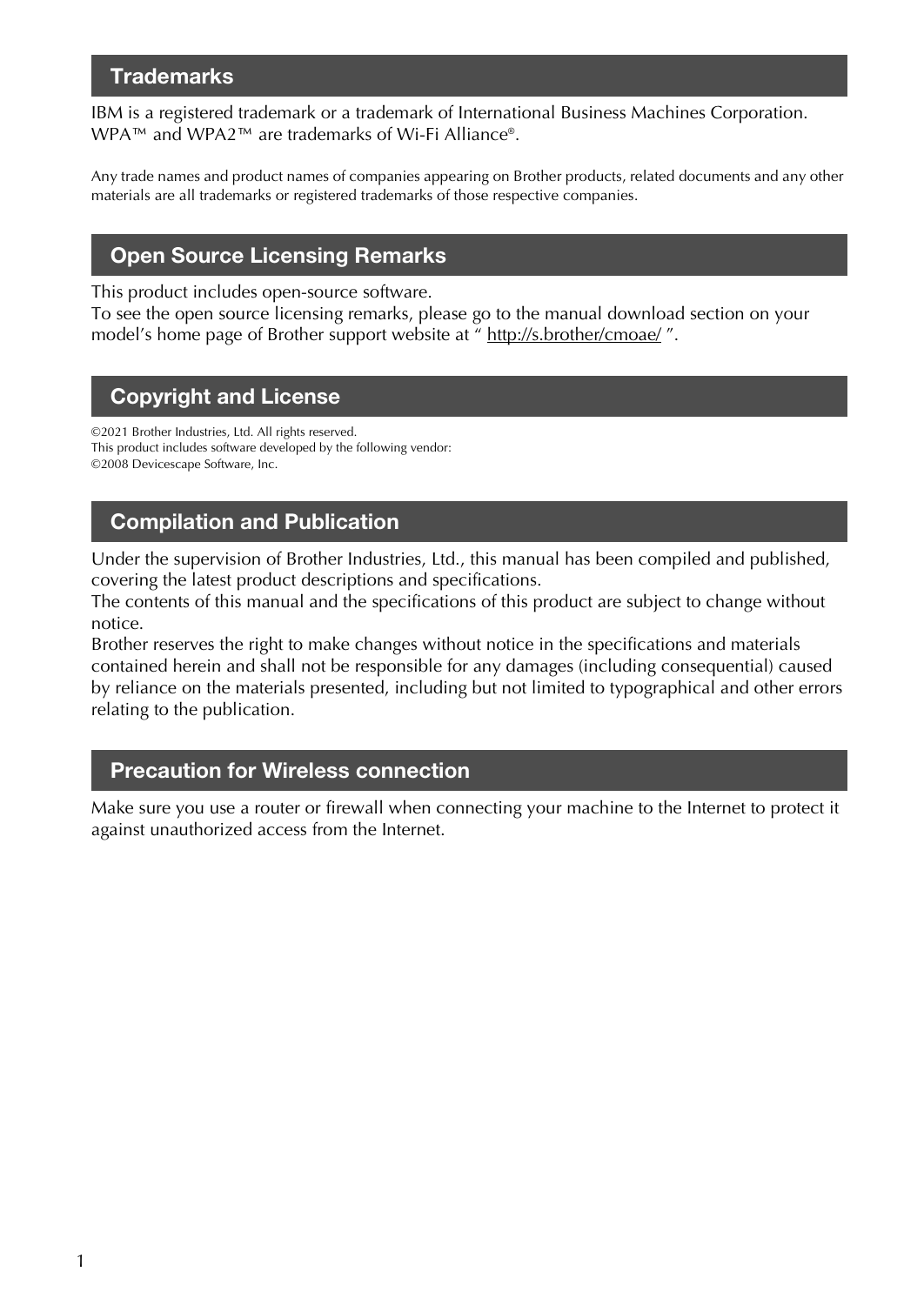## Trademarks

IBM is a registered trademark or a trademark of International Business Machines Corporation.
WPA™ and WPA2™ are trademarks of Wi-Fi Alliance®.

Any trade names and product names of companies appearing on Brother products, related documents and any other materials are all trademarks or registered trademarks of those respective companies.

## Open Source Licensing Remarks

This product includes open-source software.
To see the open source licensing remarks, please go to the manual download section on your model's home page of Brother support website at " http://s.brother/cmoae/ ".

## Copyright and License

©2021 Brother Industries, Ltd. All rights reserved.
This product includes software developed by the following vendor:
©2008 Devicescape Software, Inc.

## Compilation and Publication

Under the supervision of Brother Industries, Ltd., this manual has been compiled and published, covering the latest product descriptions and specifications.
The contents of this manual and the specifications of this product are subject to change without notice.
Brother reserves the right to make changes without notice in the specifications and materials contained herein and shall not be responsible for any damages (including consequential) caused by reliance on the materials presented, including but not limited to typographical and other errors relating to the publication.

## Precaution for Wireless connection

Make sure you use a router or firewall when connecting your machine to the Internet to protect it against unauthorized access from the Internet.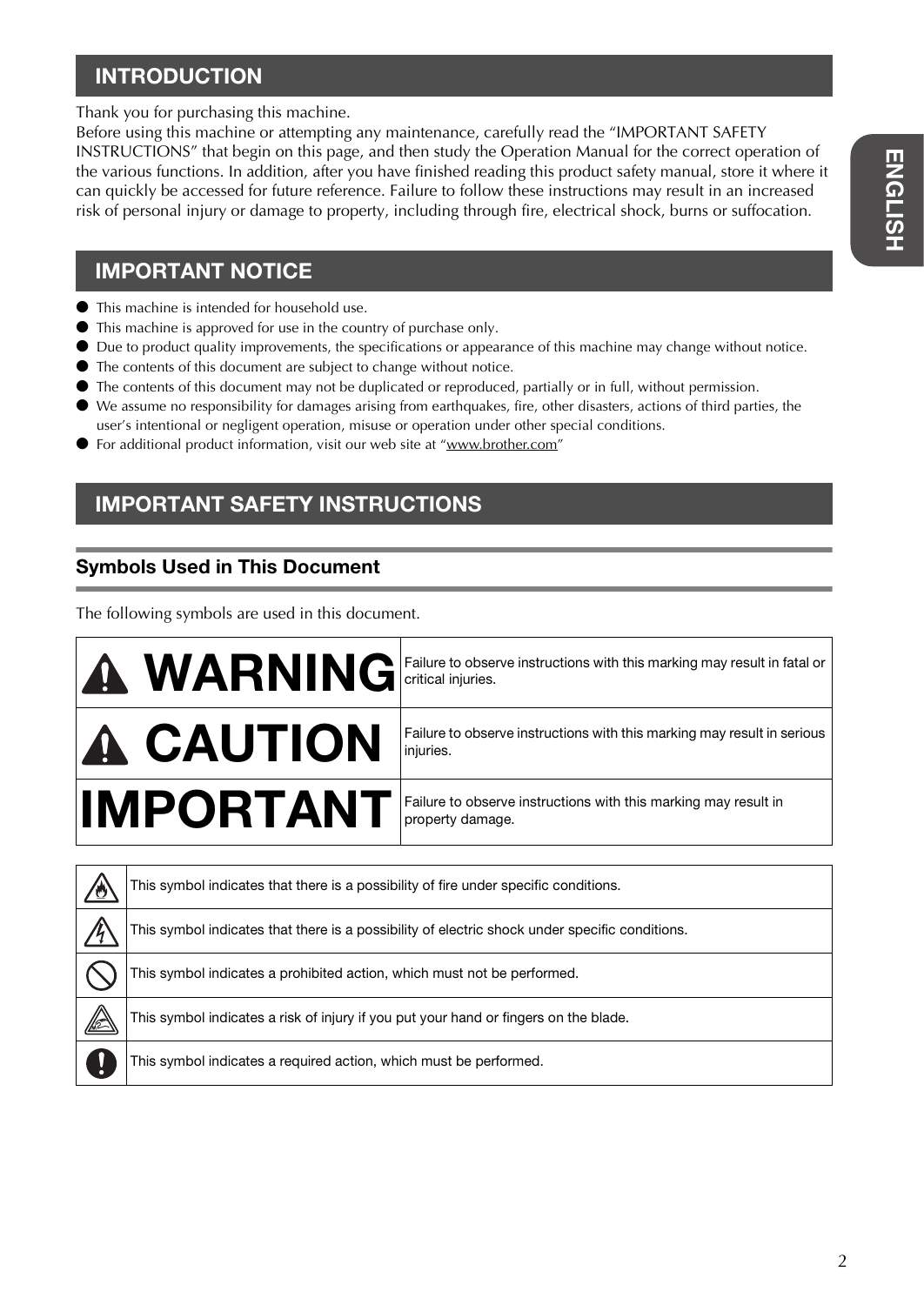## INTRODUCTION

Thank you for purchasing this machine.
Before using this machine or attempting any maintenance, carefully read the "IMPORTANT SAFETY INSTRUCTIONS" that begin on this page, and then study the Operation Manual for the correct operation of the various functions. In addition, after you have finished reading this product safety manual, store it where it can quickly be accessed for future reference. Failure to follow these instructions may result in an increased risk of personal injury or damage to property, including through fire, electrical shock, burns or suffocation.

## IMPORTANT NOTICE

- This machine is intended for household use.
- This machine is approved for use in the country of purchase only.
- Due to product quality improvements, the specifications or appearance of this machine may change without notice.
- The contents of this document are subject to change without notice.
- The contents of this document may not be duplicated or reproduced, partially or in full, without permission.
- We assume no responsibility for damages arising from earthquakes, fire, other disasters, actions of third parties, the user's intentional or negligent operation, misuse or operation under other special conditions.
- For additional product information, visit our web site at "www.brother.com"

## IMPORTANT SAFETY INSTRUCTIONS

### Symbols Used in This Document

The following symbols are used in this document.

| | |
|---|---|
| **WARNING** | Failure to observe instructions with this marking may result in fatal or critical injuries. |
| **CAUTION** | Failure to observe instructions with this marking may result in serious injuries. |
| **IMPORTANT** | Failure to observe instructions with this marking may result in property damage. |

| | |
|---|---|
| | This symbol indicates that there is a possibility of fire under specific conditions. |
| | This symbol indicates that there is a possibility of electric shock under specific conditions. |
| | This symbol indicates a prohibited action, which must not be performed. |
| | This symbol indicates a risk of injury if you put your hand or fingers on the blade. |
| | This symbol indicates a required action, which must be performed. |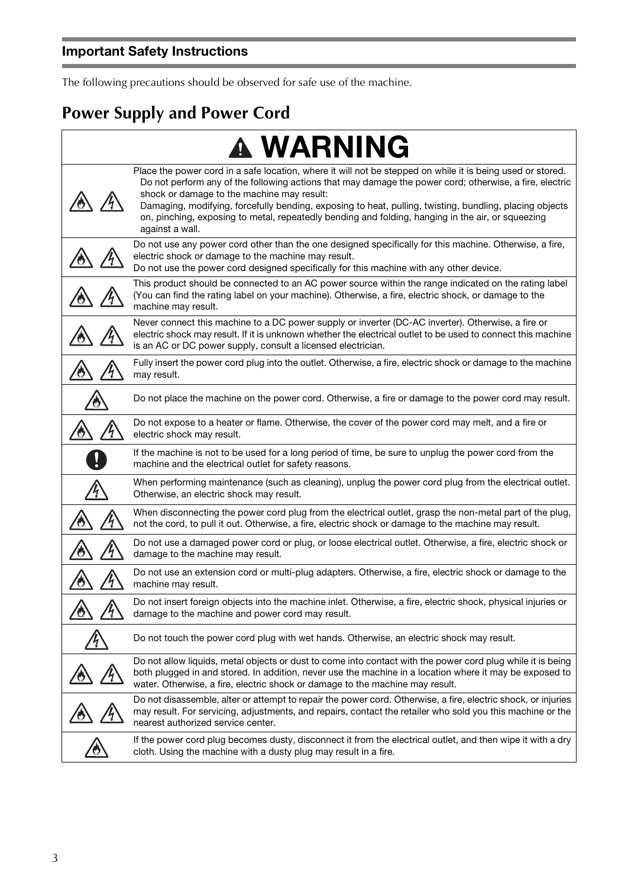## Important Safety Instructions

The following precautions should be observed for safe use of the machine.

# Power Supply and Power Cord

| ⚠ WARNING | |
|---|---|
| | Place the power cord in a safe location, where it will not be stepped on while it is being used or stored. Do not perform any of the following actions that may damage the power cord; otherwise, a fire, electric shock or damage to the machine may result: Damaging, modifying, forcefully bending, exposing to heat, pulling, twisting, bundling, placing objects on, pinching, exposing to metal, repeatedly bending and folding, hanging in the air, or squeezing against a wall. |
| | Do not use any power cord other than the one designed specifically for this machine. Otherwise, a fire, electric shock or damage to the machine may result. Do not use the power cord designed specifically for this machine with any other device. |
| | This product should be connected to an AC power source within the range indicated on the rating label (You can find the rating label on your machine). Otherwise, a fire, electric shock, or damage to the machine may result. |
| | Never connect this machine to a DC power supply or inverter (DC-AC inverter). Otherwise, a fire or electric shock may result. If it is unknown whether the electrical outlet to be used to connect this machine is an AC or DC power supply, consult a licensed electrician. |
| | Fully insert the power cord plug into the outlet. Otherwise, a fire, electric shock or damage to the machine may result. |
| | Do not place the machine on the power cord. Otherwise, a fire or damage to the power cord may result. |
| | Do not expose to a heater or flame. Otherwise, the cover of the power cord may melt, and a fire or electric shock may result. |
| | If the machine is not to be used for a long period of time, be sure to unplug the power cord from the machine and the electrical outlet for safety reasons. |
| | When performing maintenance (such as cleaning), unplug the power cord plug from the electrical outlet. Otherwise, an electric shock may result. |
| | When disconnecting the power cord plug from the electrical outlet, grasp the non-metal part of the plug, not the cord, to pull it out. Otherwise, a fire, electric shock or damage to the machine may result. |
| | Do not use a damaged power cord or plug, or loose electrical outlet. Otherwise, a fire, electric shock or damage to the machine may result. |
| | Do not use an extension cord or multi-plug adapters. Otherwise, a fire, electric shock or damage to the machine may result. |
| | Do not insert foreign objects into the machine inlet. Otherwise, a fire, electric shock, physical injuries or damage to the machine and power cord may result. |
| | Do not touch the power cord plug with wet hands. Otherwise, an electric shock may result. |
| | Do not allow liquids, metal objects or dust to come into contact with the power cord plug while it is being both plugged in and stored. In addition, never use the machine in a location where it may be exposed to water. Otherwise, a fire, electric shock or damage to the machine may result. |
| | Do not disassemble, alter or attempt to repair the power cord. Otherwise, a fire, electric shock, or injuries may result. For servicing, adjustments, and repairs, contact the retailer who sold you this machine or the nearest authorized service center. |
| | If the power cord plug becomes dusty, disconnect it from the electrical outlet, and then wipe it with a dry cloth. Using the machine with a dusty plug may result in a fire. |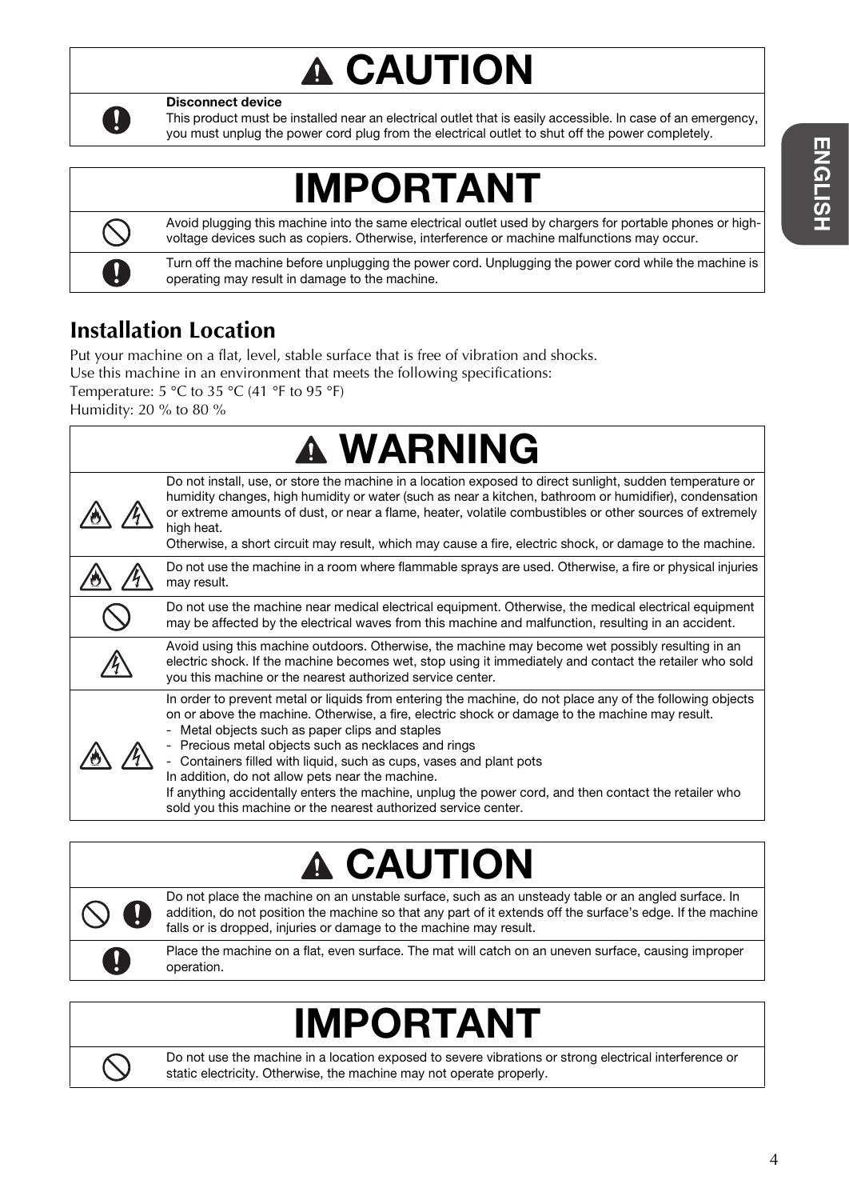## ⚠ CAUTION

**Disconnect device**
This product must be installed near an electrical outlet that is easily accessible. In case of an emergency, you must unplug the power cord plug from the electrical outlet to shut off the power completely.

## IMPORTANT

- Avoid plugging this machine into the same electrical outlet used by chargers for portable phones or high-voltage devices such as copiers. Otherwise, interference or machine malfunctions may occur.
- Turn off the machine before unplugging the power cord. Unplugging the power cord while the machine is operating may result in damage to the machine.

## Installation Location

Put your machine on a flat, level, stable surface that is free of vibration and shocks.
Use this machine in an environment that meets the following specifications:
Temperature: 5 °C to 35 °C (41 °F to 95 °F)
Humidity: 20 % to 80 %

## ⚠ WARNING

- Do not install, use, or store the machine in a location exposed to direct sunlight, sudden temperature or humidity changes, high humidity or water (such as near a kitchen, bathroom or humidifier), condensation or extreme amounts of dust, or near a flame, heater, volatile combustibles or other sources of extremely high heat.
  Otherwise, a short circuit may result, which may cause a fire, electric shock, or damage to the machine.
- Do not use the machine in a room where flammable sprays are used. Otherwise, a fire or physical injuries may result.
- Do not use the machine near medical electrical equipment. Otherwise, the medical electrical equipment may be affected by the electrical waves from this machine and malfunction, resulting in an accident.
- Avoid using this machine outdoors. Otherwise, the machine may become wet possibly resulting in an electric shock. If the machine becomes wet, stop using it immediately and contact the retailer who sold you this machine or the nearest authorized service center.
- In order to prevent metal or liquids from entering the machine, do not place any of the following objects on or above the machine. Otherwise, a fire, electric shock or damage to the machine may result.
  - Metal objects such as paper clips and staples
  - Precious metal objects such as necklaces and rings
  - Containers filled with liquid, such as cups, vases and plant pots

  In addition, do not allow pets near the machine.
  If anything accidentally enters the machine, unplug the power cord, and then contact the retailer who sold you this machine or the nearest authorized service center.

## ⚠ CAUTION

- Do not place the machine on an unstable surface, such as an unsteady table or an angled surface. In addition, do not position the machine so that any part of it extends off the surface's edge. If the machine falls or is dropped, injuries or damage to the machine may result.
- Place the machine on a flat, even surface. The mat will catch on an uneven surface, causing improper operation.

## IMPORTANT

- Do not use the machine in a location exposed to severe vibrations or strong electrical interference or static electricity. Otherwise, the machine may not operate properly.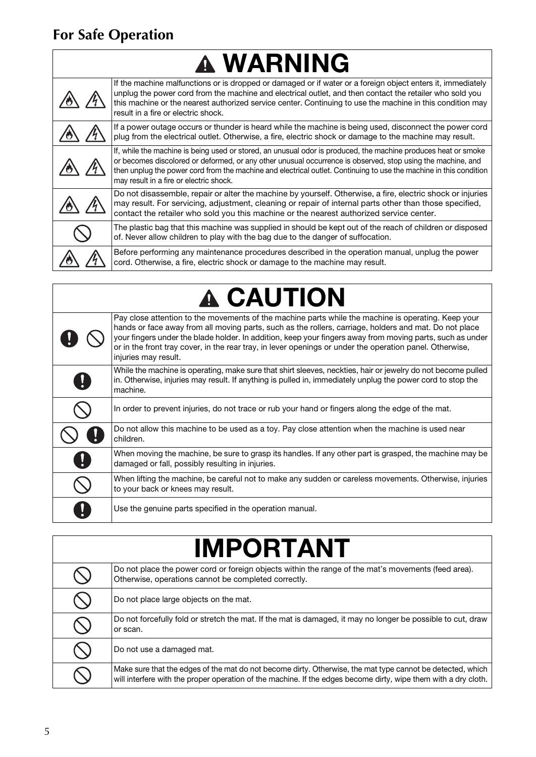## For Safe Operation

| ⚠ WARNING | |
|---|---|
| | If the machine malfunctions or is dropped or damaged or if water or a foreign object enters it, immediately unplug the power cord from the machine and electrical outlet, and then contact the retailer who sold you this machine or the nearest authorized service center. Continuing to use the machine in this condition may result in a fire or electric shock. |
| | If a power outage occurs or thunder is heard while the machine is being used, disconnect the power cord plug from the electrical outlet. Otherwise, a fire, electric shock or damage to the machine may result. |
| | If, while the machine is being used or stored, an unusual odor is produced, the machine produces heat or smoke or becomes discolored or deformed, or any other unusual occurrence is observed, stop using the machine, and then unplug the power cord from the machine and electrical outlet. Continuing to use the machine in this condition may result in a fire or electric shock. |
| | Do not disassemble, repair or alter the machine by yourself. Otherwise, a fire, electric shock or injuries may result. For servicing, adjustment, cleaning or repair of internal parts other than those specified, contact the retailer who sold you this machine or the nearest authorized service center. |
| | The plastic bag that this machine was supplied in should be kept out of the reach of children or disposed of. Never allow children to play with the bag due to the danger of suffocation. |
| | Before performing any maintenance procedures described in the operation manual, unplug the power cord. Otherwise, a fire, electric shock or damage to the machine may result. |

| ⚠ CAUTION | |
|---|---|
| | Pay close attention to the movements of the machine parts while the machine is operating. Keep your hands or face away from all moving parts, such as the rollers, carriage, holders and mat. Do not place your fingers under the blade holder. In addition, keep your fingers away from moving parts, such as under or in the front tray cover, in the rear tray, in lever openings or under the operation panel. Otherwise, injuries may result. |
| | While the machine is operating, make sure that shirt sleeves, neckties, hair or jewelry do not become pulled in. Otherwise, injuries may result. If anything is pulled in, immediately unplug the power cord to stop the machine. |
| | In order to prevent injuries, do not trace or rub your hand or fingers along the edge of the mat. |
| | Do not allow this machine to be used as a toy. Pay close attention when the machine is used near children. |
| | When moving the machine, be sure to grasp its handles. If any other part is grasped, the machine may be damaged or fall, possibly resulting in injuries. |
| | When lifting the machine, be careful not to make any sudden or careless movements. Otherwise, injuries to your back or knees may result. |
| | Use the genuine parts specified in the operation manual. |

| IMPORTANT | |
|---|---|
| | Do not place the power cord or foreign objects within the range of the mat's movements (feed area). Otherwise, operations cannot be completed correctly. |
| | Do not place large objects on the mat. |
| | Do not forcefully fold or stretch the mat. If the mat is damaged, it may no longer be possible to cut, draw or scan. |
| | Do not use a damaged mat. |
| | Make sure that the edges of the mat do not become dirty. Otherwise, the mat type cannot be detected, which will interfere with the proper operation of the machine. If the edges become dirty, wipe them with a dry cloth. |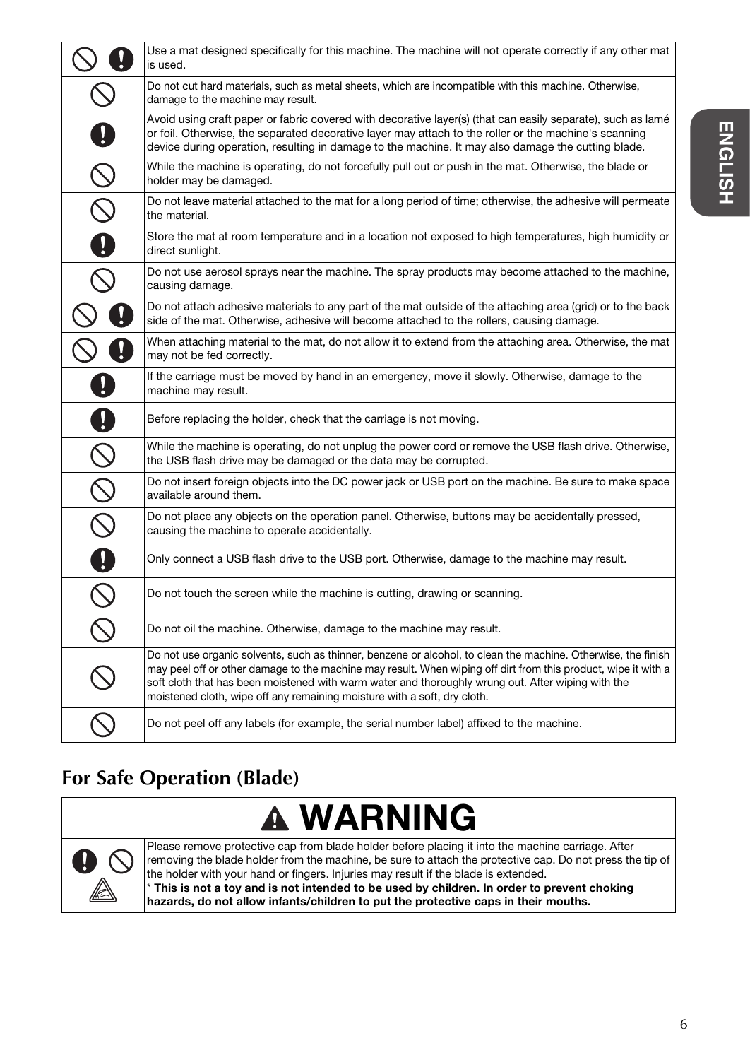| | |
|---|---|
| | Use a mat designed specifically for this machine. The machine will not operate correctly if any other mat is used. |
| | Do not cut hard materials, such as metal sheets, which are incompatible with this machine. Otherwise, damage to the machine may result. |
| | Avoid using craft paper or fabric covered with decorative layer(s) (that can easily separate), such as lamé or foil. Otherwise, the separated decorative layer may attach to the roller or the machine's scanning device during operation, resulting in damage to the machine. It may also damage the cutting blade. |
| | While the machine is operating, do not forcefully pull out or push in the mat. Otherwise, the blade or holder may be damaged. |
| | Do not leave material attached to the mat for a long period of time; otherwise, the adhesive will permeate the material. |
| | Store the mat at room temperature and in a location not exposed to high temperatures, high humidity or direct sunlight. |
| | Do not use aerosol sprays near the machine. The spray products may become attached to the machine, causing damage. |
| | Do not attach adhesive materials to any part of the mat outside of the attaching area (grid) or to the back side of the mat. Otherwise, adhesive will become attached to the rollers, causing damage. |
| | When attaching material to the mat, do not allow it to extend from the attaching area. Otherwise, the mat may not be fed correctly. |
| | If the carriage must be moved by hand in an emergency, move it slowly. Otherwise, damage to the machine may result. |
| | Before replacing the holder, check that the carriage is not moving. |
| | While the machine is operating, do not unplug the power cord or remove the USB flash drive. Otherwise, the USB flash drive may be damaged or the data may be corrupted. |
| | Do not insert foreign objects into the DC power jack or USB port on the machine. Be sure to make space available around them. |
| | Do not place any objects on the operation panel. Otherwise, buttons may be accidentally pressed, causing the machine to operate accidentally. |
| | Only connect a USB flash drive to the USB port. Otherwise, damage to the machine may result. |
| | Do not touch the screen while the machine is cutting, drawing or scanning. |
| | Do not oil the machine. Otherwise, damage to the machine may result. |
| | Do not use organic solvents, such as thinner, benzene or alcohol, to clean the machine. Otherwise, the finish may peel off or other damage to the machine may result. When wiping off dirt from this product, wipe it with a soft cloth that has been moistened with warm water and thoroughly wrung out. After wiping with the moistened cloth, wipe off any remaining moisture with a soft, dry cloth. |
| | Do not peel off any labels (for example, the serial number label) affixed to the machine. |

## For Safe Operation (Blade)

| WARNING | |
|---|---|
| | Please remove protective cap from blade holder before placing it into the machine carriage. After removing the blade holder from the machine, be sure to attach the protective cap. Do not press the tip of the holder with your hand or fingers. Injuries may result if the blade is extended.<br>* **This is not a toy and is not intended to be used by children. In order to prevent choking hazards, do not allow infants/children to put the protective caps in their mouths.** |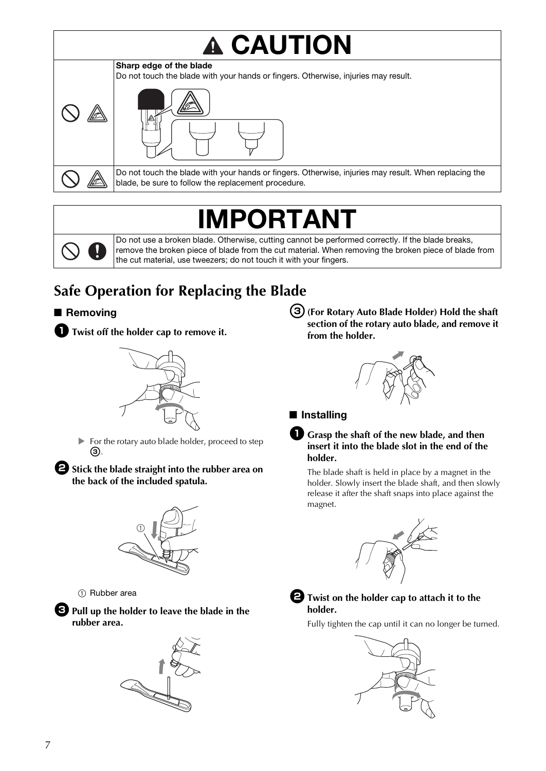# ⚠ CAUTION

| | |
|---|---|
| | **Sharp edge of the blade**<br>Do not touch the blade with your hands or fingers. Otherwise, injuries may result. |
| | Do not touch the blade with your hands or fingers. Otherwise, injuries may result. When replacing the blade, be sure to follow the replacement procedure. |

# IMPORTANT

| | |
|---|---|
| | Do not use a broken blade. Otherwise, cutting cannot be performed correctly. If the blade breaks, remove the broken piece of blade from the cut material. When removing the broken piece of blade from the cut material, use tweezers; do not touch it with your fingers. |

## Safe Operation for Replacing the Blade

### ■ Removing

**1 Twist off the holder cap to remove it.**

▶ For the rotary auto blade holder, proceed to step ③.

**2 Stick the blade straight into the rubber area on the back of the included spatula.**

① Rubber area

**3 Pull up the holder to leave the blade in the rubber area.**

**③ (For Rotary Auto Blade Holder) Hold the shaft section of the rotary auto blade, and remove it from the holder.**

### ■ Installing

**1 Grasp the shaft of the new blade, and then insert it into the blade slot in the end of the holder.**

The blade shaft is held in place by a magnet in the holder. Slowly insert the blade shaft, and then slowly release it after the shaft snaps into place against the magnet.

**2 Twist on the holder cap to attach it to the holder.**

Fully tighten the cap until it can no longer be turned.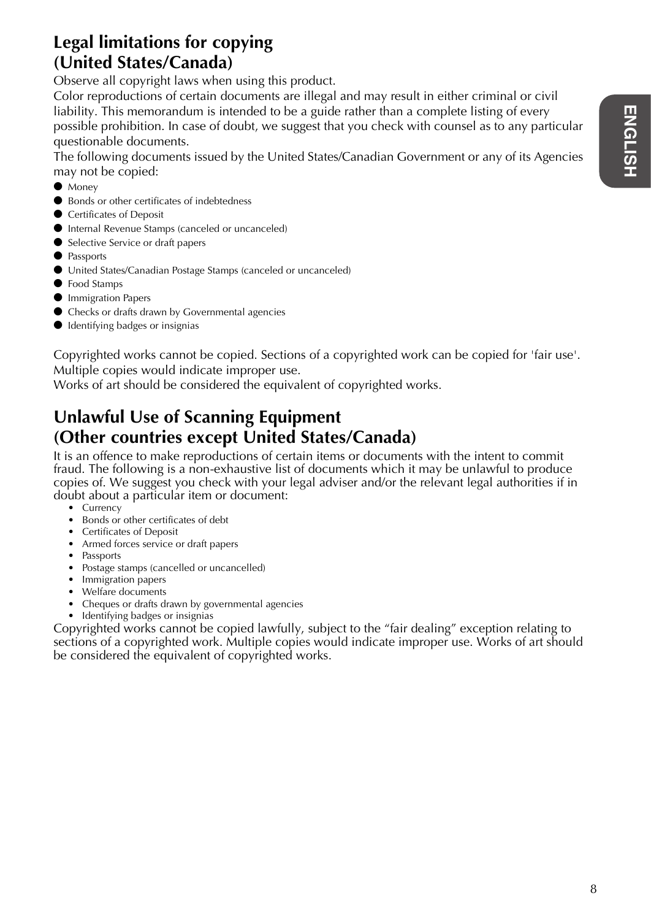## Legal limitations for copying (United States/Canada)

Observe all copyright laws when using this product.

Color reproductions of certain documents are illegal and may result in either criminal or civil liability. This memorandum is intended to be a guide rather than a complete listing of every possible prohibition. In case of doubt, we suggest that you check with counsel as to any particular questionable documents.

The following documents issued by the United States/Canadian Government or any of its Agencies may not be copied:

- Money
- Bonds or other certificates of indebtedness
- Certificates of Deposit
- Internal Revenue Stamps (canceled or uncanceled)
- Selective Service or draft papers
- Passports
- United States/Canadian Postage Stamps (canceled or uncanceled)
- Food Stamps
- Immigration Papers
- Checks or drafts drawn by Governmental agencies
- Identifying badges or insignias

Copyrighted works cannot be copied. Sections of a copyrighted work can be copied for 'fair use'. Multiple copies would indicate improper use.

Works of art should be considered the equivalent of copyrighted works.

## Unlawful Use of Scanning Equipment (Other countries except United States/Canada)

It is an offence to make reproductions of certain items or documents with the intent to commit fraud. The following is a non-exhaustive list of documents which it may be unlawful to produce copies of. We suggest you check with your legal adviser and/or the relevant legal authorities if in doubt about a particular item or document:

- Currency
- Bonds or other certificates of debt
- Certificates of Deposit
- Armed forces service or draft papers
- Passports
- Postage stamps (cancelled or uncancelled)
- Immigration papers
- Welfare documents
- Cheques or drafts drawn by governmental agencies
- Identifying badges or insignias

Copyrighted works cannot be copied lawfully, subject to the “fair dealing” exception relating to sections of a copyrighted work. Multiple copies would indicate improper use. Works of art should be considered the equivalent of copyrighted works.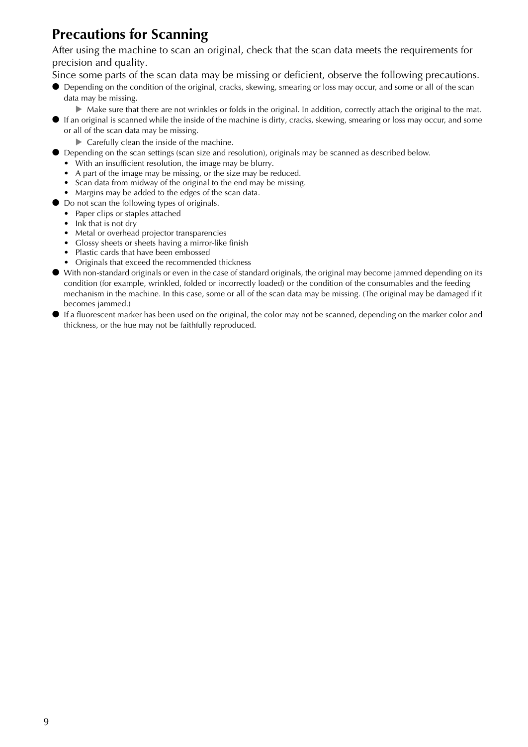## Precautions for Scanning

After using the machine to scan an original, check that the scan data meets the requirements for precision and quality.

Since some parts of the scan data may be missing or deficient, observe the following precautions.

- Depending on the condition of the original, cracks, skewing, smearing or loss may occur, and some or all of the scan data may be missing.
  - ▶ Make sure that there are not wrinkles or folds in the original. In addition, correctly attach the original to the mat.
- If an original is scanned while the inside of the machine is dirty, cracks, skewing, smearing or loss may occur, and some or all of the scan data may be missing.
  - ▶ Carefully clean the inside of the machine.
- Depending on the scan settings (scan size and resolution), originals may be scanned as described below.
  - With an insufficient resolution, the image may be blurry.
  - A part of the image may be missing, or the size may be reduced.
  - Scan data from midway of the original to the end may be missing.
  - Margins may be added to the edges of the scan data.
- Do not scan the following types of originals.
  - Paper clips or staples attached
  - Ink that is not dry
  - Metal or overhead projector transparencies
  - Glossy sheets or sheets having a mirror-like finish
  - Plastic cards that have been embossed
  - Originals that exceed the recommended thickness
- With non-standard originals or even in the case of standard originals, the original may become jammed depending on its condition (for example, wrinkled, folded or incorrectly loaded) or the condition of the consumables and the feeding mechanism in the machine. In this case, some or all of the scan data may be missing. (The original may be damaged if it becomes jammed.)
- If a fluorescent marker has been used on the original, the color may not be scanned, depending on the marker color and thickness, or the hue may not be faithfully reproduced.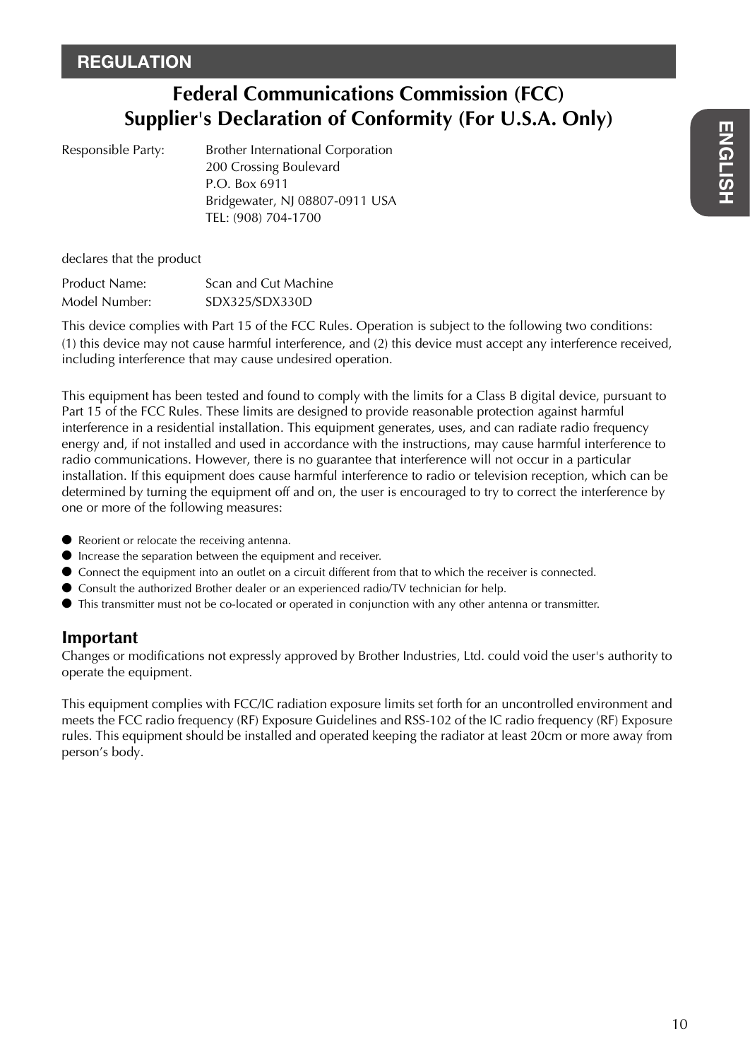## REGULATION

# Federal Communications Commission (FCC) Supplier's Declaration of Conformity (For U.S.A. Only)

Responsible Party: Brother International Corporation
200 Crossing Boulevard
P.O. Box 6911
Bridgewater, NJ 08807-0911 USA
TEL: (908) 704-1700

declares that the product

Product Name: Scan and Cut Machine
Model Number: SDX325/SDX330D

This device complies with Part 15 of the FCC Rules. Operation is subject to the following two conditions: (1) this device may not cause harmful interference, and (2) this device must accept any interference received, including interference that may cause undesired operation.

This equipment has been tested and found to comply with the limits for a Class B digital device, pursuant to Part 15 of the FCC Rules. These limits are designed to provide reasonable protection against harmful interference in a residential installation. This equipment generates, uses, and can radiate radio frequency energy and, if not installed and used in accordance with the instructions, may cause harmful interference to radio communications. However, there is no guarantee that interference will not occur in a particular installation. If this equipment does cause harmful interference to radio or television reception, which can be determined by turning the equipment off and on, the user is encouraged to try to correct the interference by one or more of the following measures:

- Reorient or relocate the receiving antenna.
- Increase the separation between the equipment and receiver.
- Connect the equipment into an outlet on a circuit different from that to which the receiver is connected.
- Consult the authorized Brother dealer or an experienced radio/TV technician for help.
- This transmitter must not be co-located or operated in conjunction with any other antenna or transmitter.

### Important

Changes or modifications not expressly approved by Brother Industries, Ltd. could void the user's authority to operate the equipment.

This equipment complies with FCC/IC radiation exposure limits set forth for an uncontrolled environment and meets the FCC radio frequency (RF) Exposure Guidelines and RSS-102 of the IC radio frequency (RF) Exposure rules. This equipment should be installed and operated keeping the radiator at least 20cm or more away from person's body.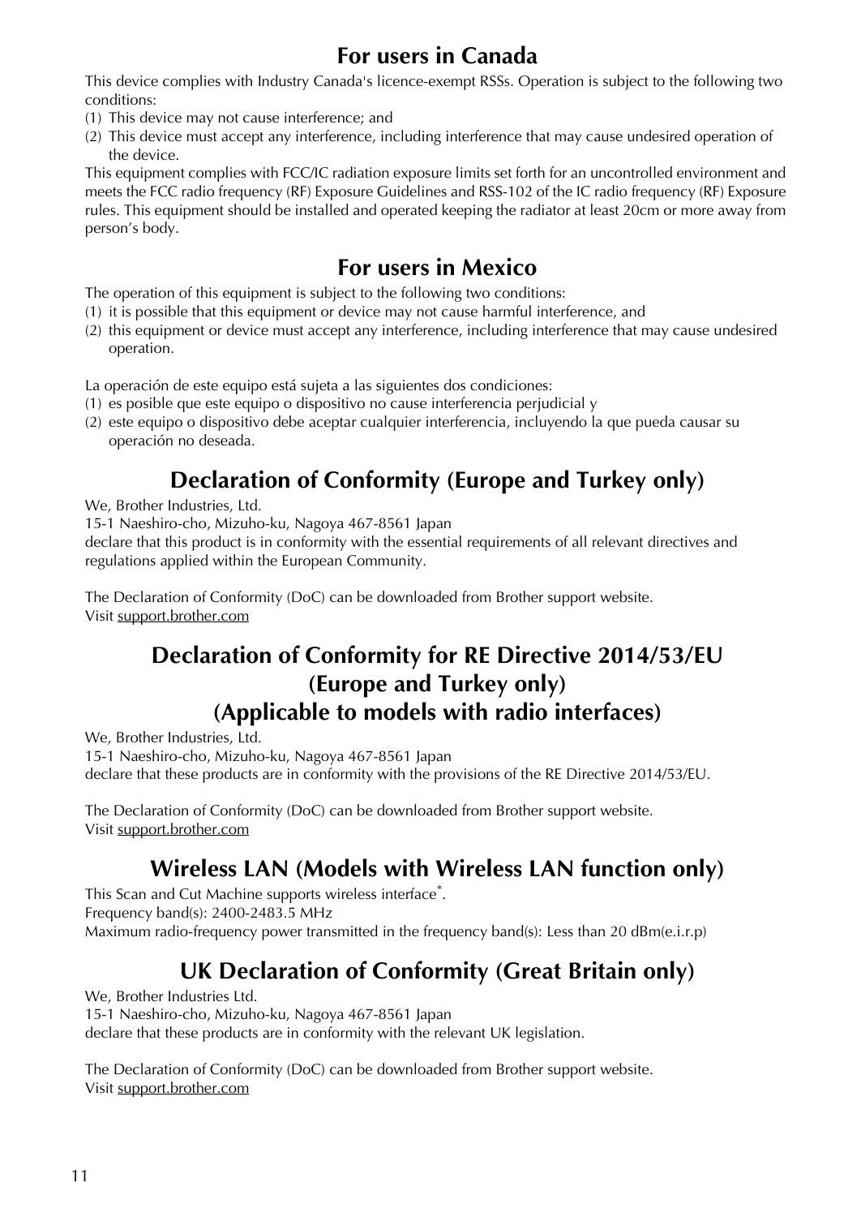## For users in Canada

This device complies with Industry Canada's licence-exempt RSSs. Operation is subject to the following two conditions:

(1) This device may not cause interference; and
(2) This device must accept any interference, including interference that may cause undesired operation of the device.

This equipment complies with FCC/IC radiation exposure limits set forth for an uncontrolled environment and meets the FCC radio frequency (RF) Exposure Guidelines and RSS-102 of the IC radio frequency (RF) Exposure rules. This equipment should be installed and operated keeping the radiator at least 20cm or more away from person's body.

## For users in Mexico

The operation of this equipment is subject to the following two conditions:

(1) it is possible that this equipment or device may not cause harmful interference, and
(2) this equipment or device must accept any interference, including interference that may cause undesired operation.

La operación de este equipo está sujeta a las siguientes dos condiciones:

(1) es posible que este equipo o dispositivo no cause interferencia perjudicial y
(2) este equipo o dispositivo debe aceptar cualquier interferencia, incluyendo la que pueda causar su operación no deseada.

## Declaration of Conformity (Europe and Turkey only)

We, Brother Industries, Ltd.
15-1 Naeshiro-cho, Mizuho-ku, Nagoya 467-8561 Japan
declare that this product is in conformity with the essential requirements of all relevant directives and regulations applied within the European Community.

The Declaration of Conformity (DoC) can be downloaded from Brother support website.
Visit support.brother.com

## Declaration of Conformity for RE Directive 2014/53/EU (Europe and Turkey only) (Applicable to models with radio interfaces)

We, Brother Industries, Ltd.
15-1 Naeshiro-cho, Mizuho-ku, Nagoya 467-8561 Japan
declare that these products are in conformity with the provisions of the RE Directive 2014/53/EU.

The Declaration of Conformity (DoC) can be downloaded from Brother support website.
Visit support.brother.com

## Wireless LAN (Models with Wireless LAN function only)

This Scan and Cut Machine supports wireless interface*.
Frequency band(s): 2400-2483.5 MHz
Maximum radio-frequency power transmitted in the frequency band(s): Less than 20 dBm(e.i.r.p)

## UK Declaration of Conformity (Great Britain only)

We, Brother Industries Ltd.
15-1 Naeshiro-cho, Mizuho-ku, Nagoya 467-8561 Japan
declare that these products are in conformity with the relevant UK legislation.

The Declaration of Conformity (DoC) can be downloaded from Brother support website.
Visit support.brother.com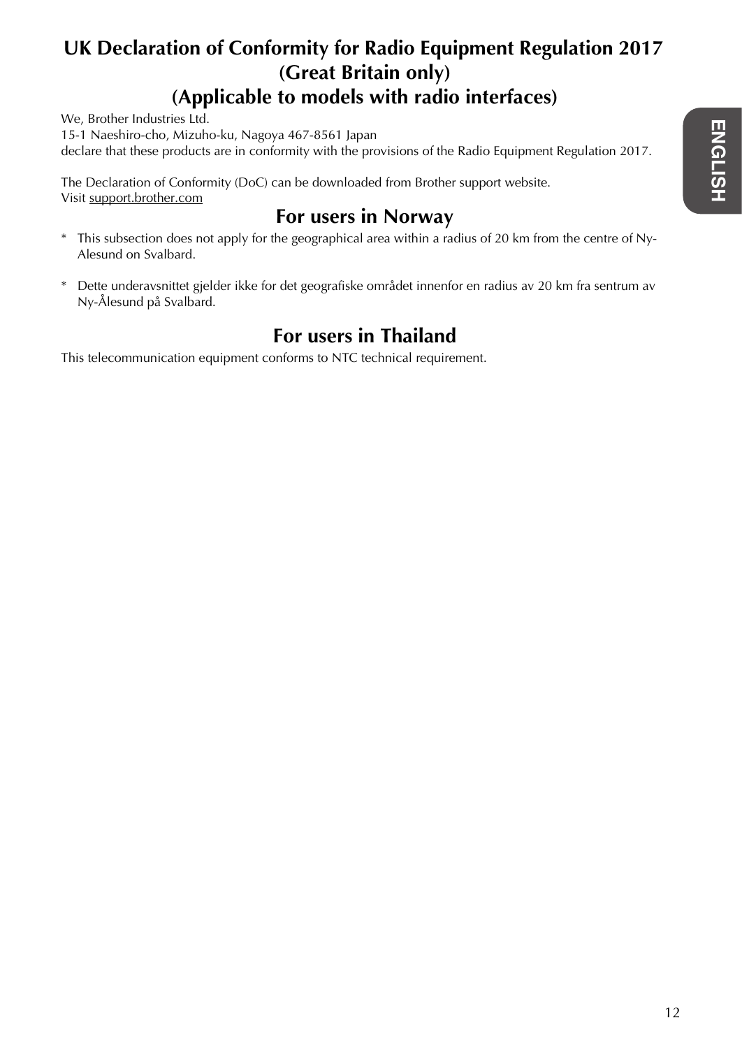## UK Declaration of Conformity for Radio Equipment Regulation 2017 (Great Britain only) (Applicable to models with radio interfaces)

We, Brother Industries Ltd.
15-1 Naeshiro-cho, Mizuho-ku, Nagoya 467-8561 Japan
declare that these products are in conformity with the provisions of the Radio Equipment Regulation 2017.

The Declaration of Conformity (DoC) can be downloaded from Brother support website.
Visit support.brother.com

## For users in Norway

* This subsection does not apply for the geographical area within a radius of 20 km from the centre of Ny-Alesund on Svalbard.

* Dette underavsnittet gjelder ikke for det geografiske området innenfor en radius av 20 km fra sentrum av Ny-Ålesund på Svalbard.

## For users in Thailand

This telecommunication equipment conforms to NTC technical requirement.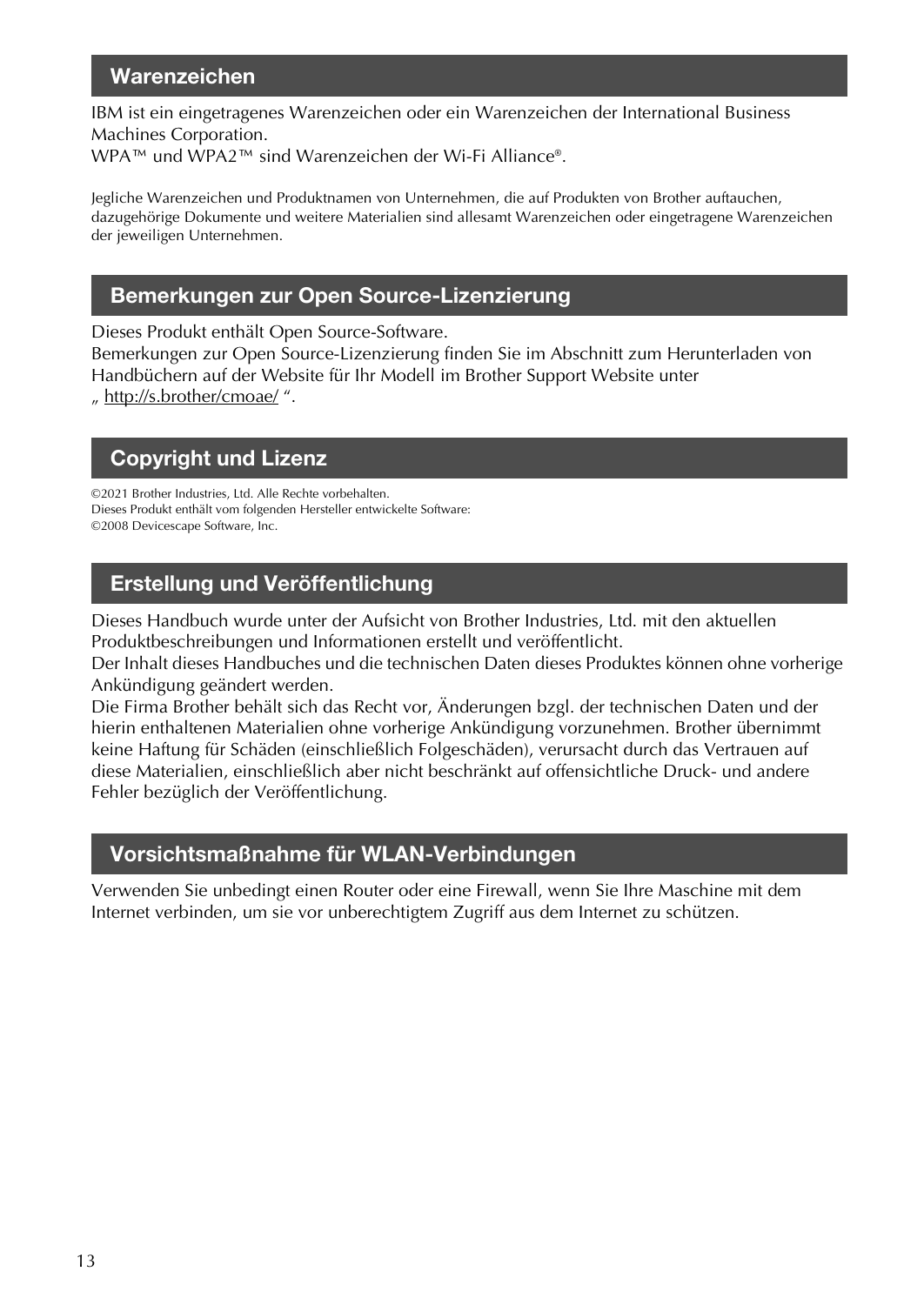## Warenzeichen

IBM ist ein eingetragenes Warenzeichen oder ein Warenzeichen der International Business Machines Corporation.
WPA™ und WPA2™ sind Warenzeichen der Wi-Fi Alliance®.

Jegliche Warenzeichen und Produktnamen von Unternehmen, die auf Produkten von Brother auftauchen, dazugehörige Dokumente und weitere Materialien sind allesamt Warenzeichen oder eingetragene Warenzeichen der jeweiligen Unternehmen.

## Bemerkungen zur Open Source-Lizenzierung

Dieses Produkt enthält Open Source-Software.
Bemerkungen zur Open Source-Lizenzierung finden Sie im Abschnitt zum Herunterladen von Handbüchern auf der Website für Ihr Modell im Brother Support Website unter „ http://s.brother/cmoae/ ".

## Copyright und Lizenz

©2021 Brother Industries, Ltd. Alle Rechte vorbehalten.
Dieses Produkt enthält vom folgenden Hersteller entwickelte Software:
©2008 Devicescape Software, Inc.

## Erstellung und Veröffentlichung

Dieses Handbuch wurde unter der Aufsicht von Brother Industries, Ltd. mit den aktuellen Produktbeschreibungen und Informationen erstellt und veröffentlicht.
Der Inhalt dieses Handbuches und die technischen Daten dieses Produktes können ohne vorherige Ankündigung geändert werden.
Die Firma Brother behält sich das Recht vor, Änderungen bzgl. der technischen Daten und der hierin enthaltenen Materialien ohne vorherige Ankündigung vorzunehmen. Brother übernimmt keine Haftung für Schäden (einschließlich Folgeschäden), verursacht durch das Vertrauen auf diese Materialien, einschließlich aber nicht beschränkt auf offensichtliche Druck- und andere Fehler bezüglich der Veröffentlichung.

## Vorsichtsmaßnahme für WLAN-Verbindungen

Verwenden Sie unbedingt einen Router oder eine Firewall, wenn Sie Ihre Maschine mit dem Internet verbinden, um sie vor unberechtigtem Zugriff aus dem Internet zu schützen.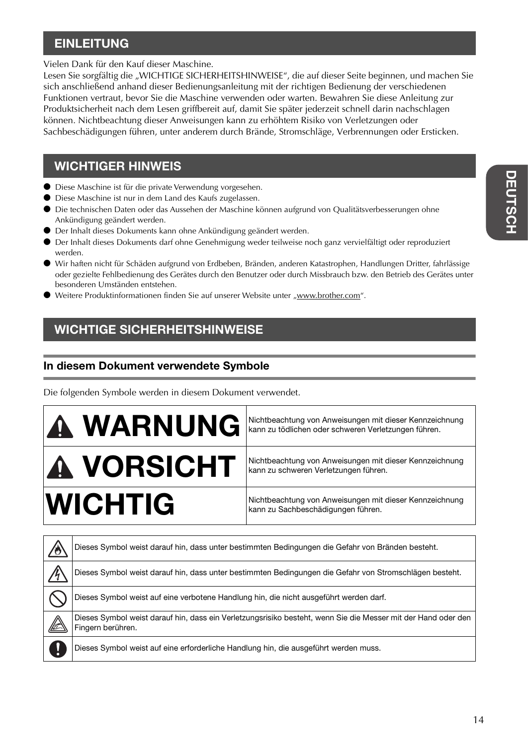## EINLEITUNG

Vielen Dank für den Kauf dieser Maschine.
Lesen Sie sorgfältig die „WICHTIGE SICHERHEITSHINWEISE“, die auf dieser Seite beginnen, und machen Sie sich anschließend anhand dieser Bedienungsanleitung mit der richtigen Bedienung der verschiedenen Funktionen vertraut, bevor Sie die Maschine verwenden oder warten. Bewahren Sie diese Anleitung zur Produktsicherheit nach dem Lesen griffbereit auf, damit Sie später jederzeit schnell darin nachschlagen können. Nichtbeachtung dieser Anweisungen kann zu erhöhtem Risiko von Verletzungen oder Sachbeschädigungen führen, unter anderem durch Brände, Stromschläge, Verbrennungen oder Ersticken.

## WICHTIGER HINWEIS

- Diese Maschine ist für die private Verwendung vorgesehen.
- Diese Maschine ist nur in dem Land des Kaufs zugelassen.
- Die technischen Daten oder das Aussehen der Maschine können aufgrund von Qualitätsverbesserungen ohne Ankündigung geändert werden.
- Der Inhalt dieses Dokuments kann ohne Ankündigung geändert werden.
- Der Inhalt dieses Dokuments darf ohne Genehmigung weder teilweise noch ganz vervielfältigt oder reproduziert werden.
- Wir haften nicht für Schäden aufgrund von Erdbeben, Bränden, anderen Katastrophen, Handlungen Dritter, fahrlässige oder gezielte Fehlbedienung des Gerätes durch den Benutzer oder durch Missbrauch bzw. den Betrieb des Gerätes unter besonderen Umständen entstehen.
- Weitere Produktinformationen finden Sie auf unserer Website unter „www.brother.com“.

## WICHTIGE SICHERHEITSHINWEISE

### In diesem Dokument verwendete Symbole

Die folgenden Symbole werden in diesem Dokument verwendet.

| | |
|---|---|
| ⚠ **WARNUNG** | Nichtbeachtung von Anweisungen mit dieser Kennzeichnung kann zu tödlichen oder schweren Verletzungen führen. |
| ⚠ **VORSICHT** | Nichtbeachtung von Anweisungen mit dieser Kennzeichnung kann zu schweren Verletzungen führen. |
| **WICHTIG** | Nichtbeachtung von Anweisungen mit dieser Kennzeichnung kann zu Sachbeschädigungen führen. |

| | |
|---|---|
| ⚠ | Dieses Symbol weist darauf hin, dass unter bestimmten Bedingungen die Gefahr von Bränden besteht. |
| ⚠ | Dieses Symbol weist darauf hin, dass unter bestimmten Bedingungen die Gefahr von Stromschlägen besteht. |
| ⊘ | Dieses Symbol weist auf eine verbotene Handlung hin, die nicht ausgeführt werden darf. |
| ⚠ | Dieses Symbol weist darauf hin, dass ein Verletzungsrisiko besteht, wenn Sie die Messer mit der Hand oder den Fingern berühren. |
| ❗ | Dieses Symbol weist auf eine erforderliche Handlung hin, die ausgeführt werden muss. |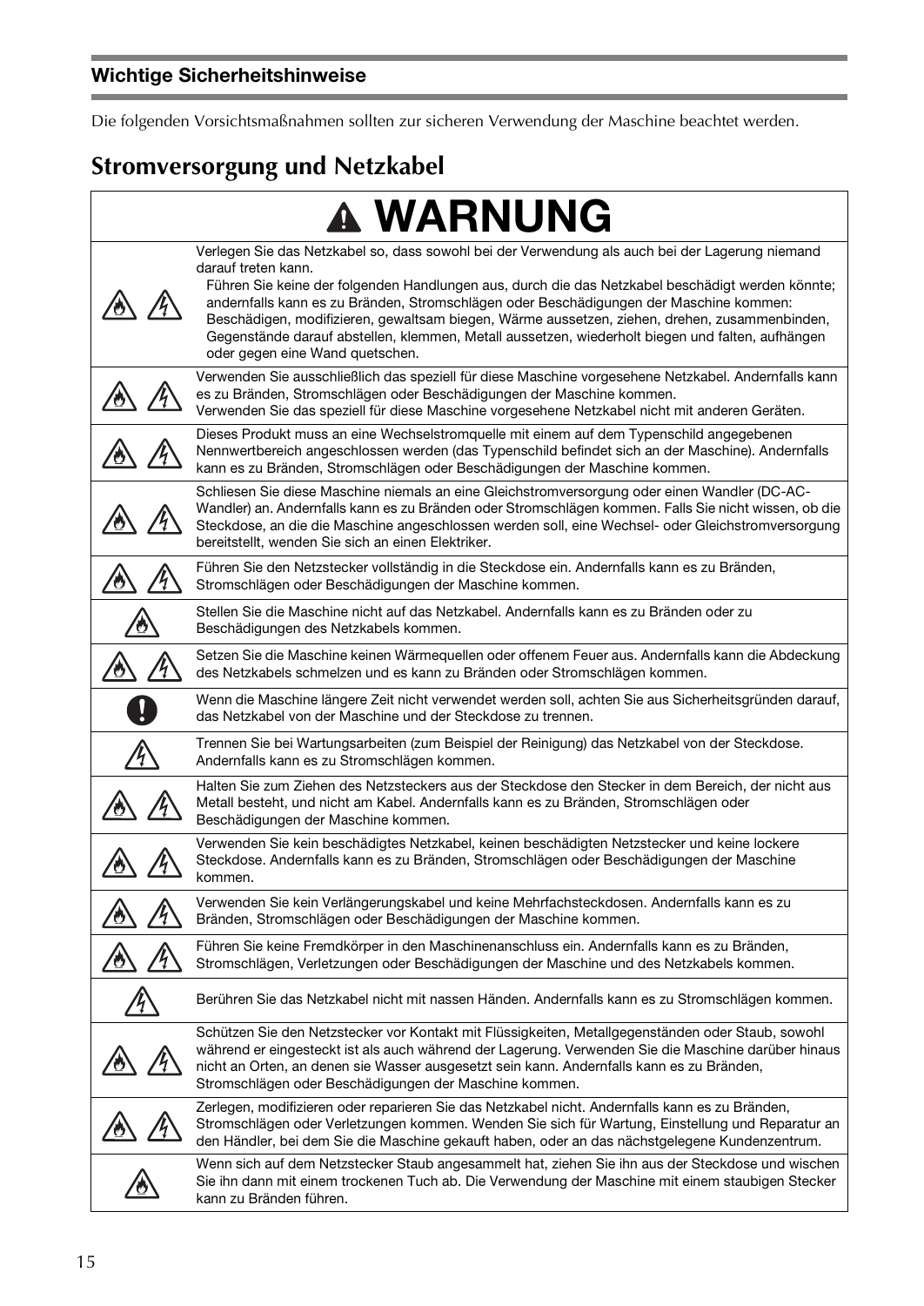## Wichtige Sicherheitshinweise

Die folgenden Vorsichtsmaßnahmen sollten zur sicheren Verwendung der Maschine beachtet werden.

# Stromversorgung und Netzkabel

| ⚠ WARNUNG |
|---|
| Verlegen Sie das Netzkabel so, dass sowohl bei der Verwendung als auch bei der Lagerung niemand darauf treten kann.<br>Führen Sie keine der folgenden Handlungen aus, durch die das Netzkabel beschädigt werden könnte; andernfalls kann es zu Bränden, Stromschlägen oder Beschädigungen der Maschine kommen: Beschädigen, modifizieren, gewaltsam biegen, Wärme aussetzen, ziehen, drehen, zusammenbinden, Gegenstände darauf abstellen, klemmen, Metall aussetzen, wiederholt biegen und falten, aufhängen oder gegen eine Wand quetschen. |
| Verwenden Sie ausschließlich das speziell für diese Maschine vorgesehene Netzkabel. Andernfalls kann es zu Bränden, Stromschlägen oder Beschädigungen der Maschine kommen.<br>Verwenden Sie das speziell für diese Maschine vorgesehene Netzkabel nicht mit anderen Geräten. |
| Dieses Produkt muss an eine Wechselstromquelle mit einem auf dem Typenschild angegebenen Nennwertbereich angeschlossen werden (das Typenschild befindet sich an der Maschine). Andernfalls kann es zu Bränden, Stromschlägen oder Beschädigungen der Maschine kommen. |
| Schliesen Sie diese Maschine niemals an eine Gleichstromversorgung oder einen Wandler (DC-AC-Wandler) an. Andernfalls kann es zu Bränden oder Stromschlägen kommen. Falls Sie nicht wissen, ob die Steckdose, an die die Maschine angeschlossen werden soll, eine Wechsel- oder Gleichstromversorgung bereitstellt, wenden Sie sich an einen Elektriker. |
| Führen Sie den Netzstecker vollständig in die Steckdose ein. Andernfalls kann es zu Bränden, Stromschlägen oder Beschädigungen der Maschine kommen. |
| Stellen Sie die Maschine nicht auf das Netzkabel. Andernfalls kann es zu Bränden oder zu Beschädigungen des Netzkabels kommen. |
| Setzen Sie die Maschine keinen Wärmequellen oder offenem Feuer aus. Andernfalls kann die Abdeckung des Netzkabels schmelzen und es kann zu Bränden oder Stromschlägen kommen. |
| Wenn die Maschine längere Zeit nicht verwendet werden soll, achten Sie aus Sicherheitsgründen darauf, das Netzkabel von der Maschine und der Steckdose zu trennen. |
| Trennen Sie bei Wartungsarbeiten (zum Beispiel der Reinigung) das Netzkabel von der Steckdose. Andernfalls kann es zu Stromschlägen kommen. |
| Halten Sie zum Ziehen des Netzsteckers aus der Steckdose den Stecker in dem Bereich, der nicht aus Metall besteht, und nicht am Kabel. Andernfalls kann es zu Bränden, Stromschlägen oder Beschädigungen der Maschine kommen. |
| Verwenden Sie kein beschädigtes Netzkabel, keinen beschädigten Netzstecker und keine lockere Steckdose. Andernfalls kann es zu Bränden, Stromschlägen oder Beschädigungen der Maschine kommen. |
| Verwenden Sie kein Verlängerungskabel und keine Mehrfachsteckdosen. Andernfalls kann es zu Bränden, Stromschlägen oder Beschädigungen der Maschine kommen. |
| Führen Sie keine Fremdkörper in den Maschinenanschluss ein. Andernfalls kann es zu Bränden, Stromschlägen, Verletzungen oder Beschädigungen der Maschine und des Netzkabels kommen. |
| Berühren Sie das Netzkabel nicht mit nassen Händen. Andernfalls kann es zu Stromschlägen kommen. |
| Schützen Sie den Netzstecker vor Kontakt mit Flüssigkeiten, Metallgegenständen oder Staub, sowohl während er eingesteckt ist als auch während der Lagerung. Verwenden Sie die Maschine darüber hinaus nicht an Orten, an denen sie Wasser ausgesetzt sein kann. Andernfalls kann es zu Bränden, Stromschlägen oder Beschädigungen der Maschine kommen. |
| Zerlegen, modifizieren oder reparieren Sie das Netzkabel nicht. Andernfalls kann es zu Bränden, Stromschlägen oder Verletzungen kommen. Wenden Sie sich für Wartung, Einstellung und Reparatur an den Händler, bei dem Sie die Maschine gekauft haben, oder an das nächstgelegene Kundenzentrum. |
| Wenn sich auf dem Netzstecker Staub angesammelt hat, ziehen Sie ihn aus der Steckdose und wischen Sie ihn dann mit einem trockenen Tuch ab. Die Verwendung der Maschine mit einem staubigen Stecker kann zu Bränden führen. |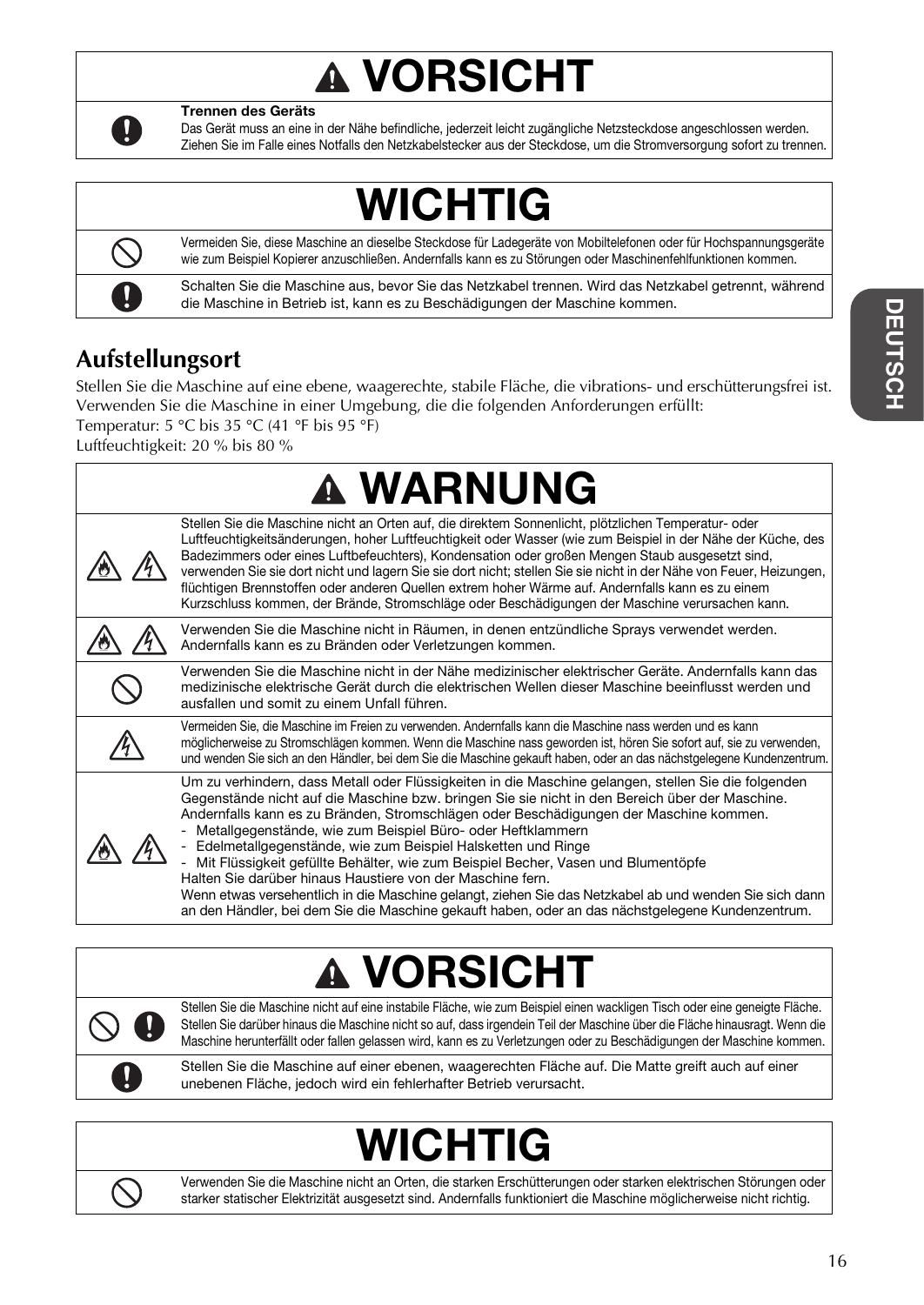## ⚠ VORSICHT

| | |
|---|---|
| | **Trennen des Geräts** Das Gerät muss an eine in der Nähe befindliche, jederzeit leicht zugängliche Netzsteckdose angeschlossen werden. Ziehen Sie im Falle eines Notfalls den Netzkabelstecker aus der Steckdose, um die Stromversorgung sofort zu trennen. |

## WICHTIG

| | |
|---|---|
| | Vermeiden Sie, diese Maschine an dieselbe Steckdose für Ladegeräte von Mobiltelefonen oder für Hochspannungsgeräte wie zum Beispiel Kopierer anzuschließen. Andernfalls kann es zu Störungen oder Maschinenfehlfunktionen kommen. |
| | Schalten Sie die Maschine aus, bevor Sie das Netzkabel trennen. Wird das Netzkabel getrennt, während die Maschine in Betrieb ist, kann es zu Beschädigungen der Maschine kommen. |

## Aufstellungsort

Stellen Sie die Maschine auf eine ebene, waagerechte, stabile Fläche, die vibrations- und erschütterungsfrei ist.
Verwenden Sie die Maschine in einer Umgebung, die die folgenden Anforderungen erfüllt:
Temperatur: 5 °C bis 35 °C (41 °F bis 95 °F)
Luftfeuchtigkeit: 20 % bis 80 %

## ⚠ WARNUNG

| | |
|---|---|
| | Stellen Sie die Maschine nicht an Orten auf, die direktem Sonnenlicht, plötzlichen Temperatur- oder Luftfeuchtigkeitsänderungen, hoher Luftfeuchtigkeit oder Wasser (wie zum Beispiel in der Nähe der Küche, des Badezimmers oder eines Luftbefeuchters), Kondensation oder großen Mengen Staub ausgesetzt sind, verwenden Sie sie dort nicht und lagern Sie sie dort nicht; stellen Sie sie nicht in der Nähe von Feuer, Heizungen, flüchtigen Brennstoffen oder anderen Quellen extrem hoher Wärme auf. Andernfalls kann es zu einem Kurzschluss kommen, der Brände, Stromschläge oder Beschädigungen der Maschine verursachen kann. |
| | Verwenden Sie die Maschine nicht in Räumen, in denen entzündliche Sprays verwendet werden. Andernfalls kann es zu Bränden oder Verletzungen kommen. |
| | Verwenden Sie die Maschine nicht in der Nähe medizinischer elektrischer Geräte. Andernfalls kann das medizinische elektrische Gerät durch die elektrischen Wellen dieser Maschine beeinflusst werden und ausfallen und somit zu einem Unfall führen. |
| | Vermeiden Sie, die Maschine im Freien zu verwenden. Andernfalls kann die Maschine nass werden und es kann möglicherweise zu Stromschlägen kommen. Wenn die Maschine nass geworden ist, hören Sie sofort auf, sie zu verwenden, und wenden Sie sich an den Händler, bei dem Sie die Maschine gekauft haben, oder an das nächstgelegene Kundenzentrum. |
| | Um zu verhindern, dass Metall oder Flüssigkeiten in die Maschine gelangen, stellen Sie die folgenden Gegenstände nicht auf die Maschine bzw. bringen Sie sie nicht in den Bereich über der Maschine. Andernfalls kann es zu Bränden, Stromschlägen oder Beschädigungen der Maschine kommen.<br>- Metallgegenstände, wie zum Beispiel Büro- oder Heftklammern<br>- Edelmetallgegenstände, wie zum Beispiel Halsketten und Ringe<br>- Mit Flüssigkeit gefüllte Behälter, wie zum Beispiel Becher, Vasen und Blumentöpfe<br>Halten Sie darüber hinaus Haustiere von der Maschine fern.<br>Wenn etwas versehentlich in die Maschine gelangt, ziehen Sie das Netzkabel ab und wenden Sie sich dann an den Händler, bei dem Sie die Maschine gekauft haben, oder an das nächstgelegene Kundenzentrum. |

## ⚠ VORSICHT

| | |
|---|---|
| | Stellen Sie die Maschine nicht auf eine instabile Fläche, wie zum Beispiel einen wackligen Tisch oder eine geneigte Fläche. Stellen Sie darüber hinaus die Maschine nicht so auf, dass irgendein Teil der Maschine über die Fläche hinausragt. Wenn die Maschine herunterfällt oder fallen gelassen wird, kann es zu Verletzungen oder zu Beschädigungen der Maschine kommen. |
| | Stellen Sie die Maschine auf einer ebenen, waagerechten Fläche auf. Die Matte greift auch auf einer unebenen Fläche, jedoch wird ein fehlerhafter Betrieb verursacht. |

## WICHTIG

| | |
|---|---|
| | Verwenden Sie die Maschine nicht an Orten, die starken Erschütterungen oder starken elektrischen Störungen oder starker statischer Elektrizität ausgesetzt sind. Andernfalls funktioniert die Maschine möglicherweise nicht richtig. |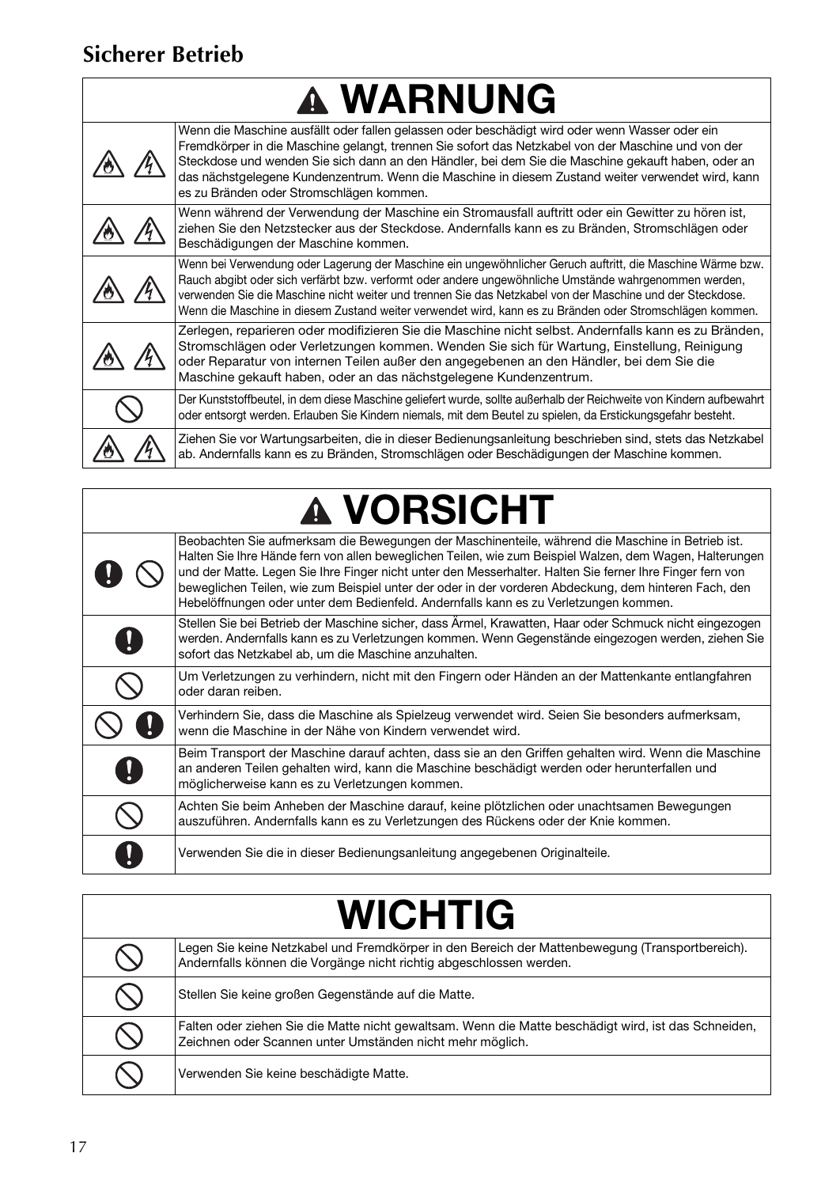## Sicherer Betrieb

| ⚠ WARNUNG | |
|---|---|
| | Wenn die Maschine ausfällt oder fallen gelassen oder beschädigt wird oder wenn Wasser oder ein Fremdkörper in die Maschine gelangt, trennen Sie sofort das Netzkabel von der Maschine und von der Steckdose und wenden Sie sich dann an den Händler, bei dem Sie die Maschine gekauft haben, oder an das nächstgelegene Kundenzentrum. Wenn die Maschine in diesem Zustand weiter verwendet wird, kann es zu Bränden oder Stromschlägen kommen. |
| | Wenn während der Verwendung der Maschine ein Stromausfall auftritt oder ein Gewitter zu hören ist, ziehen Sie den Netzstecker aus der Steckdose. Andernfalls kann es zu Bränden, Stromschlägen oder Beschädigungen der Maschine kommen. |
| | Wenn bei Verwendung oder Lagerung der Maschine ein ungewöhnlicher Geruch auftritt, die Maschine Wärme bzw. Rauch abgibt oder sich verfärbt bzw. verformt oder andere ungewöhnliche Umstände wahrgenommen werden, verwenden Sie die Maschine nicht weiter und trennen Sie das Netzkabel von der Maschine und der Steckdose. Wenn die Maschine in diesem Zustand weiter verwendet wird, kann es zu Bränden oder Stromschlägen kommen. |
| | Zerlegen, reparieren oder modifizieren Sie die Maschine nicht selbst. Andernfalls kann es zu Bränden, Stromschlägen oder Verletzungen kommen. Wenden Sie sich für Wartung, Einstellung, Reinigung oder Reparatur von internen Teilen außer den angegebenen an den Händler, bei dem Sie die Maschine gekauft haben, oder an das nächstgelegene Kundenzentrum. |
| | Der Kunststoffbeutel, in dem diese Maschine geliefert wurde, sollte außerhalb der Reichweite von Kindern aufbewahrt oder entsorgt werden. Erlauben Sie Kindern niemals, mit dem Beutel zu spielen, da Erstickungsgefahr besteht. |
| | Ziehen Sie vor Wartungsarbeiten, die in dieser Bedienungsanleitung beschrieben sind, stets das Netzkabel ab. Andernfalls kann es zu Bränden, Stromschlägen oder Beschädigungen der Maschine kommen. |

| ⚠ VORSICHT | |
|---|---|
| | Beobachten Sie aufmerksam die Bewegungen der Maschinenteile, während die Maschine in Betrieb ist. Halten Sie Ihre Hände fern von allen beweglichen Teilen, wie zum Beispiel Walzen, dem Wagen, Halterungen und der Matte. Legen Sie Ihre Finger nicht unter den Messerhalter. Halten Sie ferner Ihre Finger fern von beweglichen Teilen, wie zum Beispiel unter der oder in der vorderen Abdeckung, dem hinteren Fach, den Hebelöffnungen oder unter dem Bedienfeld. Andernfalls kann es zu Verletzungen kommen. |
| | Stellen Sie bei Betrieb der Maschine sicher, dass Ärmel, Krawatten, Haar oder Schmuck nicht eingezogen werden. Andernfalls kann es zu Verletzungen kommen. Wenn Gegenstände eingezogen werden, ziehen Sie sofort das Netzkabel ab, um die Maschine anzuhalten. |
| | Um Verletzungen zu verhindern, nicht mit den Fingern oder Händen an der Mattenkante entlangfahren oder daran reiben. |
| | Verhindern Sie, dass die Maschine als Spielzeug verwendet wird. Seien Sie besonders aufmerksam, wenn die Maschine in der Nähe von Kindern verwendet wird. |
| | Beim Transport der Maschine darauf achten, dass sie an den Griffen gehalten wird. Wenn die Maschine an anderen Teilen gehalten wird, kann die Maschine beschädigt werden oder herunterfallen und möglicherweise kann es zu Verletzungen kommen. |
| | Achten Sie beim Anheben der Maschine darauf, keine plötzlichen oder unachtsamen Bewegungen auszuführen. Andernfalls kann es zu Verletzungen des Rückens oder der Knie kommen. |
| | Verwenden Sie die in dieser Bedienungsanleitung angegebenen Originalteile. |

| WICHTIG | |
|---|---|
| | Legen Sie keine Netzkabel und Fremdkörper in den Bereich der Mattenbewegung (Transportbereich). Andernfalls können die Vorgänge nicht richtig abgeschlossen werden. |
| | Stellen Sie keine großen Gegenstände auf die Matte. |
| | Falten oder ziehen Sie die Matte nicht gewaltsam. Wenn die Matte beschädigt wird, ist das Schneiden, Zeichnen oder Scannen unter Umständen nicht mehr möglich. |
| | Verwenden Sie keine beschädigte Matte. |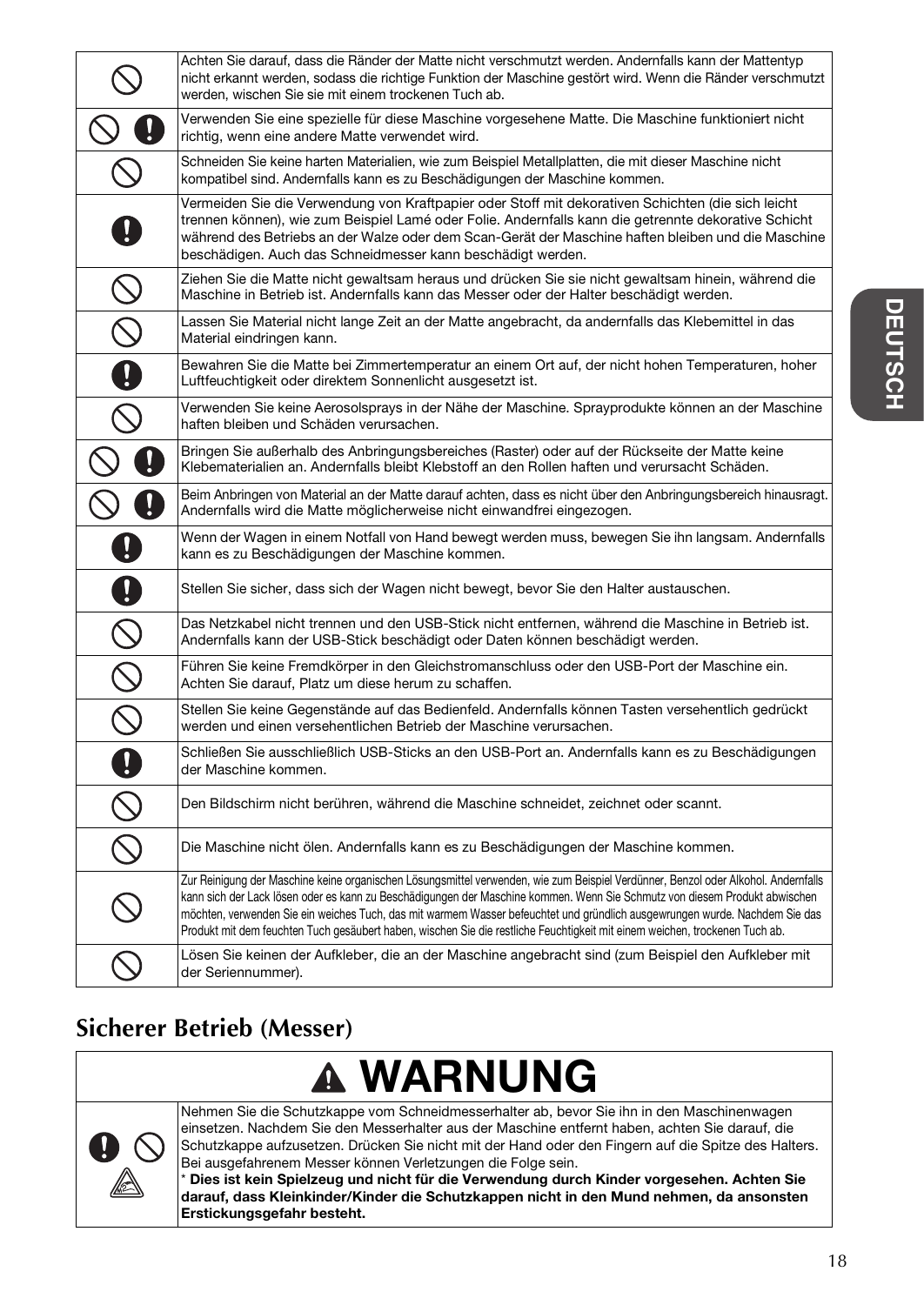| | |
|---|---|
| ⃠ | Achten Sie darauf, dass die Ränder der Matte nicht verschmutzt werden. Andernfalls kann der Mattentyp nicht erkannt werden, sodass die richtige Funktion der Maschine gestört wird. Wenn die Ränder verschmutzt werden, wischen Sie sie mit einem trockenen Tuch ab. |
| ⃠ ❗ | Verwenden Sie eine spezielle für diese Maschine vorgesehene Matte. Die Maschine funktioniert nicht richtig, wenn eine andere Matte verwendet wird. |
| ⃠ | Schneiden Sie keine harten Materialien, wie zum Beispiel Metallplatten, die mit dieser Maschine nicht kompatibel sind. Andernfalls kann es zu Beschädigungen der Maschine kommen. |
| ❗ | Vermeiden Sie die Verwendung von Kraftpapier oder Stoff mit dekorativen Schichten (die sich leicht trennen können), wie zum Beispiel Lamé oder Folie. Andernfalls kann die getrennte dekorative Schicht während des Betriebs an der Walze oder dem Scan-Gerät der Maschine haften bleiben und die Maschine beschädigen. Auch das Schneidmesser kann beschädigt werden. |
| ⃠ | Ziehen Sie die Matte nicht gewaltsam heraus und drücken Sie sie nicht gewaltsam hinein, während die Maschine in Betrieb ist. Andernfalls kann das Messer oder der Halter beschädigt werden. |
| ⃠ | Lassen Sie Material nicht lange Zeit an der Matte angebracht, da andernfalls das Klebemittel in das Material eindringen kann. |
| ❗ | Bewahren Sie die Matte bei Zimmertemperatur an einem Ort auf, der nicht hohen Temperaturen, hoher Luftfeuchtigkeit oder direktem Sonnenlicht ausgesetzt ist. |
| ⃠ | Verwenden Sie keine Aerosolsprays in der Nähe der Maschine. Sprayprodukte können an der Maschine haften bleiben und Schäden verursachen. |
| ⃠ ❗ | Bringen Sie außerhalb des Anbringungsbereiches (Raster) oder auf der Rückseite der Matte keine Klebematerialien an. Andernfalls bleibt Klebstoff an den Rollen haften und verursacht Schäden. |
| ⃠ ❗ | Beim Anbringen von Material an der Matte darauf achten, dass es nicht über den Anbringungsbereich hinausragt. Andernfalls wird die Matte möglicherweise nicht einwandfrei eingezogen. |
| ❗ | Wenn der Wagen in einem Notfall von Hand bewegt werden muss, bewegen Sie ihn langsam. Andernfalls kann es zu Beschädigungen der Maschine kommen. |
| ❗ | Stellen Sie sicher, dass sich der Wagen nicht bewegt, bevor Sie den Halter austauschen. |
| ⃠ | Das Netzkabel nicht trennen und den USB-Stick nicht entfernen, während die Maschine in Betrieb ist. Andernfalls kann der USB-Stick beschädigt oder Daten können beschädigt werden. |
| ⃠ | Führen Sie keine Fremdkörper in den Gleichstromanschluss oder den USB-Port der Maschine ein. Achten Sie darauf, Platz um diese herum zu schaffen. |
| ⃠ | Stellen Sie keine Gegenstände auf das Bedienfeld. Andernfalls können Tasten versehentlich gedrückt werden und einen versehentlichen Betrieb der Maschine verursachen. |
| ❗ | Schließen Sie ausschließlich USB-Sticks an den USB-Port an. Andernfalls kann es zu Beschädigungen der Maschine kommen. |
| ⃠ | Den Bildschirm nicht berühren, während die Maschine schneidet, zeichnet oder scannt. |
| ⃠ | Die Maschine nicht ölen. Andernfalls kann es zu Beschädigungen der Maschine kommen. |
| ⃠ | Zur Reinigung der Maschine keine organischen Lösungsmittel verwenden, wie zum Beispiel Verdünner, Benzol oder Alkohol. Andernfalls kann sich der Lack lösen oder es kann zu Beschädigungen der Maschine kommen. Wenn Sie Schmutz von diesem Produkt abwischen möchten, verwenden Sie ein weiches Tuch, das mit warmem Wasser befeuchtet und gründlich ausgewrungen wurde. Nachdem Sie das Produkt mit dem feuchten Tuch gesäubert haben, wischen Sie die restliche Feuchtigkeit mit einem weichen, trockenen Tuch ab. |
| ⃠ | Lösen Sie keinen der Aufkleber, die an der Maschine angebracht sind (zum Beispiel den Aufkleber mit der Seriennummer). |

## Sicherer Betrieb (Messer)

| ⚠ WARNUNG | |
|---|---|
| ❗ ⃠ | Nehmen Sie die Schutzkappe vom Schneidmesserhalter ab, bevor Sie ihn in den Maschinenwagen einsetzen. Nachdem Sie den Messerhalter aus der Maschine entfernt haben, achten Sie darauf, die Schutzkappe aufzusetzen. Drücken Sie nicht mit der Hand oder den Fingern auf die Spitze des Halters. Bei ausgefahrenem Messer können Verletzungen die Folge sein.<br>* **Dies ist kein Spielzeug und nicht für die Verwendung durch Kinder vorgesehen. Achten Sie darauf, dass Kleinkinder/Kinder die Schutzkappen nicht in den Mund nehmen, da ansonsten Erstickungsgefahr besteht.** |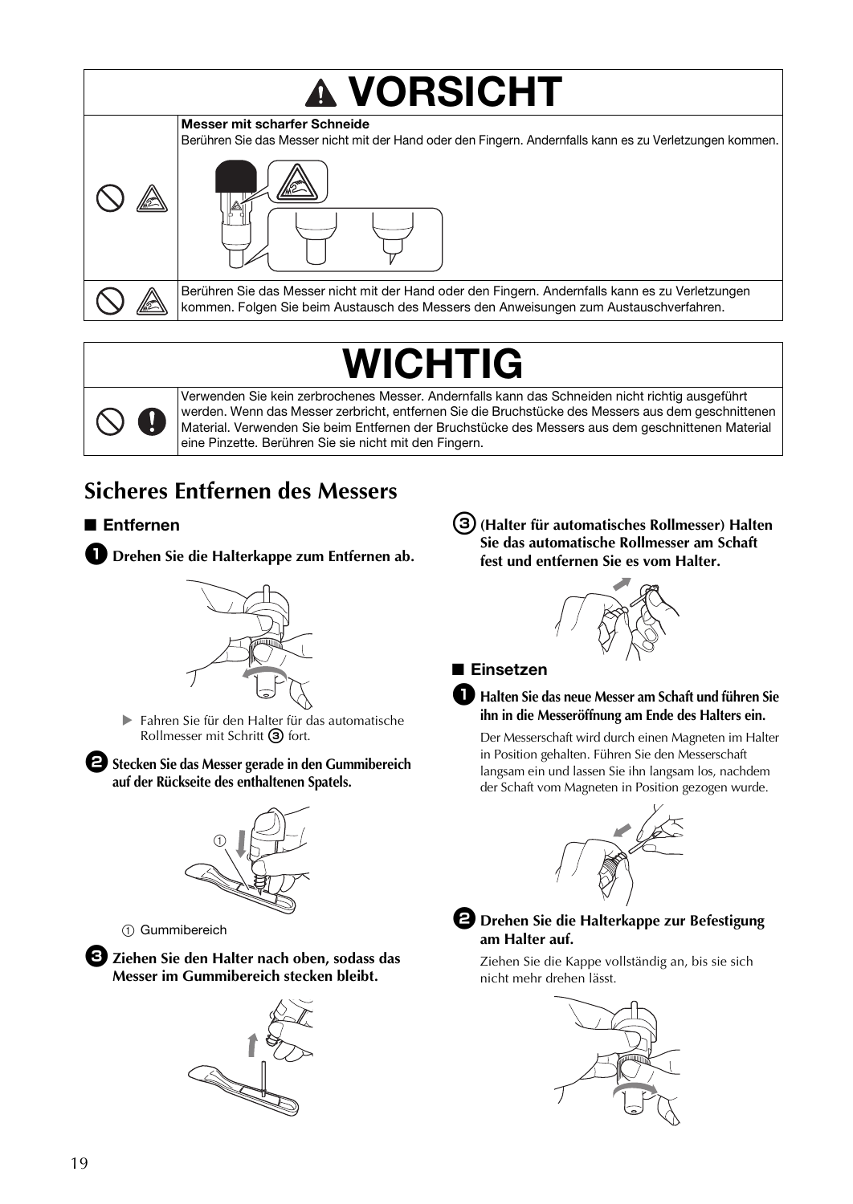# ⚠ VORSICHT

| | |
|---|---|
| | **Messer mit scharfer Schneide**<br>Berühren Sie das Messer nicht mit der Hand oder den Fingern. Andernfalls kann es zu Verletzungen kommen. |
| | Berühren Sie das Messer nicht mit der Hand oder den Fingern. Andernfalls kann es zu Verletzungen kommen. Folgen Sie beim Austausch des Messers den Anweisungen zum Austauschverfahren. |

# WICHTIG

| | |
|---|---|
| | Verwenden Sie kein zerbrochenes Messer. Andernfalls kann das Schneiden nicht richtig ausgeführt werden. Wenn das Messer zerbricht, entfernen Sie die Bruchstücke des Messers aus dem geschnittenen Material. Verwenden Sie beim Entfernen der Bruchstücke des Messers aus dem geschnittenen Material eine Pinzette. Berühren Sie sie nicht mit den Fingern. |

## Sicheres Entfernen des Messers

### ■ Entfernen

**1 Drehen Sie die Halterkappe zum Entfernen ab.**

▶ Fahren Sie für den Halter für das automatische Rollmesser mit Schritt ③ fort.

**2 Stecken Sie das Messer gerade in den Gummibereich auf der Rückseite des enthaltenen Spatels.**

① Gummibereich

**3 Ziehen Sie den Halter nach oben, sodass das Messer im Gummibereich stecken bleibt.**

**③ (Halter für automatisches Rollmesser) Halten Sie das automatische Rollmesser am Schaft fest und entfernen Sie es vom Halter.**

### ■ Einsetzen

**1 Halten Sie das neue Messer am Schaft und führen Sie ihn in die Messeröffnung am Ende des Halters ein.**

Der Messerschaft wird durch einen Magneten im Halter in Position gehalten. Führen Sie den Messerschaft langsam ein und lassen Sie ihn langsam los, nachdem der Schaft vom Magneten in Position gezogen wurde.

**2 Drehen Sie die Halterkappe zur Befestigung am Halter auf.**

Ziehen Sie die Kappe vollständig an, bis sie sich nicht mehr drehen lässt.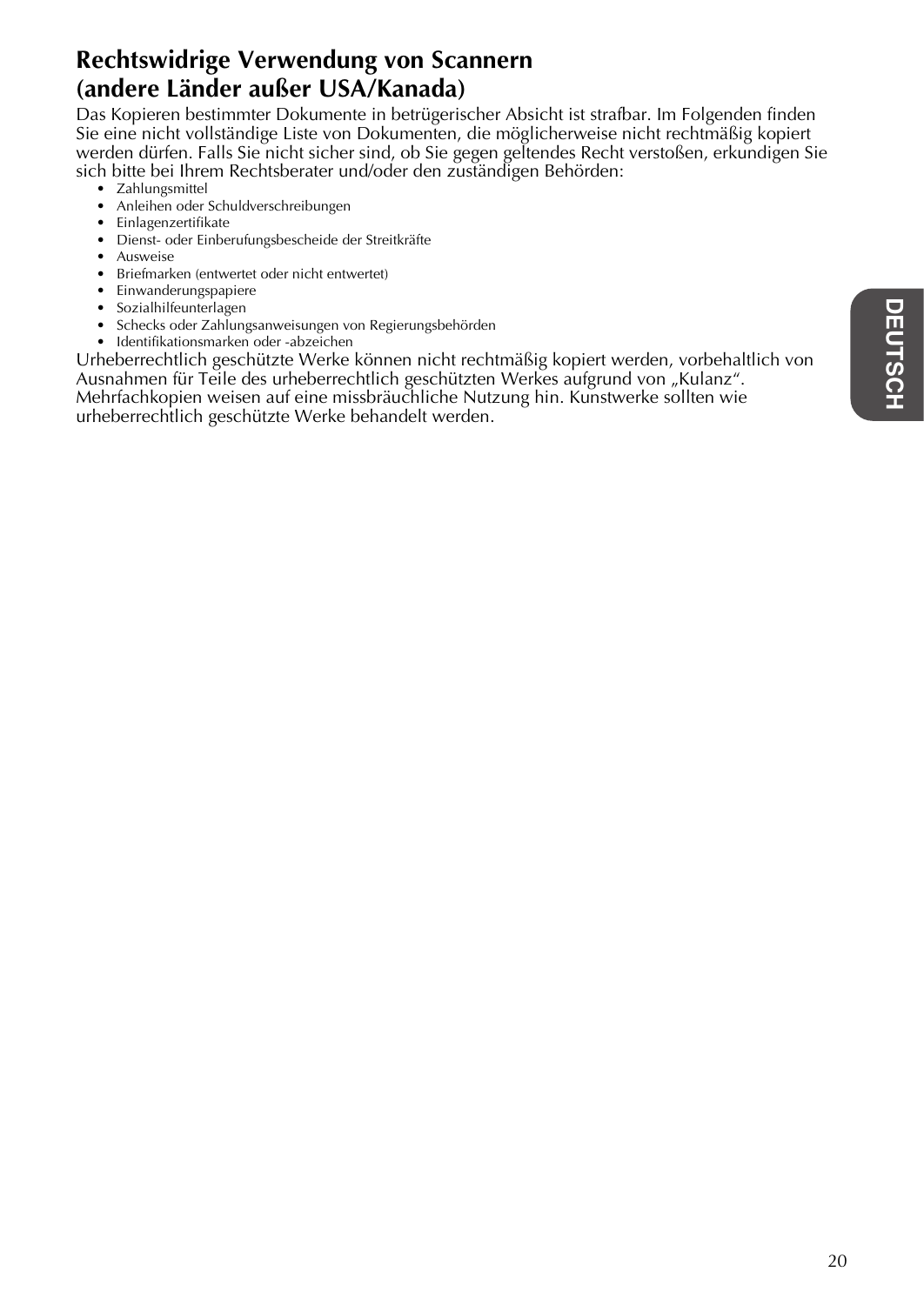## Rechtswidrige Verwendung von Scannern (andere Länder außer USA/Kanada)

Das Kopieren bestimmter Dokumente in betrügerischer Absicht ist strafbar. Im Folgenden finden Sie eine nicht vollständige Liste von Dokumenten, die möglicherweise nicht rechtmäßig kopiert werden dürfen. Falls Sie nicht sicher sind, ob Sie gegen geltendes Recht verstoßen, erkundigen Sie sich bitte bei Ihrem Rechtsberater und/oder den zuständigen Behörden:

- Zahlungsmittel
- Anleihen oder Schuldverschreibungen
- Einlagenzertifikate
- Dienst- oder Einberufungsbescheide der Streitkräfte
- Ausweise
- Briefmarken (entwertet oder nicht entwertet)
- Einwanderungspapiere
- Sozialhilfeunterlagen
- Schecks oder Zahlungsanweisungen von Regierungsbehörden
- Identifikationsmarken oder -abzeichen

Urheberrechtlich geschützte Werke können nicht rechtmäßig kopiert werden, vorbehaltlich von Ausnahmen für Teile des urheberrechtlich geschützten Werkes aufgrund von „Kulanz". Mehrfachkopien weisen auf eine missbräuchliche Nutzung hin. Kunstwerke sollten wie urheberrechtlich geschützte Werke behandelt werden.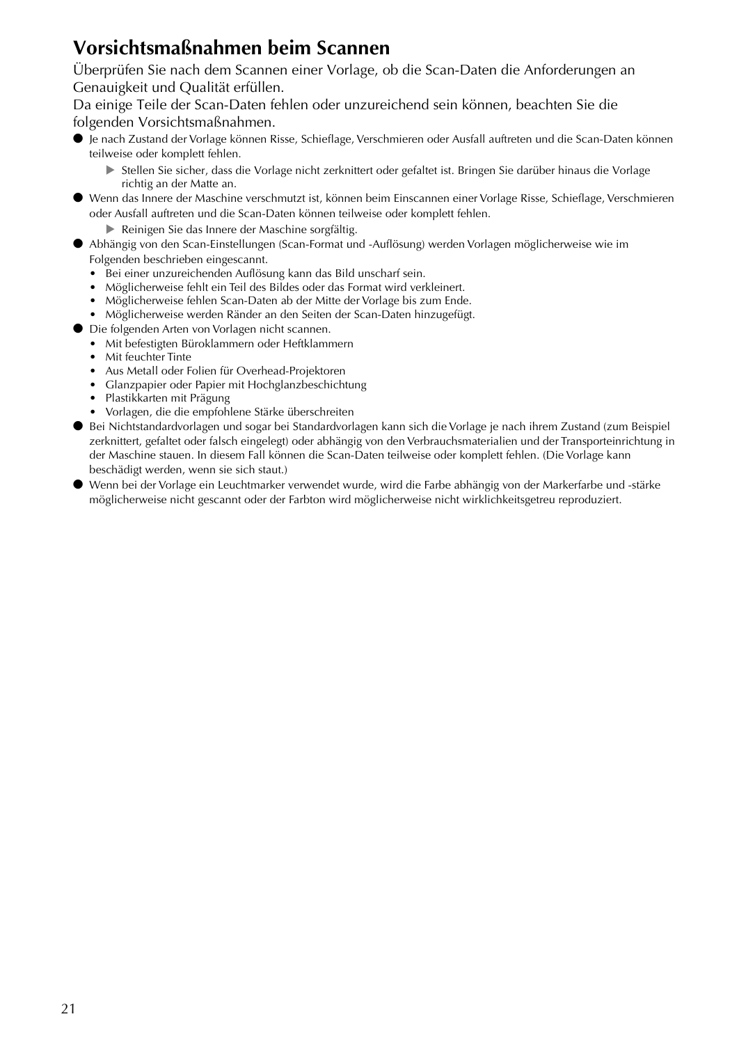## Vorsichtsmaßnahmen beim Scannen

Überprüfen Sie nach dem Scannen einer Vorlage, ob die Scan-Daten die Anforderungen an Genauigkeit und Qualität erfüllen.
Da einige Teile der Scan-Daten fehlen oder unzureichend sein können, beachten Sie die folgenden Vorsichtsmaßnahmen.

- Je nach Zustand der Vorlage können Risse, Schieflage, Verschmieren oder Ausfall auftreten und die Scan-Daten können teilweise oder komplett fehlen.
  - ▶ Stellen Sie sicher, dass die Vorlage nicht zerknittert oder gefaltet ist. Bringen Sie darüber hinaus die Vorlage richtig an der Matte an.
- Wenn das Innere der Maschine verschmutzt ist, können beim Einscannen einer Vorlage Risse, Schieflage, Verschmieren oder Ausfall auftreten und die Scan-Daten können teilweise oder komplett fehlen.
  - ▶ Reinigen Sie das Innere der Maschine sorgfältig.
- Abhängig von den Scan-Einstellungen (Scan-Format und -Auflösung) werden Vorlagen möglicherweise wie im Folgenden beschrieben eingescannt.
  - Bei einer unzureichenden Auflösung kann das Bild unscharf sein.
  - Möglicherweise fehlt ein Teil des Bildes oder das Format wird verkleinert.
  - Möglicherweise fehlen Scan-Daten ab der Mitte der Vorlage bis zum Ende.
  - Möglicherweise werden Ränder an den Seiten der Scan-Daten hinzugefügt.
- Die folgenden Arten von Vorlagen nicht scannen.
  - Mit befestigten Büroklammern oder Heftklammern
  - Mit feuchter Tinte
  - Aus Metall oder Folien für Overhead-Projektoren
  - Glanzpapier oder Papier mit Hochglanzbeschichtung
  - Plastikkarten mit Prägung
  - Vorlagen, die die empfohlene Stärke überschreiten
- Bei Nichtstandardvorlagen und sogar bei Standardvorlagen kann sich die Vorlage je nach ihrem Zustand (zum Beispiel zerknittert, gefaltet oder falsch eingelegt) oder abhängig von den Verbrauchsmaterialien und der Transporteinrichtung in der Maschine stauen. In diesem Fall können die Scan-Daten teilweise oder komplett fehlen. (Die Vorlage kann beschädigt werden, wenn sie sich staut.)
- Wenn bei der Vorlage ein Leuchtmarker verwendet wurde, wird die Farbe abhängig von der Markerfarbe und -stärke möglicherweise nicht gescannt oder der Farbton wird möglicherweise nicht wirklichkeitsgetreu reproduziert.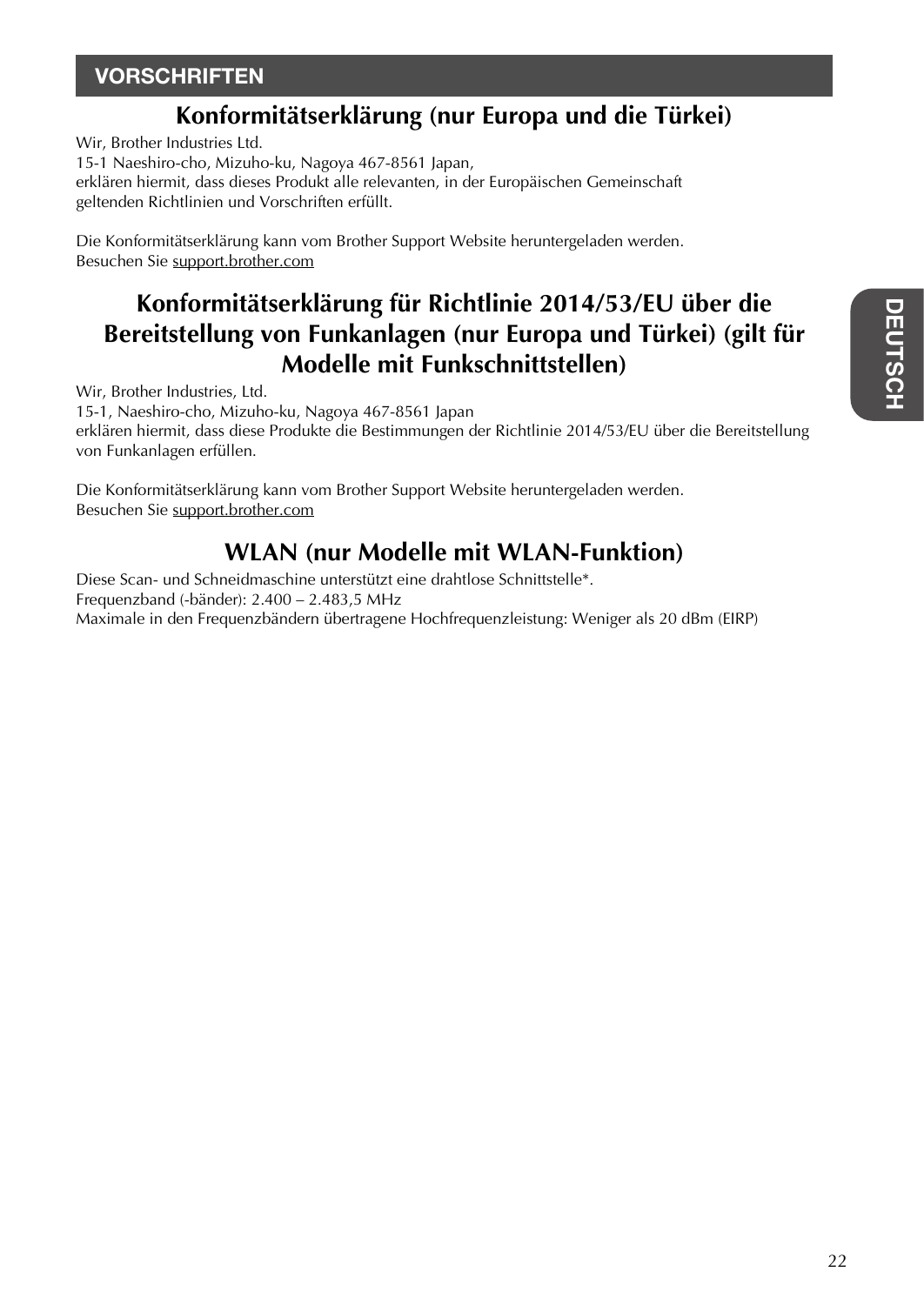## VORSCHRIFTEN

### Konformitätserklärung (nur Europa und die Türkei)

Wir, Brother Industries Ltd.
15-1 Naeshiro-cho, Mizuho-ku, Nagoya 467-8561 Japan,
erklären hiermit, dass dieses Produkt alle relevanten, in der Europäischen Gemeinschaft geltenden Richtlinien und Vorschriften erfüllt.

Die Konformitätserklärung kann vom Brother Support Website heruntergeladen werden.
Besuchen Sie support.brother.com

### Konformitätserklärung für Richtlinie 2014/53/EU über die Bereitstellung von Funkanlagen (nur Europa und Türkei) (gilt für Modelle mit Funkschnittstellen)

Wir, Brother Industries, Ltd.
15-1, Naeshiro-cho, Mizuho-ku, Nagoya 467-8561 Japan
erklären hiermit, dass diese Produkte die Bestimmungen der Richtlinie 2014/53/EU über die Bereitstellung von Funkanlagen erfüllen.

Die Konformitätserklärung kann vom Brother Support Website heruntergeladen werden.
Besuchen Sie support.brother.com

### WLAN (nur Modelle mit WLAN-Funktion)

Diese Scan- und Schneidmaschine unterstützt eine drahtlose Schnittstelle*.
Frequenzband (-bänder): 2.400 – 2.483,5 MHz
Maximale in den Frequenzbändern übertragene Hochfrequenzleistung: Weniger als 20 dBm (EIRP)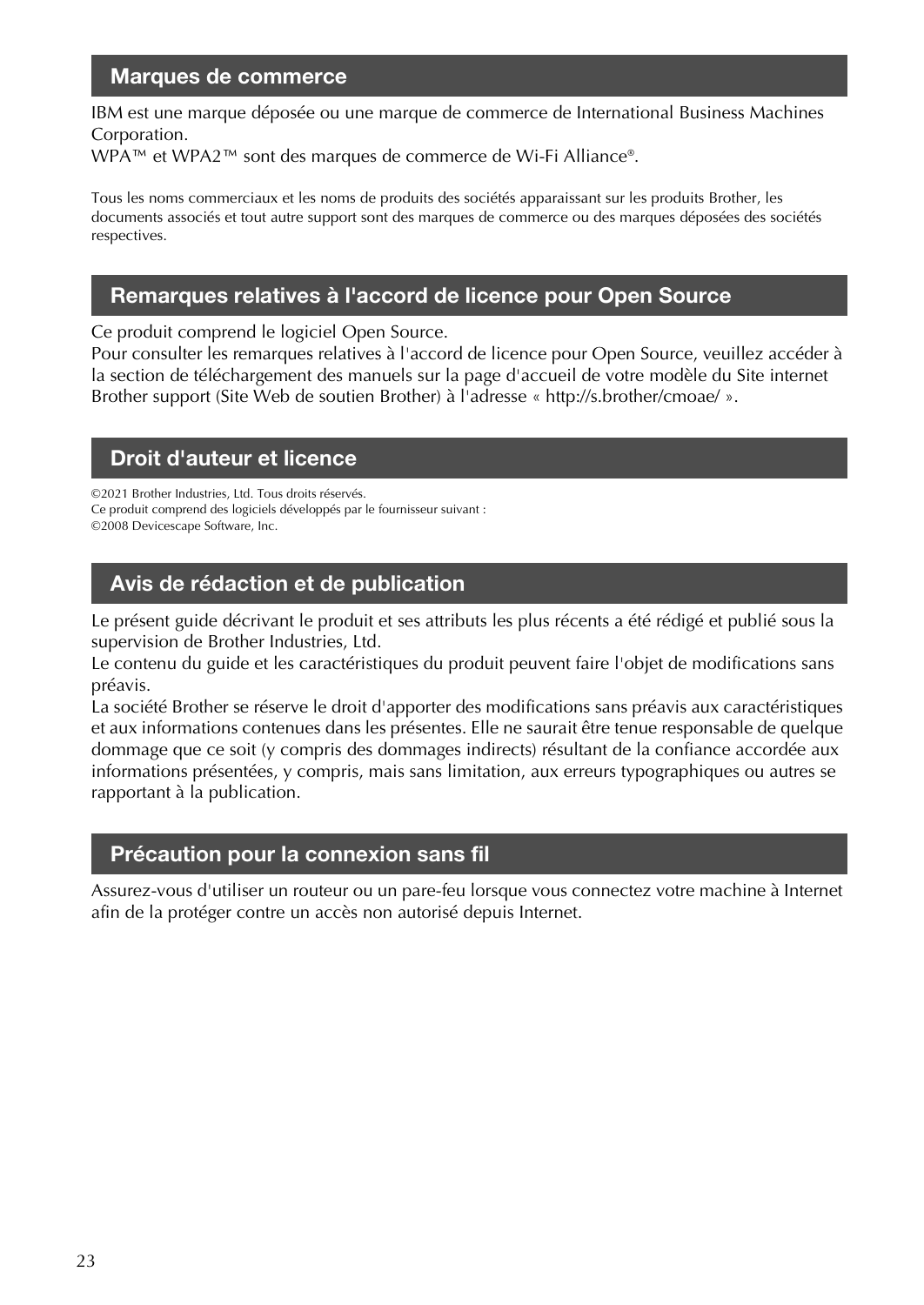## Marques de commerce

IBM est une marque déposée ou une marque de commerce de International Business Machines Corporation.
WPA™ et WPA2™ sont des marques de commerce de Wi-Fi Alliance®.

Tous les noms commerciaux et les noms de produits des sociétés apparaissant sur les produits Brother, les documents associés et tout autre support sont des marques de commerce ou des marques déposées des sociétés respectives.

## Remarques relatives à l'accord de licence pour Open Source

Ce produit comprend le logiciel Open Source.
Pour consulter les remarques relatives à l'accord de licence pour Open Source, veuillez accéder à la section de téléchargement des manuels sur la page d'accueil de votre modèle du Site internet Brother support (Site Web de soutien Brother) à l'adresse « http://s.brother/cmoae/ ».

## Droit d'auteur et licence

©2021 Brother Industries, Ltd. Tous droits réservés.
Ce produit comprend des logiciels développés par le fournisseur suivant :
©2008 Devicescape Software, Inc.

## Avis de rédaction et de publication

Le présent guide décrivant le produit et ses attributs les plus récents a été rédigé et publié sous la supervision de Brother Industries, Ltd.
Le contenu du guide et les caractéristiques du produit peuvent faire l'objet de modifications sans préavis.
La société Brother se réserve le droit d'apporter des modifications sans préavis aux caractéristiques et aux informations contenues dans les présentes. Elle ne saurait être tenue responsable de quelque dommage que ce soit (y compris des dommages indirects) résultant de la confiance accordée aux informations présentées, y compris, mais sans limitation, aux erreurs typographiques ou autres se rapportant à la publication.

## Précaution pour la connexion sans fil

Assurez-vous d'utiliser un routeur ou un pare-feu lorsque vous connectez votre machine à Internet afin de la protéger contre un accès non autorisé depuis Internet.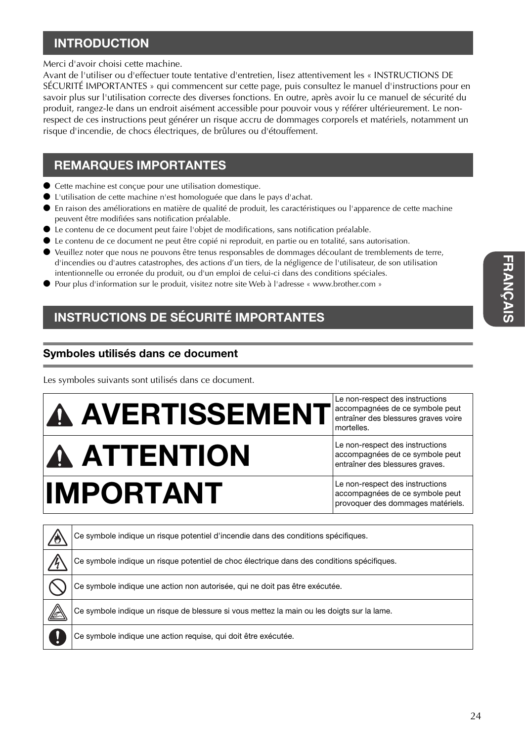## INTRODUCTION

Merci d'avoir choisi cette machine.
Avant de l'utiliser ou d'effectuer toute tentative d'entretien, lisez attentivement les « INSTRUCTIONS DE SÉCURITÉ IMPORTANTES » qui commencent sur cette page, puis consultez le manuel d'instructions pour en savoir plus sur l'utilisation correcte des diverses fonctions. En outre, après avoir lu ce manuel de sécurité du produit, rangez-le dans un endroit aisément accessible pour pouvoir vous y référer ultérieurement. Le non-respect de ces instructions peut générer un risque accru de dommages corporels et matériels, notamment un risque d'incendie, de chocs électriques, de brûlures ou d'étouffement.

## REMARQUES IMPORTANTES

- Cette machine est conçue pour une utilisation domestique.
- L'utilisation de cette machine n'est homologuée que dans le pays d'achat.
- En raison des améliorations en matière de qualité de produit, les caractéristiques ou l'apparence de cette machine peuvent être modifiées sans notification préalable.
- Le contenu de ce document peut faire l'objet de modifications, sans notification préalable.
- Le contenu de ce document ne peut être copié ni reproduit, en partie ou en totalité, sans autorisation.
- Veuillez noter que nous ne pouvons être tenus responsables de dommages découlant de tremblements de terre, d'incendies ou d'autres catastrophes, des actions d'un tiers, de la négligence de l'utilisateur, de son utilisation intentionnelle ou erronée du produit, ou d'un emploi de celui-ci dans des conditions spéciales.
- Pour plus d'information sur le produit, visitez notre site Web à l'adresse « www.brother.com »

## INSTRUCTIONS DE SÉCURITÉ IMPORTANTES

### Symboles utilisés dans ce document

Les symboles suivants sont utilisés dans ce document.

| | |
|---|---|
| ⚠ **AVERTISSEMENT** | Le non-respect des instructions accompagnées de ce symbole peut entraîner des blessures graves voire mortelles. |
| ⚠ **ATTENTION** | Le non-respect des instructions accompagnées de ce symbole peut entraîner des blessures graves. |
| **IMPORTANT** | Le non-respect des instructions accompagnées de ce symbole peut provoquer des dommages matériels. |

| | |
|---|---|
| (symbole incendie) | Ce symbole indique un risque potentiel d'incendie dans des conditions spécifiques. |
| (symbole choc électrique) | Ce symbole indique un risque potentiel de choc électrique dans des conditions spécifiques. |
| (symbole interdiction) | Ce symbole indique une action non autorisée, qui ne doit pas être exécutée. |
| (symbole lame) | Ce symbole indique un risque de blessure si vous mettez la main ou les doigts sur la lame. |
| (symbole action requise) | Ce symbole indique une action requise, qui doit être exécutée. |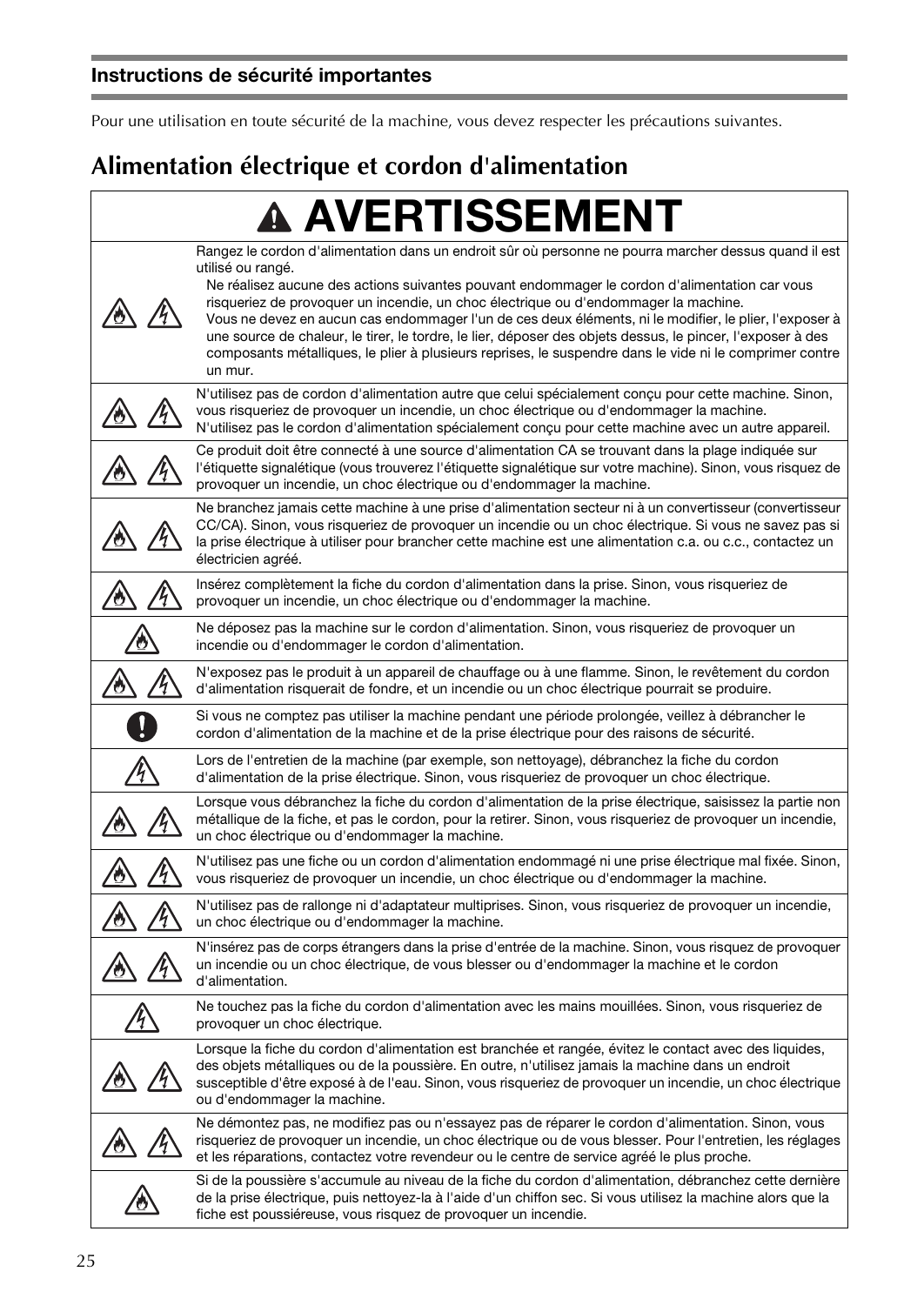## Instructions de sécurité importantes

Pour une utilisation en toute sécurité de la machine, vous devez respecter les précautions suivantes.

# Alimentation électrique et cordon d'alimentation

| AVERTISSEMENT | |
|---|---|
| | Rangez le cordon d'alimentation dans un endroit sûr où personne ne pourra marcher dessus quand il est utilisé ou rangé.<br>Ne réalisez aucune des actions suivantes pouvant endommager le cordon d'alimentation car vous risqueriez de provoquer un incendie, un choc électrique ou d'endommager la machine.<br>Vous ne devez en aucun cas endommager l'un de ces deux éléments, ni le modifier, le plier, l'exposer à une source de chaleur, le tirer, le tordre, le lier, déposer des objets dessus, le pincer, l'exposer à des composants métalliques, le plier à plusieurs reprises, le suspendre dans le vide ni le comprimer contre un mur. |
| | N'utilisez pas de cordon d'alimentation autre que celui spécialement conçu pour cette machine. Sinon, vous risqueriez de provoquer un incendie, un choc électrique ou d'endommager la machine.<br>N'utilisez pas le cordon d'alimentation spécialement conçu pour cette machine avec un autre appareil. |
| | Ce produit doit être connecté à une source d'alimentation CA se trouvant dans la plage indiquée sur l'étiquette signalétique (vous trouverez l'étiquette signalétique sur votre machine). Sinon, vous risquez de provoquer un incendie, un choc électrique ou d'endommager la machine. |
| | Ne branchez jamais cette machine à une prise d'alimentation secteur ni à un convertisseur (convertisseur CC/CA). Sinon, vous risqueriez de provoquer un incendie ou un choc électrique. Si vous ne savez pas si la prise électrique à utiliser pour brancher cette machine est une alimentation c.a. ou c.c., contactez un électricien agréé. |
| | Insérez complètement la fiche du cordon d'alimentation dans la prise. Sinon, vous risqueriez de provoquer un incendie, un choc électrique ou d'endommager la machine. |
| | Ne déposez pas la machine sur le cordon d'alimentation. Sinon, vous risqueriez de provoquer un incendie ou d'endommager le cordon d'alimentation. |
| | N'exposez pas le produit à un appareil de chauffage ou à une flamme. Sinon, le revêtement du cordon d'alimentation risquerait de fondre, et un incendie ou un choc électrique pourrait se produire. |
| | Si vous ne comptez pas utiliser la machine pendant une période prolongée, veillez à débrancher le cordon d'alimentation de la machine et de la prise électrique pour des raisons de sécurité. |
| | Lors de l'entretien de la machine (par exemple, son nettoyage), débranchez la fiche du cordon d'alimentation de la prise électrique. Sinon, vous risqueriez de provoquer un choc électrique. |
| | Lorsque vous débranchez la fiche du cordon d'alimentation de la prise électrique, saisissez la partie non métallique de la fiche, et pas le cordon, pour la retirer. Sinon, vous risqueriez de provoquer un incendie, un choc électrique ou d'endommager la machine. |
| | N'utilisez pas une fiche ou un cordon d'alimentation endommagé ni une prise électrique mal fixée. Sinon, vous risqueriez de provoquer un incendie, un choc électrique ou d'endommager la machine. |
| | N'utilisez pas de rallonge ni d'adaptateur multiprises. Sinon, vous risqueriez de provoquer un incendie, un choc électrique ou d'endommager la machine. |
| | N'insérez pas de corps étrangers dans la prise d'entrée de la machine. Sinon, vous risquez de provoquer un incendie ou un choc électrique, de vous blesser ou d'endommager la machine et le cordon d'alimentation. |
| | Ne touchez pas la fiche du cordon d'alimentation avec les mains mouillées. Sinon, vous risqueriez de provoquer un choc électrique. |
| | Lorsque la fiche du cordon d'alimentation est branchée et rangée, évitez le contact avec des liquides, des objets métalliques ou de la poussière. En outre, n'utilisez jamais la machine dans un endroit susceptible d'être exposé à de l'eau. Sinon, vous risqueriez de provoquer un incendie, un choc électrique ou d'endommager la machine. |
| | Ne démontez pas, ne modifiez pas ou n'essayez pas de réparer le cordon d'alimentation. Sinon, vous risqueriez de provoquer un incendie, un choc électrique ou de vous blesser. Pour l'entretien, les réglages et les réparations, contactez votre revendeur ou le centre de service agréé le plus proche. |
| | Si de la poussière s'accumule au niveau de la fiche du cordon d'alimentation, débranchez cette dernière de la prise électrique, puis nettoyez-la à l'aide d'un chiffon sec. Si vous utilisez la machine alors que la fiche est poussiéreuse, vous risquez de provoquer un incendie. |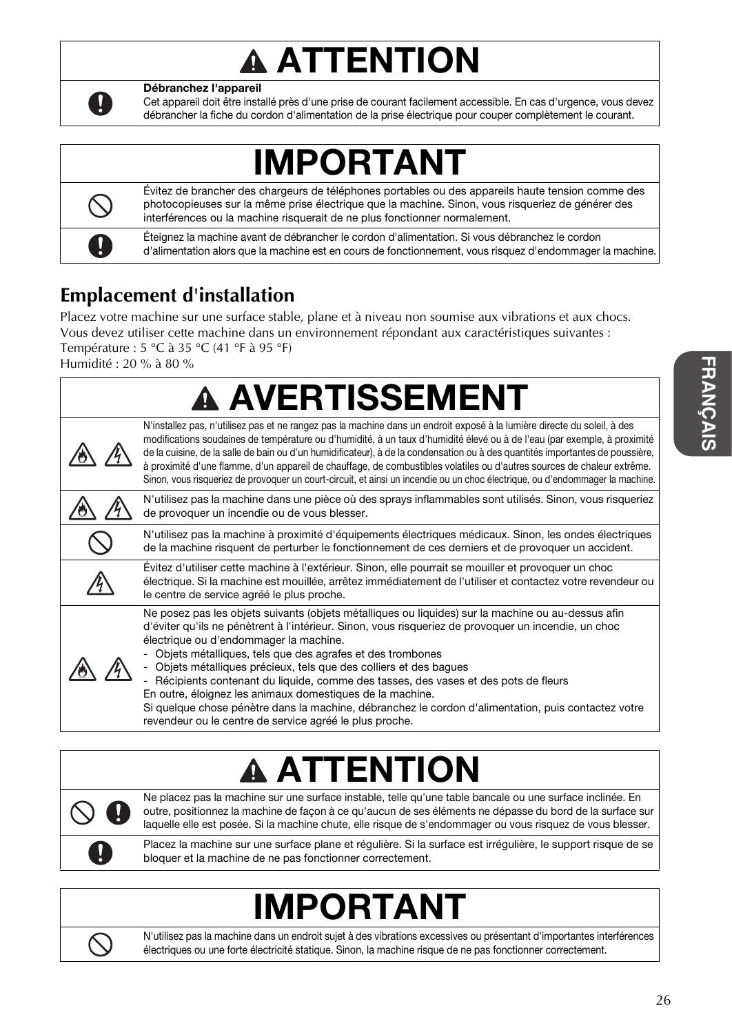## ⚠ ATTENTION

**Débranchez l'appareil**
Cet appareil doit être installé près d'une prise de courant facilement accessible. En cas d'urgence, vous devez débrancher la fiche du cordon d'alimentation de la prise électrique pour couper complètement le courant.

## IMPORTANT

- Évitez de brancher des chargeurs de téléphones portables ou des appareils haute tension comme des photocopieuses sur la même prise électrique que la machine. Sinon, vous risqueriez de générer des interférences ou la machine risquerait de ne plus fonctionner normalement.
- Éteignez la machine avant de débrancher le cordon d'alimentation. Si vous débranchez le cordon d'alimentation alors que la machine est en cours de fonctionnement, vous risquez d'endommager la machine.

## Emplacement d'installation

Placez votre machine sur une surface stable, plane et à niveau non soumise aux vibrations et aux chocs.
Vous devez utiliser cette machine dans un environnement répondant aux caractéristiques suivantes :
Température : 5 °C à 35 °C (41 °F à 95 °F)
Humidité : 20 % à 80 %

## ⚠ AVERTISSEMENT

- N'installez pas, n'utilisez pas et ne rangez pas la machine dans un endroit exposé à la lumière directe du soleil, à des modifications soudaines de température ou d'humidité, à un taux d'humidité élevé ou à de l'eau (par exemple, à proximité de la cuisine, de la salle de bain ou d'un humidificateur), à de la condensation ou à des quantités importantes de poussière, à proximité d'une flamme, d'un appareil de chauffage, de combustibles volatiles ou d'autres sources de chaleur extrême. Sinon, vous risqueriez de provoquer un court-circuit, et ainsi un incendie ou un choc électrique, ou d'endommager la machine.
- N'utilisez pas la machine dans une pièce où des sprays inflammables sont utilisés. Sinon, vous risqueriez de provoquer un incendie ou de vous blesser.
- N'utilisez pas la machine à proximité d'équipements électriques médicaux. Sinon, les ondes électriques de la machine risquent de perturber le fonctionnement de ces derniers et de provoquer un accident.
- Évitez d'utiliser cette machine à l'extérieur. Sinon, elle pourrait se mouiller et provoquer un choc électrique. Si la machine est mouillée, arrêtez immédiatement de l'utiliser et contactez votre revendeur ou le centre de service agréé le plus proche.
- Ne posez pas les objets suivants (objets métalliques ou liquides) sur la machine ou au-dessus afin d'éviter qu'ils ne pénètrent à l'intérieur. Sinon, vous risqueriez de provoquer un incendie, un choc électrique ou d'endommager la machine.
  - Objets métalliques, tels que des agrafes et des trombones
  - Objets métalliques précieux, tels que des colliers et des bagues
  - Récipients contenant du liquide, comme des tasses, des vases et des pots de fleurs

  En outre, éloignez les animaux domestiques de la machine.
  Si quelque chose pénètre dans la machine, débranchez le cordon d'alimentation, puis contactez votre revendeur ou le centre de service agréé le plus proche.

## ⚠ ATTENTION

- Ne placez pas la machine sur une surface instable, telle qu'une table bancale ou une surface inclinée. En outre, positionnez la machine de façon à ce qu'aucun de ses éléments ne dépasse du bord de la surface sur laquelle elle est posée. Si la machine chute, elle risque de s'endommager ou vous risquez de vous blesser.
- Placez la machine sur une surface plane et régulière. Si la surface est irrégulière, le support risque de se bloquer et la machine de ne pas fonctionner correctement.

## IMPORTANT

- N'utilisez pas la machine dans un endroit sujet à des vibrations excessives ou présentant d'importantes interférences électriques ou une forte électricité statique. Sinon, la machine risque de ne pas fonctionner correctement.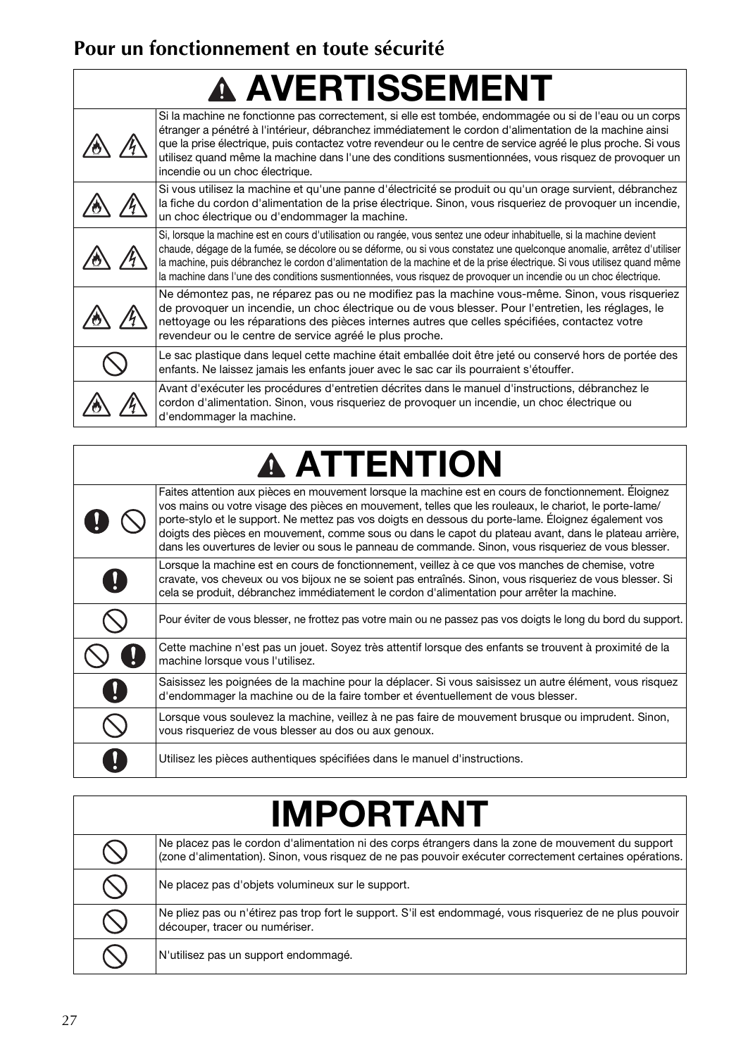## Pour un fonctionnement en toute sécurité

| ⚠ AVERTISSEMENT | |
|---|---|
| | Si la machine ne fonctionne pas correctement, si elle est tombée, endommagée ou si de l'eau ou un corps étranger a pénétré à l'intérieur, débranchez immédiatement le cordon d'alimentation de la machine ainsi que la prise électrique, puis contactez votre revendeur ou le centre de service agréé le plus proche. Si vous utilisez quand même la machine dans l'une des conditions susmentionnées, vous risquez de provoquer un incendie ou un choc électrique. |
| | Si vous utilisez la machine et qu'une panne d'électricité se produit ou qu'un orage survient, débranchez la fiche du cordon d'alimentation de la prise électrique. Sinon, vous risqueriez de provoquer un incendie, un choc électrique ou d'endommager la machine. |
| | Si, lorsque la machine est en cours d'utilisation ou rangée, vous sentez une odeur inhabituelle, si la machine devient chaude, dégage de la fumée, se décolore ou se déforme, ou si vous constatez une quelconque anomalie, arrêtez d'utiliser la machine, puis débranchez le cordon d'alimentation de la machine et de la prise électrique. Si vous utilisez quand même la machine dans l'une des conditions susmentionnées, vous risquez de provoquer un incendie ou un choc électrique. |
| | Ne démontez pas, ne réparez pas ou ne modifiez pas la machine vous-même. Sinon, vous risqueriez de provoquer un incendie, un choc électrique ou de vous blesser. Pour l'entretien, les réglages, le nettoyage ou les réparations des pièces internes autres que celles spécifiées, contactez votre revendeur ou le centre de service agréé le plus proche. |
| | Le sac plastique dans lequel cette machine était emballée doit être jeté ou conservé hors de portée des enfants. Ne laissez jamais les enfants jouer avec le sac car ils pourraient s'étouffer. |
| | Avant d'exécuter les procédures d'entretien décrites dans le manuel d'instructions, débranchez le cordon d'alimentation. Sinon, vous risqueriez de provoquer un incendie, un choc électrique ou d'endommager la machine. |

| ⚠ ATTENTION | |
|---|---|
| | Faites attention aux pièces en mouvement lorsque la machine est en cours de fonctionnement. Éloignez vos mains ou votre visage des pièces en mouvement, telles que les rouleaux, le chariot, le porte-lame/porte-stylo et le support. Ne mettez pas vos doigts en dessous du porte-lame. Éloignez également vos doigts des pièces en mouvement, comme sous ou dans le capot du plateau avant, dans le plateau arrière, dans les ouvertures de levier ou sous le panneau de commande. Sinon, vous risqueriez de vous blesser. |
| | Lorsque la machine est en cours de fonctionnement, veillez à ce que vos manches de chemise, votre cravate, vos cheveux ou vos bijoux ne se soient pas entraînés. Sinon, vous risqueriez de vous blesser. Si cela se produit, débranchez immédiatement le cordon d'alimentation pour arrêter la machine. |
| | Pour éviter de vous blesser, ne frottez pas votre main ou ne passez pas vos doigts le long du bord du support. |
| | Cette machine n'est pas un jouet. Soyez très attentif lorsque des enfants se trouvent à proximité de la machine lorsque vous l'utilisez. |
| | Saisissez les poignées de la machine pour la déplacer. Si vous saisissez un autre élément, vous risquez d'endommager la machine ou de la faire tomber et éventuellement de vous blesser. |
| | Lorsque vous soulevez la machine, veillez à ne pas faire de mouvement brusque ou imprudent. Sinon, vous risqueriez de vous blesser au dos ou aux genoux. |
| | Utilisez les pièces authentiques spécifiées dans le manuel d'instructions. |

| IMPORTANT | |
|---|---|
| | Ne placez pas le cordon d'alimentation ni des corps étrangers dans la zone de mouvement du support (zone d'alimentation). Sinon, vous risquez de ne pas pouvoir exécuter correctement certaines opérations. |
| | Ne placez pas d'objets volumineux sur le support. |
| | Ne pliez pas ou n'étirez pas trop fort le support. S'il est endommagé, vous risqueriez de ne plus pouvoir découper, tracer ou numériser. |
| | N'utilisez pas un support endommagé. |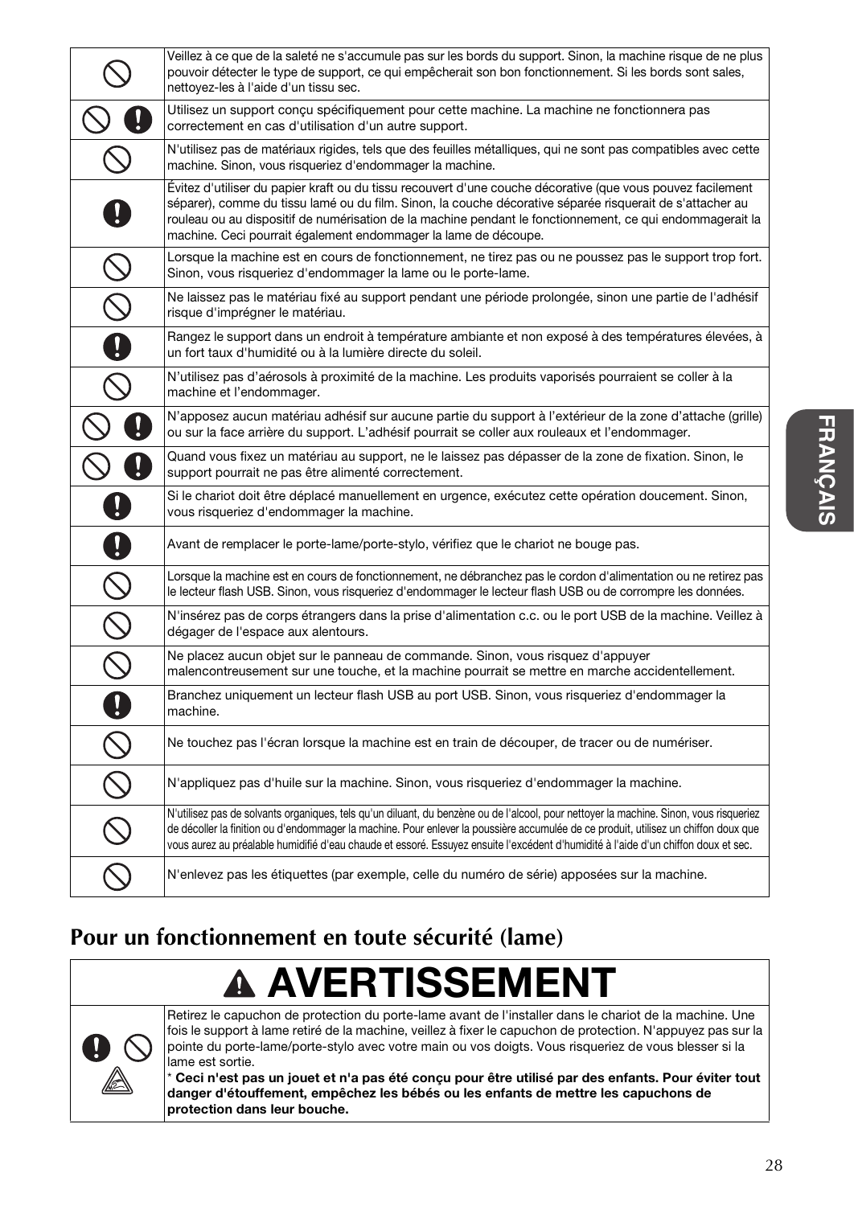| | |
|---|---|
| | Veillez à ce que de la saleté ne s'accumule pas sur les bords du support. Sinon, la machine risque de ne plus pouvoir détecter le type de support, ce qui empêcherait son bon fonctionnement. Si les bords sont sales, nettoyez-les à l'aide d'un tissu sec. |
| | Utilisez un support conçu spécifiquement pour cette machine. La machine ne fonctionnera pas correctement en cas d'utilisation d'un autre support. |
| | N'utilisez pas de matériaux rigides, tels que des feuilles métalliques, qui ne sont pas compatibles avec cette machine. Sinon, vous risqueriez d'endommager la machine. |
| | Évitez d'utiliser du papier kraft ou du tissu recouvert d'une couche décorative (que vous pouvez facilement séparer), comme du tissu lamé ou du film. Sinon, la couche décorative séparée risquerait de s'attacher au rouleau ou au dispositif de numérisation de la machine pendant le fonctionnement, ce qui endommagerait la machine. Ceci pourrait également endommager la lame de découpe. |
| | Lorsque la machine est en cours de fonctionnement, ne tirez pas ou ne poussez pas le support trop fort. Sinon, vous risqueriez d'endommager la lame ou le porte-lame. |
| | Ne laissez pas le matériau fixé au support pendant une période prolongée, sinon une partie de l'adhésif risque d'imprégner le matériau. |
| | Rangez le support dans un endroit à température ambiante et non exposé à des températures élevées, à un fort taux d'humidité ou à la lumière directe du soleil. |
| | N'utilisez pas d'aérosols à proximité de la machine. Les produits vaporisés pourraient se coller à la machine et l'endommager. |
| | N'apposez aucun matériau adhésif sur aucune partie du support à l'extérieur de la zone d'attache (grille) ou sur la face arrière du support. L'adhésif pourrait se coller aux rouleaux et l'endommager. |
| | Quand vous fixez un matériau au support, ne le laissez pas dépasser de la zone de fixation. Sinon, le support pourrait ne pas être alimenté correctement. |
| | Si le chariot doit être déplacé manuellement en urgence, exécutez cette opération doucement. Sinon, vous risqueriez d'endommager la machine. |
| | Avant de remplacer le porte-lame/porte-stylo, vérifiez que le chariot ne bouge pas. |
| | Lorsque la machine est en cours de fonctionnement, ne débranchez pas le cordon d'alimentation ou ne retirez pas le lecteur flash USB. Sinon, vous risqueriez d'endommager le lecteur flash USB ou de corrompre les données. |
| | N'insérez pas de corps étrangers dans la prise d'alimentation c.c. ou le port USB de la machine. Veillez à dégager de l'espace aux alentours. |
| | Ne placez aucun objet sur le panneau de commande. Sinon, vous risquez d'appuyer malencontreusement sur une touche, et la machine pourrait se mettre en marche accidentellement. |
| | Branchez uniquement un lecteur flash USB au port USB. Sinon, vous risqueriez d'endommager la machine. |
| | Ne touchez pas l'écran lorsque la machine est en train de découper, de tracer ou de numériser. |
| | N'appliquez pas d'huile sur la machine. Sinon, vous risqueriez d'endommager la machine. |
| | N'utilisez pas de solvants organiques, tels qu'un diluant, du benzène ou de l'alcool, pour nettoyer la machine. Sinon, vous risqueriez de décoller la finition ou d'endommager la machine. Pour enlever la poussière accumulée de ce produit, utilisez un chiffon doux que vous aurez au préalable humidifié d'eau chaude et essoré. Essuyez ensuite l'excédent d'humidité à l'aide d'un chiffon doux et sec. |
| | N'enlevez pas les étiquettes (par exemple, celle du numéro de série) apposées sur la machine. |

## Pour un fonctionnement en toute sécurité (lame)

### ⚠ AVERTISSEMENT

Retirez le capuchon de protection du porte-lame avant de l'installer dans le chariot de la machine. Une fois le support à lame retiré de la machine, veillez à fixer le capuchon de protection. N'appuyez pas sur la pointe du porte-lame/porte-stylo avec votre main ou vos doigts. Vous risqueriez de vous blesser si la lame est sortie.

\* **Ceci n'est pas un jouet et n'a pas été conçu pour être utilisé par des enfants. Pour éviter tout danger d'étouffement, empêchez les bébés ou les enfants de mettre les capuchons de protection dans leur bouche.**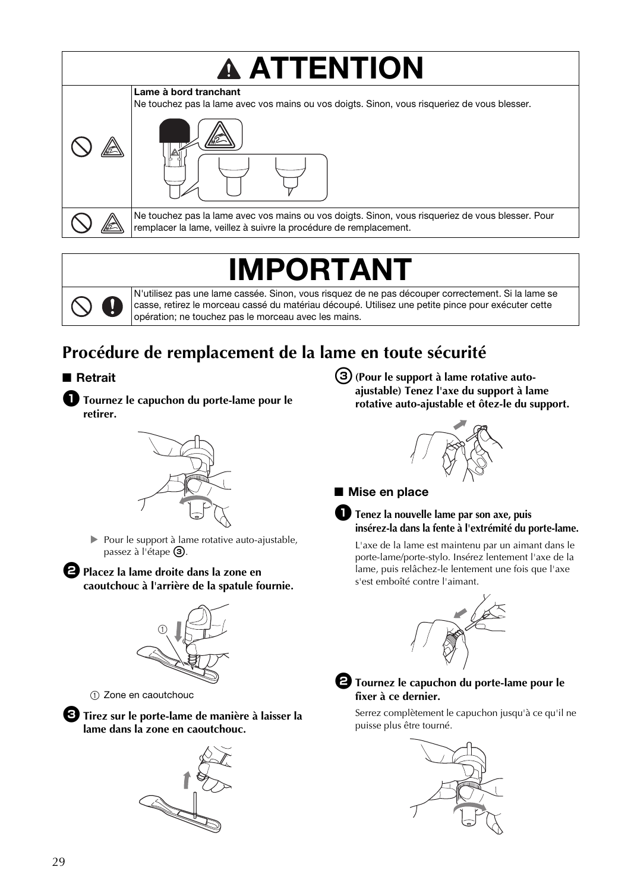# ⚠ ATTENTION

| | |
|---|---|
| | **Lame à bord tranchant**<br>Ne touchez pas la lame avec vos mains ou vos doigts. Sinon, vous risqueriez de vous blesser. |
| | Ne touchez pas la lame avec vos mains ou vos doigts. Sinon, vous risqueriez de vous blesser. Pour remplacer la lame, veillez à suivre la procédure de remplacement. |

# IMPORTANT

| | |
|---|---|
| | N'utilisez pas une lame cassée. Sinon, vous risquez de ne pas découper correctement. Si la lame se casse, retirez le morceau cassé du matériau découpé. Utilisez une petite pince pour exécuter cette opération; ne touchez pas le morceau avec les mains. |

## Procédure de remplacement de la lame en toute sécurité

### ■ Retrait

**1 Tournez le capuchon du porte-lame pour le retirer.**

▶ Pour le support à lame rotative auto-ajustable, passez à l'étape ③.

**2 Placez la lame droite dans la zone en caoutchouc à l'arrière de la spatule fournie.**

① Zone en caoutchouc

**3 Tirez sur le porte-lame de manière à laisser la lame dans la zone en caoutchouc.**

**③ (Pour le support à lame rotative auto-ajustable) Tenez l'axe du support à lame rotative auto-ajustable et ôtez-le du support.**

### ■ Mise en place

**1 Tenez la nouvelle lame par son axe, puis insérez-la dans la fente à l'extrémité du porte-lame.**

L'axe de la lame est maintenu par un aimant dans le porte-lame/porte-stylo. Insérez lentement l'axe de la lame, puis relâchez-le lentement une fois que l'axe s'est emboîté contre l'aimant.

**2 Tournez le capuchon du porte-lame pour le fixer à ce dernier.**

Serrez complètement le capuchon jusqu'à ce qu'il ne puisse plus être tourné.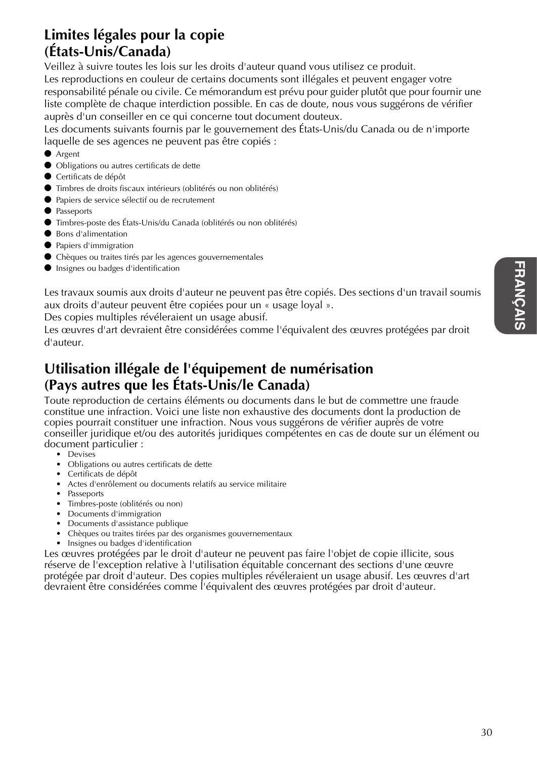## Limites légales pour la copie (États-Unis/Canada)

Veillez à suivre toutes les lois sur les droits d'auteur quand vous utilisez ce produit.
Les reproductions en couleur de certains documents sont illégales et peuvent engager votre responsabilité pénale ou civile. Ce mémorandum est prévu pour guider plutôt que pour fournir une liste complète de chaque interdiction possible. En cas de doute, nous vous suggérons de vérifier auprès d'un conseiller en ce qui concerne tout document douteux.
Les documents suivants fournis par le gouvernement des États-Unis/du Canada ou de n'importe laquelle de ses agences ne peuvent pas être copiés :

- Argent
- Obligations ou autres certificats de dette
- Certificats de dépôt
- Timbres de droits fiscaux intérieurs (oblitérés ou non oblitérés)
- Papiers de service sélectif ou de recrutement
- Passeports
- Timbres-poste des États-Unis/du Canada (oblitérés ou non oblitérés)
- Bons d'alimentation
- Papiers d'immigration
- Chèques ou traites tirés par les agences gouvernementales
- Insignes ou badges d'identification

Les travaux soumis aux droits d'auteur ne peuvent pas être copiés. Des sections d'un travail soumis aux droits d'auteur peuvent être copiées pour un « usage loyal ».
Des copies multiples révéleraient un usage abusif.
Les œuvres d'art devraient être considérées comme l'équivalent des œuvres protégées par droit d'auteur.

## Utilisation illégale de l'équipement de numérisation (Pays autres que les États-Unis/le Canada)

Toute reproduction de certains éléments ou documents dans le but de commettre une fraude constitue une infraction. Voici une liste non exhaustive des documents dont la production de copies pourrait constituer une infraction. Nous vous suggérons de vérifier auprès de votre conseiller juridique et/ou des autorités juridiques compétentes en cas de doute sur un élément ou document particulier :

- Devises
- Obligations ou autres certificats de dette
- Certificats de dépôt
- Actes d'enrôlement ou documents relatifs au service militaire
- Passeports
- Timbres-poste (oblitérés ou non)
- Documents d'immigration
- Documents d'assistance publique
- Chèques ou traites tirées par des organismes gouvernementaux
- Insignes ou badges d'identification

Les œuvres protégées par le droit d'auteur ne peuvent pas faire l'objet de copie illicite, sous réserve de l'exception relative à l'utilisation équitable concernant des sections d'une œuvre protégée par droit d'auteur. Des copies multiples révéleraient un usage abusif. Les œuvres d'art devraient être considérées comme l'équivalent des œuvres protégées par droit d'auteur.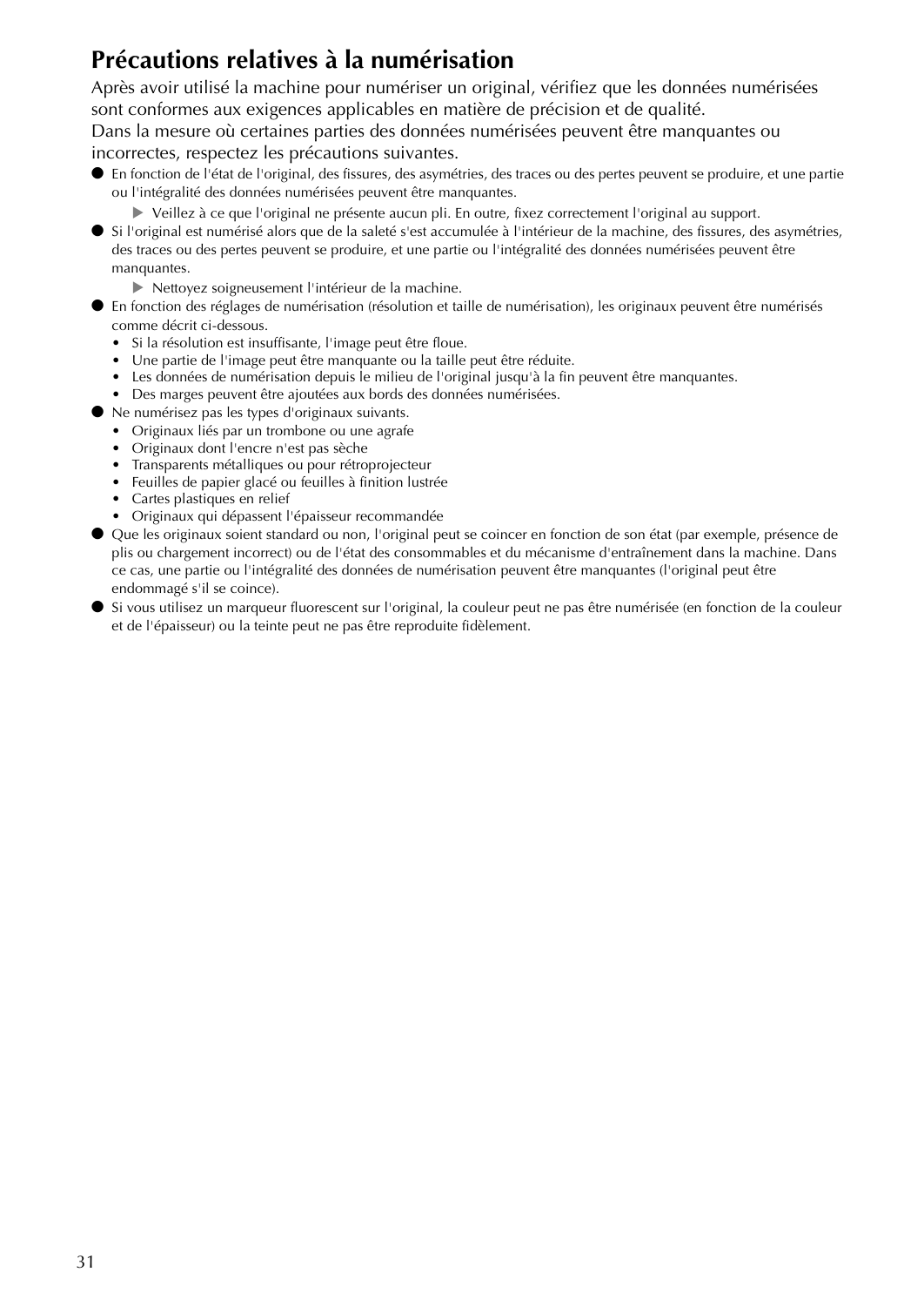## Précautions relatives à la numérisation

Après avoir utilisé la machine pour numériser un original, vérifiez que les données numérisées sont conformes aux exigences applicables en matière de précision et de qualité.
Dans la mesure où certaines parties des données numérisées peuvent être manquantes ou incorrectes, respectez les précautions suivantes.

- En fonction de l'état de l'original, des fissures, des asymétries, des traces ou des pertes peuvent se produire, et une partie ou l'intégralité des données numérisées peuvent être manquantes.
  - ▶ Veillez à ce que l'original ne présente aucun pli. En outre, fixez correctement l'original au support.
- Si l'original est numérisé alors que de la saleté s'est accumulée à l'intérieur de la machine, des fissures, des asymétries, des traces ou des pertes peuvent se produire, et une partie ou l'intégralité des données numérisées peuvent être manquantes.
  - ▶ Nettoyez soigneusement l'intérieur de la machine.
- En fonction des réglages de numérisation (résolution et taille de numérisation), les originaux peuvent être numérisés comme décrit ci-dessous.
  - Si la résolution est insuffisante, l'image peut être floue.
  - Une partie de l'image peut être manquante ou la taille peut être réduite.
  - Les données de numérisation depuis le milieu de l'original jusqu'à la fin peuvent être manquantes.
  - Des marges peuvent être ajoutées aux bords des données numérisées.
- Ne numérisez pas les types d'originaux suivants.
  - Originaux liés par un trombone ou une agrafe
  - Originaux dont l'encre n'est pas sèche
  - Transparents métalliques ou pour rétroprojecteur
  - Feuilles de papier glacé ou feuilles à finition lustrée
  - Cartes plastiques en relief
  - Originaux qui dépassent l'épaisseur recommandée
- Que les originaux soient standard ou non, l'original peut se coincer en fonction de son état (par exemple, présence de plis ou chargement incorrect) ou de l'état des consommables et du mécanisme d'entraînement dans la machine. Dans ce cas, une partie ou l'intégralité des données de numérisation peuvent être manquantes (l'original peut être endommagé s'il se coince).
- Si vous utilisez un marqueur fluorescent sur l'original, la couleur peut ne pas être numérisée (en fonction de la couleur et de l'épaisseur) ou la teinte peut ne pas être reproduite fidèlement.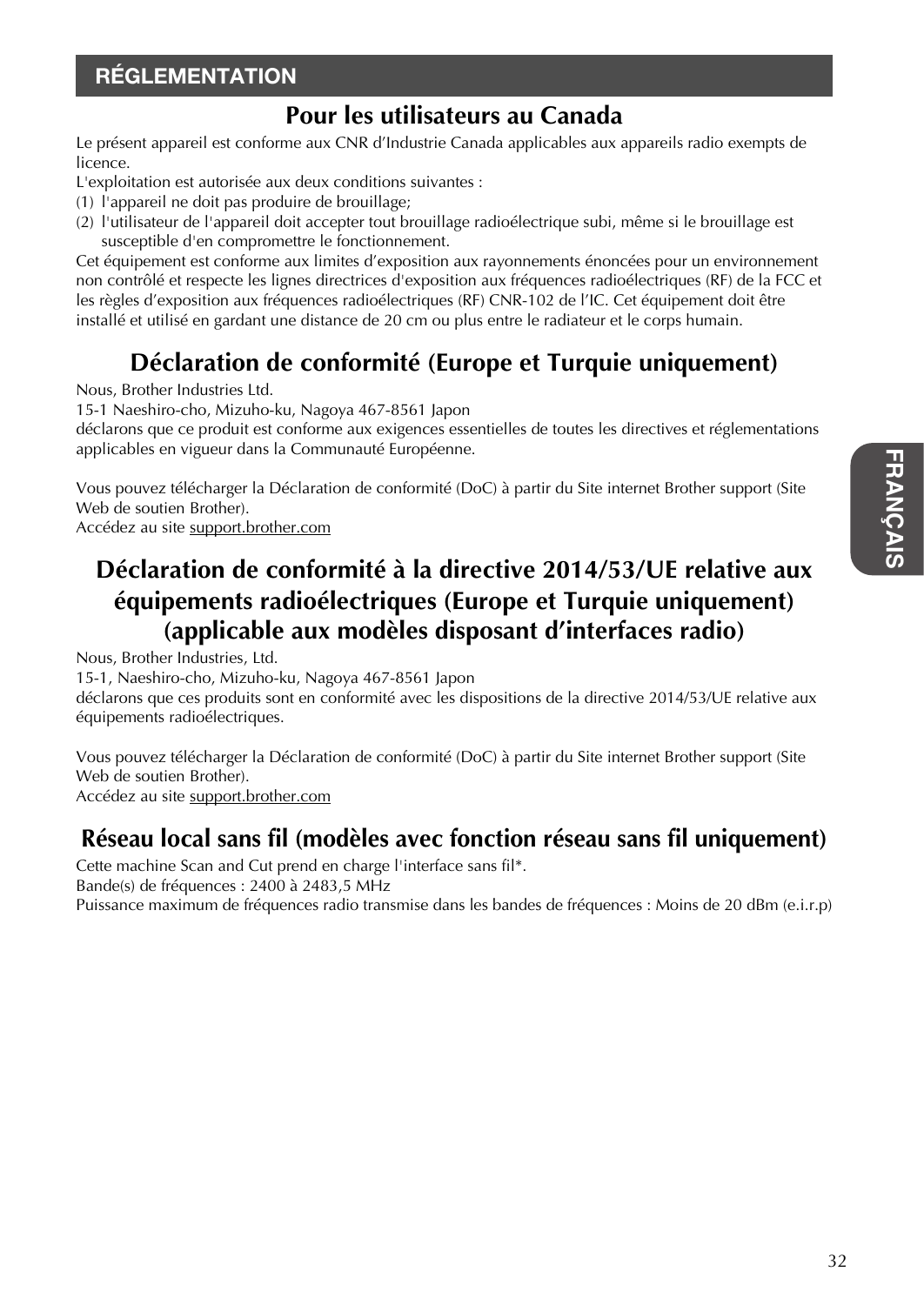## RÉGLEMENTATION

### Pour les utilisateurs au Canada

Le présent appareil est conforme aux CNR d'Industrie Canada applicables aux appareils radio exempts de licence.
L'exploitation est autorisée aux deux conditions suivantes :
(1) l'appareil ne doit pas produire de brouillage;
(2) l'utilisateur de l'appareil doit accepter tout brouillage radioélectrique subi, même si le brouillage est susceptible d'en compromettre le fonctionnement.
Cet équipement est conforme aux limites d'exposition aux rayonnements énoncées pour un environnement non contrôlé et respecte les lignes directrices d'exposition aux fréquences radioélectriques (RF) de la FCC et les règles d'exposition aux fréquences radioélectriques (RF) CNR-102 de l'IC. Cet équipement doit être installé et utilisé en gardant une distance de 20 cm ou plus entre le radiateur et le corps humain.

### Déclaration de conformité (Europe et Turquie uniquement)

Nous, Brother Industries Ltd.
15-1 Naeshiro-cho, Mizuho-ku, Nagoya 467-8561 Japon
déclarons que ce produit est conforme aux exigences essentielles de toutes les directives et réglementations applicables en vigueur dans la Communauté Européenne.

Vous pouvez télécharger la Déclaration de conformité (DoC) à partir du Site internet Brother support (Site Web de soutien Brother).
Accédez au site support.brother.com

### Déclaration de conformité à la directive 2014/53/UE relative aux équipements radioélectriques (Europe et Turquie uniquement) (applicable aux modèles disposant d'interfaces radio)

Nous, Brother Industries, Ltd.
15-1, Naeshiro-cho, Mizuho-ku, Nagoya 467-8561 Japon
déclarons que ces produits sont en conformité avec les dispositions de la directive 2014/53/UE relative aux équipements radioélectriques.

Vous pouvez télécharger la Déclaration de conformité (DoC) à partir du Site internet Brother support (Site Web de soutien Brother).
Accédez au site support.brother.com

### Réseau local sans fil (modèles avec fonction réseau sans fil uniquement)

Cette machine Scan and Cut prend en charge l'interface sans fil*.
Bande(s) de fréquences : 2400 à 2483,5 MHz
Puissance maximum de fréquences radio transmise dans les bandes de fréquences : Moins de 20 dBm (e.i.r.p)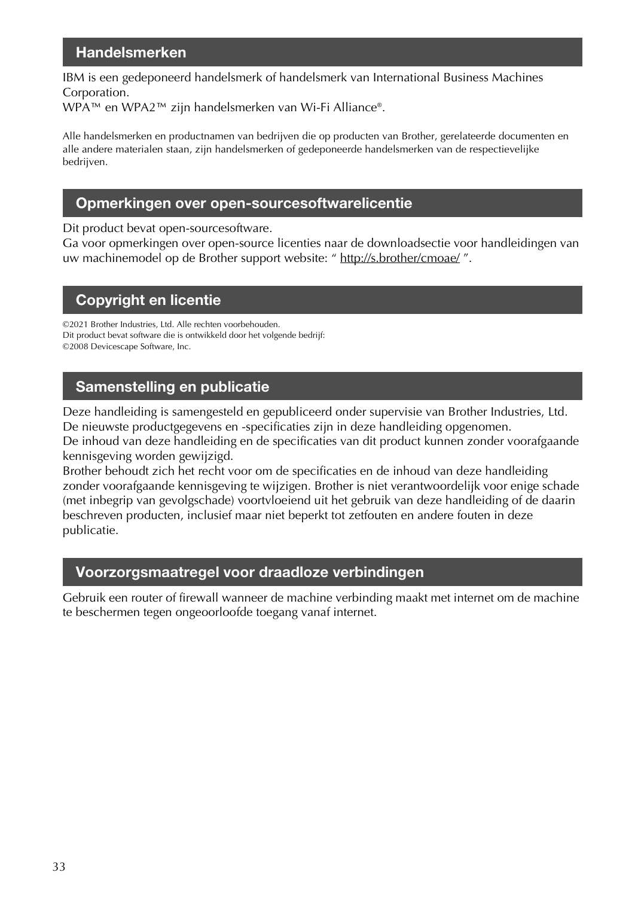## Handelsmerken

IBM is een gedeponeerd handelsmerk of handelsmerk van International Business Machines Corporation.
WPA™ en WPA2™ zijn handelsmerken van Wi-Fi Alliance®.

Alle handelsmerken en productnamen van bedrijven die op producten van Brother, gerelateerde documenten en alle andere materialen staan, zijn handelsmerken of gedeponeerde handelsmerken van de respectievelijke bedrijven.

## Opmerkingen over open-sourcesoftwarelicentie

Dit product bevat open-sourcesoftware.
Ga voor opmerkingen over open-source licenties naar de downloadsectie voor handleidingen van uw machinemodel op de Brother support website: " http://s.brother/cmoae/ ".

## Copyright en licentie

©2021 Brother Industries, Ltd. Alle rechten voorbehouden.
Dit product bevat software die is ontwikkeld door het volgende bedrijf:
©2008 Devicescape Software, Inc.

## Samenstelling en publicatie

Deze handleiding is samengesteld en gepubliceerd onder supervisie van Brother Industries, Ltd.
De nieuwste productgegevens en -specificaties zijn in deze handleiding opgenomen.
De inhoud van deze handleiding en de specificaties van dit product kunnen zonder voorafgaande kennisgeving worden gewijzigd.
Brother behoudt zich het recht voor om de specificaties en de inhoud van deze handleiding zonder voorafgaande kennisgeving te wijzigen. Brother is niet verantwoordelijk voor enige schade (met inbegrip van gevolgschade) voortvloeiend uit het gebruik van deze handleiding of de daarin beschreven producten, inclusief maar niet beperkt tot zetfouten en andere fouten in deze publicatie.

## Voorzorgsmaatregel voor draadloze verbindingen

Gebruik een router of firewall wanneer de machine verbinding maakt met internet om de machine te beschermen tegen ongeoorloofde toegang vanaf internet.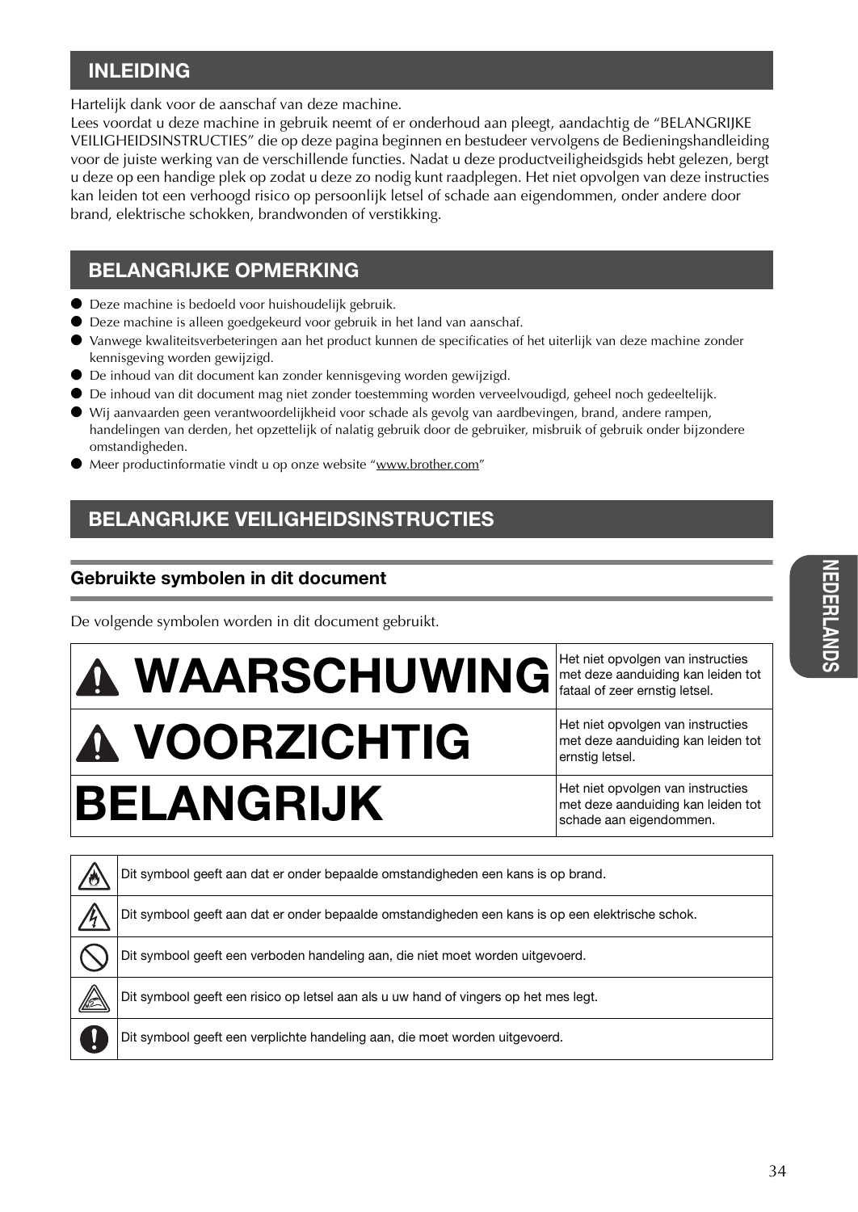## INLEIDING

Hartelijk dank voor de aanschaf van deze machine.
Lees voordat u deze machine in gebruik neemt of er onderhoud aan pleegt, aandachtig de "BELANGRIJKE VEILIGHEIDSINSTRUCTIES" die op deze pagina beginnen en bestudeer vervolgens de Bedieningshandleiding voor de juiste werking van de verschillende functies. Nadat u deze productveiligheidsgids hebt gelezen, bergt u deze op een handige plek op zodat u deze zo nodig kunt raadplegen. Het niet opvolgen van deze instructies kan leiden tot een verhoogd risico op persoonlijk letsel of schade aan eigendommen, onder andere door brand, elektrische schokken, brandwonden of verstikking.

## BELANGRIJKE OPMERKING

- Deze machine is bedoeld voor huishoudelijk gebruik.
- Deze machine is alleen goedgekeurd voor gebruik in het land van aanschaf.
- Vanwege kwaliteitsverbeteringen aan het product kunnen de specificaties of het uiterlijk van deze machine zonder kennisgeving worden gewijzigd.
- De inhoud van dit document kan zonder kennisgeving worden gewijzigd.
- De inhoud van dit document mag niet zonder toestemming worden verveelvoudigd, geheel noch gedeeltelijk.
- Wij aanvaarden geen verantwoordelijkheid voor schade als gevolg van aardbevingen, brand, andere rampen, handelingen van derden, het opzettelijk of nalatig gebruik door de gebruiker, misbruik of gebruik onder bijzondere omstandigheden.
- Meer productinformatie vindt u op onze website "www.brother.com"

## BELANGRIJKE VEILIGHEIDSINSTRUCTIES

### Gebruikte symbolen in dit document

De volgende symbolen worden in dit document gebruikt.

| | |
|---|---|
| ⚠ **WAARSCHUWING** | Het niet opvolgen van instructies met deze aanduiding kan leiden tot fataal of zeer ernstig letsel. |
| ⚠ **VOORZICHTIG** | Het niet opvolgen van instructies met deze aanduiding kan leiden tot ernstig letsel. |
| **BELANGRIJK** | Het niet opvolgen van instructies met deze aanduiding kan leiden tot schade aan eigendommen. |

| | |
|---|---|
| (brand-symbool) | Dit symbool geeft aan dat er onder bepaalde omstandigheden een kans is op brand. |
| (schok-symbool) | Dit symbool geeft aan dat er onder bepaalde omstandigheden een kans is op een elektrische schok. |
| (verbod-symbool) | Dit symbool geeft een verboden handeling aan, die niet moet worden uitgevoerd. |
| (mes-symbool) | Dit symbool geeft een risico op letsel aan als u uw hand of vingers op het mes legt. |
| (verplicht-symbool) | Dit symbool geeft een verplichte handeling aan, die moet worden uitgevoerd. |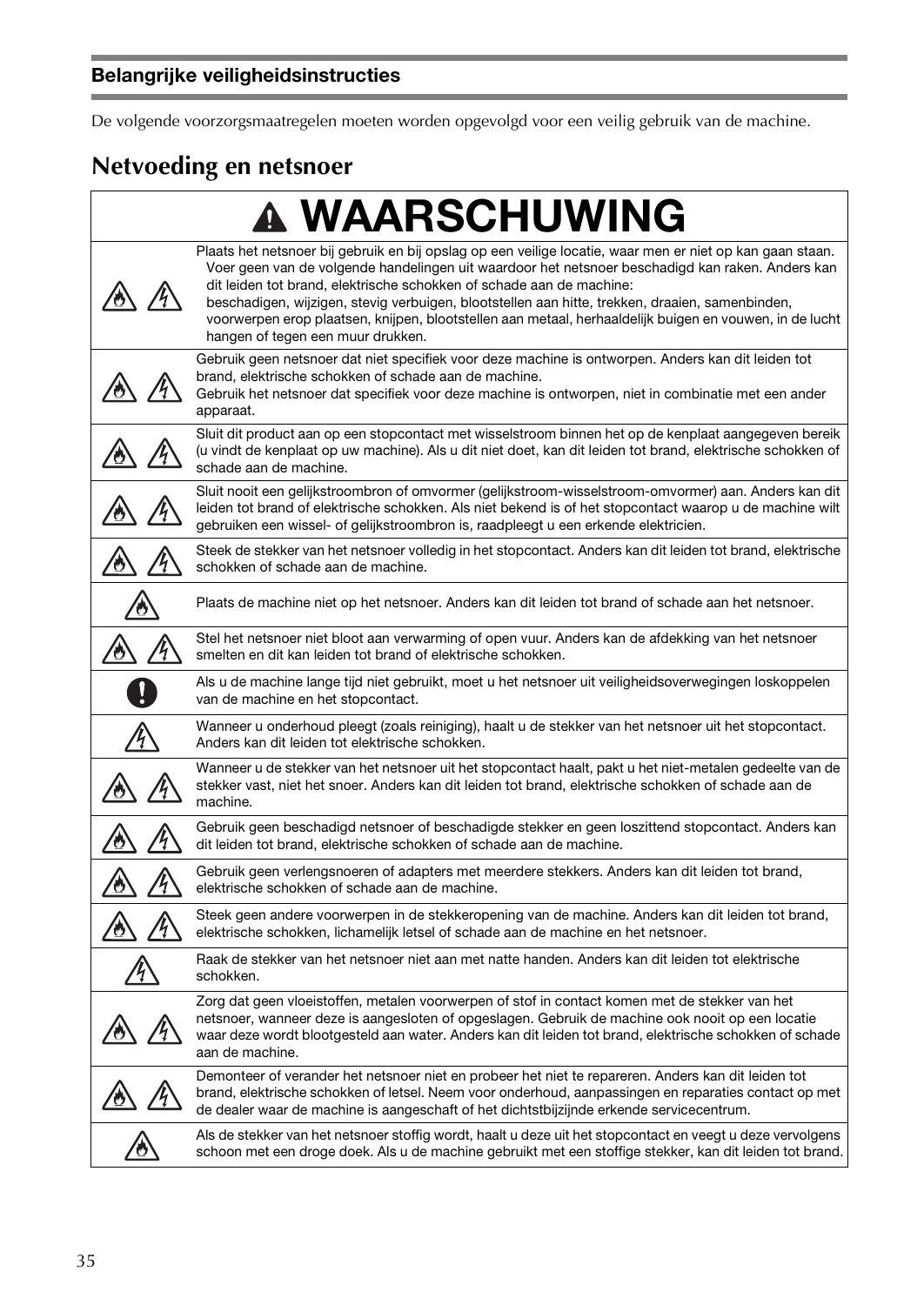## Belangrijke veiligheidsinstructies

De volgende voorzorgsmaatregelen moeten worden opgevolgd voor een veilig gebruik van de machine.

## Netvoeding en netsnoer

| ⚠ WAARSCHUWING |
|---|
| Plaats het netsnoer bij gebruik en bij opslag op een veilige locatie, waar men er niet op kan gaan staan. Voer geen van de volgende handelingen uit waardoor het netsnoer beschadigd kan raken. Anders kan dit leiden tot brand, elektrische schokken of schade aan de machine: beschadigen, wijzigen, stevig verbuigen, blootstellen aan hitte, trekken, draaien, samenbinden, voorwerpen erop plaatsen, knijpen, blootstellen aan metaal, herhaaldelijk buigen en vouwen, in de lucht hangen of tegen een muur drukken. |
| Gebruik geen netsnoer dat niet specifiek voor deze machine is ontworpen. Anders kan dit leiden tot brand, elektrische schokken of schade aan de machine. Gebruik het netsnoer dat specifiek voor deze machine is ontworpen, niet in combinatie met een ander apparaat. |
| Sluit dit product aan op een stopcontact met wisselstroom binnen het op de kenplaat aangegeven bereik (u vindt de kenplaat op uw machine). Als u dit niet doet, kan dit leiden tot brand, elektrische schokken of schade aan de machine. |
| Sluit nooit een gelijkstroombron of omvormer (gelijkstroom-wisselstroom-omvormer) aan. Anders kan dit leiden tot brand of elektrische schokken. Als niet bekend is of het stopcontact waarop u de machine wilt gebruiken een wissel- of gelijkstroombron is, raadpleegt u een erkende elektricien. |
| Steek de stekker van het netsnoer volledig in het stopcontact. Anders kan dit leiden tot brand, elektrische schokken of schade aan de machine. |
| Plaats de machine niet op het netsnoer. Anders kan dit leiden tot brand of schade aan het netsnoer. |
| Stel het netsnoer niet bloot aan verwarming of open vuur. Anders kan de afdekking van het netsnoer smelten en dit kan leiden tot brand of elektrische schokken. |
| Als u de machine lange tijd niet gebruikt, moet u het netsnoer uit veiligheidsoverwegingen loskoppelen van de machine en het stopcontact. |
| Wanneer u onderhoud pleegt (zoals reiniging), haalt u de stekker van het netsnoer uit het stopcontact. Anders kan dit leiden tot elektrische schokken. |
| Wanneer u de stekker van het netsnoer uit het stopcontact haalt, pakt u het niet-metalen gedeelte van de stekker vast, niet het snoer. Anders kan dit leiden tot brand, elektrische schokken of schade aan de machine. |
| Gebruik geen beschadigd netsnoer of beschadigde stekker en geen loszittend stopcontact. Anders kan dit leiden tot brand, elektrische schokken of schade aan de machine. |
| Gebruik geen verlengsnoeren of adapters met meerdere stekkers. Anders kan dit leiden tot brand, elektrische schokken of schade aan de machine. |
| Steek geen andere voorwerpen in de stekkeropening van de machine. Anders kan dit leiden tot brand, elektrische schokken, lichamelijk letsel of schade aan de machine en het netsnoer. |
| Raak de stekker van het netsnoer niet aan met natte handen. Anders kan dit leiden tot elektrische schokken. |
| Zorg dat geen vloeistoffen, metalen voorwerpen of stof in contact komen met de stekker van het netsnoer, wanneer deze is aangesloten of opgeslagen. Gebruik de machine ook nooit op een locatie waar deze wordt blootgesteld aan water. Anders kan dit leiden tot brand, elektrische schokken of schade aan de machine. |
| Demonteer of verander het netsnoer niet en probeer het niet te repareren. Anders kan dit leiden tot brand, elektrische schokken of letsel. Neem voor onderhoud, aanpassingen en reparaties contact op met de dealer waar de machine is aangeschaft of het dichtstbijzijnde erkende servicecentrum. |
| Als de stekker van het netsnoer stoffig wordt, haalt u deze uit het stopcontact en veegt u deze vervolgens schoon met een droge doek. Als u de machine gebruikt met een stoffige stekker, kan dit leiden tot brand. |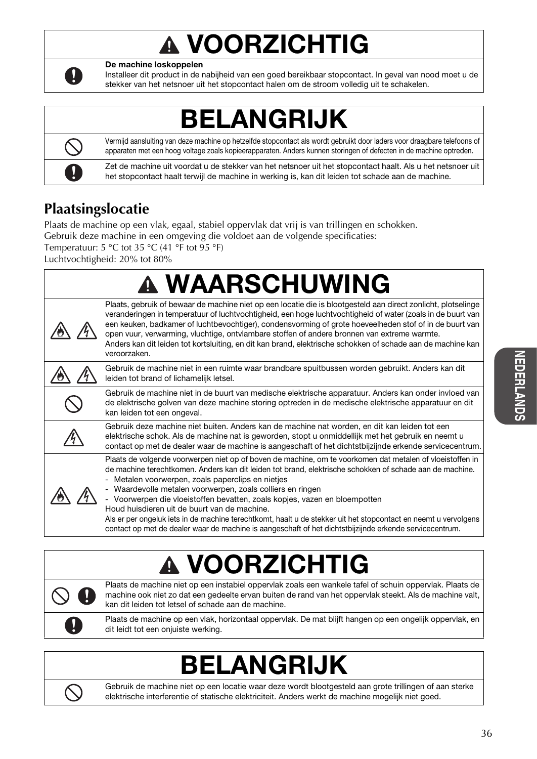# ⚠ VOORZICHTIG

**De machine loskoppelen**
Installeer dit product in de nabijheid van een goed bereikbaar stopcontact. In geval van nood moet u de stekker van het netsnoer uit het stopcontact halen om de stroom volledig uit te schakelen.

# BELANGRIJK

Vermijd aansluiting van deze machine op hetzelfde stopcontact als wordt gebruikt door laders voor draagbare telefoons of apparaten met een hoog voltage zoals kopieerapparaten. Anders kunnen storingen of defecten in de machine optreden.

Zet de machine uit voordat u de stekker van het netsnoer uit het stopcontact haalt. Als u het netsnoer uit het stopcontact haalt terwijl de machine in werking is, kan dit leiden tot schade aan de machine.

## Plaatsingslocatie

Plaats de machine op een vlak, egaal, stabiel oppervlak dat vrij is van trillingen en schokken.
Gebruik deze machine in een omgeving die voldoet aan de volgende specificaties:
Temperatuur: 5 °C tot 35 °C (41 °F tot 95 °F)
Luchtvochtigheid: 20% tot 80%

# ⚠ WAARSCHUWING

Plaats, gebruik of bewaar de machine niet op een locatie die is blootgesteld aan direct zonlicht, plotselinge veranderingen in temperatuur of luchtvochtigheid, een hoge luchtvochtigheid of water (zoals in de buurt van een keuken, badkamer of luchtbevochtiger), condensvorming of grote hoeveelheden stof of in de buurt van open vuur, verwarming, vluchtige, ontvlambare stoffen of andere bronnen van extreme warmte.
Anders kan dit leiden tot kortsluiting, en dit kan brand, elektrische schokken of schade aan de machine kan veroorzaken.

Gebruik de machine niet in een ruimte waar brandbare spuitbussen worden gebruikt. Anders kan dit leiden tot brand of lichamelijk letsel.

Gebruik de machine niet in de buurt van medische elektrische apparatuur. Anders kan onder invloed van de elektrische golven van deze machine storing optreden in de medische elektrische apparatuur en dit kan leiden tot een ongeval.

Gebruik deze machine niet buiten. Anders kan de machine nat worden, en dit kan leiden tot een elektrische schok. Als de machine nat is geworden, stopt u onmiddellijk met het gebruik en neemt u contact op met de dealer waar de machine is aangeschaft of het dichtstbijzijnde erkende servicecentrum.

Plaats de volgende voorwerpen niet op of boven de machine, om te voorkomen dat metalen of vloeistoffen in de machine terechtkomen. Anders kan dit leiden tot brand, elektrische schokken of schade aan de machine.
- Metalen voorwerpen, zoals paperclips en nietjes
- Waardevolle metalen voorwerpen, zoals colliers en ringen
- Voorwerpen die vloeistoffen bevatten, zoals kopjes, vazen en bloempotten

Houd huisdieren uit de buurt van de machine.
Als er per ongeluk iets in de machine terechtkomt, haalt u de stekker uit het stopcontact en neemt u vervolgens contact op met de dealer waar de machine is aangeschaft of het dichtstbijzijnde erkende servicecentrum.

# ⚠ VOORZICHTIG

Plaats de machine niet op een instabiel oppervlak zoals een wankele tafel of schuin oppervlak. Plaats de machine ook niet zo dat een gedeelte ervan buiten de rand van het oppervlak steekt. Als de machine valt, kan dit leiden tot letsel of schade aan de machine.

Plaats de machine op een vlak, horizontaal oppervlak. De mat blijft hangen op een ongelijk oppervlak, en dit leidt tot een onjuiste werking.

# BELANGRIJK

Gebruik de machine niet op een locatie waar deze wordt blootgesteld aan grote trillingen of aan sterke elektrische interferentie of statische elektriciteit. Anders werkt de machine mogelijk niet goed.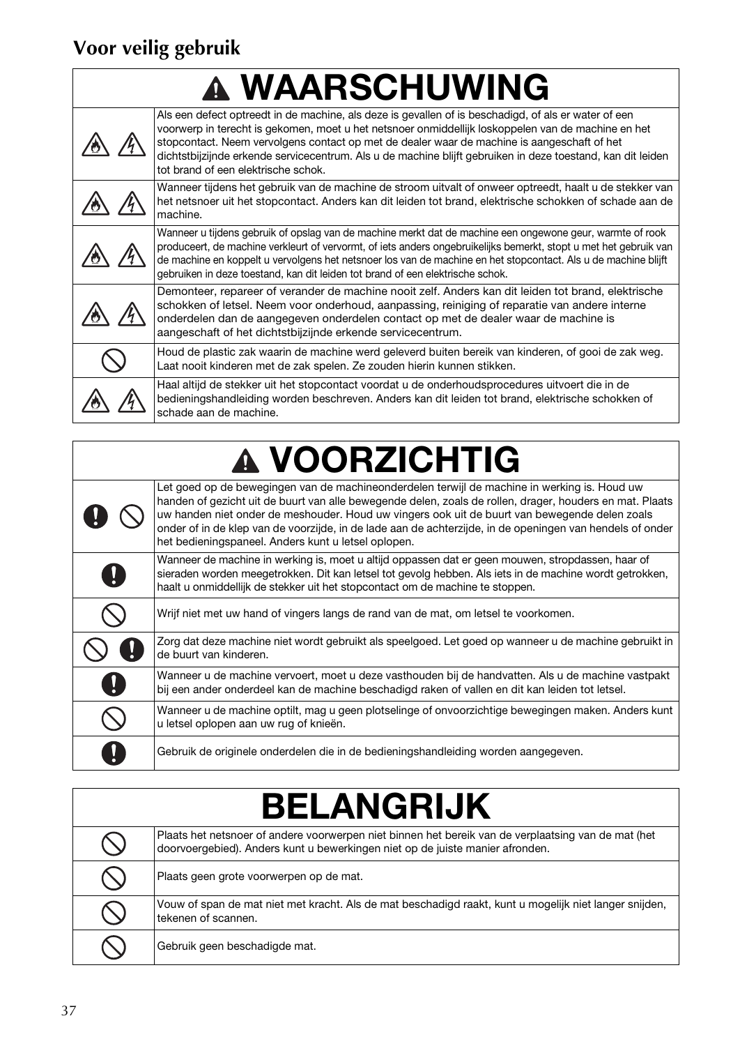## Voor veilig gebruik

| ⚠ WAARSCHUWING | |
|---|---|
| | Als een defect optreedt in de machine, als deze is gevallen of is beschadigd, of als er water of een voorwerp in terecht is gekomen, moet u het netsnoer onmiddellijk loskoppelen van de machine en het stopcontact. Neem vervolgens contact op met de dealer waar de machine is aangeschaft of het dichtstbijzijnde erkende servicecentrum. Als u de machine blijft gebruiken in deze toestand, kan dit leiden tot brand of een elektrische schok. |
| | Wanneer tijdens het gebruik van de machine de stroom uitvalt of onweer optreedt, haalt u de stekker van het netsnoer uit het stopcontact. Anders kan dit leiden tot brand, elektrische schokken of schade aan de machine. |
| | Wanneer u tijdens gebruik of opslag van de machine merkt dat de machine een ongewone geur, warmte of rook produceert, de machine verkleurt of vervormt, of iets anders ongebruikelijks bemerkt, stopt u met het gebruik van de machine en koppelt u vervolgens het netsnoer los van de machine en het stopcontact. Als u de machine blijft gebruiken in deze toestand, kan dit leiden tot brand of een elektrische schok. |
| | Demonteer, repareer of verander de machine nooit zelf. Anders kan dit leiden tot brand, elektrische schokken of letsel. Neem voor onderhoud, aanpassing, reiniging of reparatie van andere interne onderdelen dan de aangegeven onderdelen contact op met de dealer waar de machine is aangeschaft of het dichtstbijzijnde erkende servicecentrum. |
| | Houd de plastic zak waarin de machine werd geleverd buiten bereik van kinderen, of gooi de zak weg. Laat nooit kinderen met de zak spelen. Ze zouden hierin kunnen stikken. |
| | Haal altijd de stekker uit het stopcontact voordat u de onderhoudsprocedures uitvoert die in de bedieningshandleiding worden beschreven. Anders kan dit leiden tot brand, elektrische schokken of schade aan de machine. |

| ⚠ VOORZICHTIG | |
|---|---|
| | Let goed op de bewegingen van de machineonderdelen terwijl de machine in werking is. Houd uw handen of gezicht uit de buurt van alle bewegende delen, zoals de rollen, drager, houders en mat. Plaats uw handen niet onder de meshouder. Houd uw vingers ook uit de buurt van bewegende delen zoals onder of in de klep van de voorzijde, in de lade aan de achterzijde, in de openingen van hendels of onder het bedieningspaneel. Anders kunt u letsel oplopen. |
| | Wanneer de machine in werking is, moet u altijd oppassen dat er geen mouwen, stropdassen, haar of sieraden worden meegetrokken. Dit kan letsel tot gevolg hebben. Als iets in de machine wordt getrokken, haalt u onmiddellijk de stekker uit het stopcontact om de machine te stoppen. |
| | Wrijf niet met uw hand of vingers langs de rand van de mat, om letsel te voorkomen. |
| | Zorg dat deze machine niet wordt gebruikt als speelgoed. Let goed op wanneer u de machine gebruikt in de buurt van kinderen. |
| | Wanneer u de machine vervoert, moet u deze vasthouden bij de handvatten. Als u de machine vastpakt bij een ander onderdeel kan de machine beschadigd raken of vallen en dit kan leiden tot letsel. |
| | Wanneer u de machine optilt, mag u geen plotselinge of onvoorzichtige bewegingen maken. Anders kunt u letsel oplopen aan uw rug of knieën. |
| | Gebruik de originele onderdelen die in de bedieningshandleiding worden aangegeven. |

| BELANGRIJK | |
|---|---|
| | Plaats het netsnoer of andere voorwerpen niet binnen het bereik van de verplaatsing van de mat (het doorvoergebied). Anders kunt u bewerkingen niet op de juiste manier afronden. |
| | Plaats geen grote voorwerpen op de mat. |
| | Vouw of span de mat niet met kracht. Als de mat beschadigd raakt, kunt u mogelijk niet langer snijden, tekenen of scannen. |
| | Gebruik geen beschadigde mat. |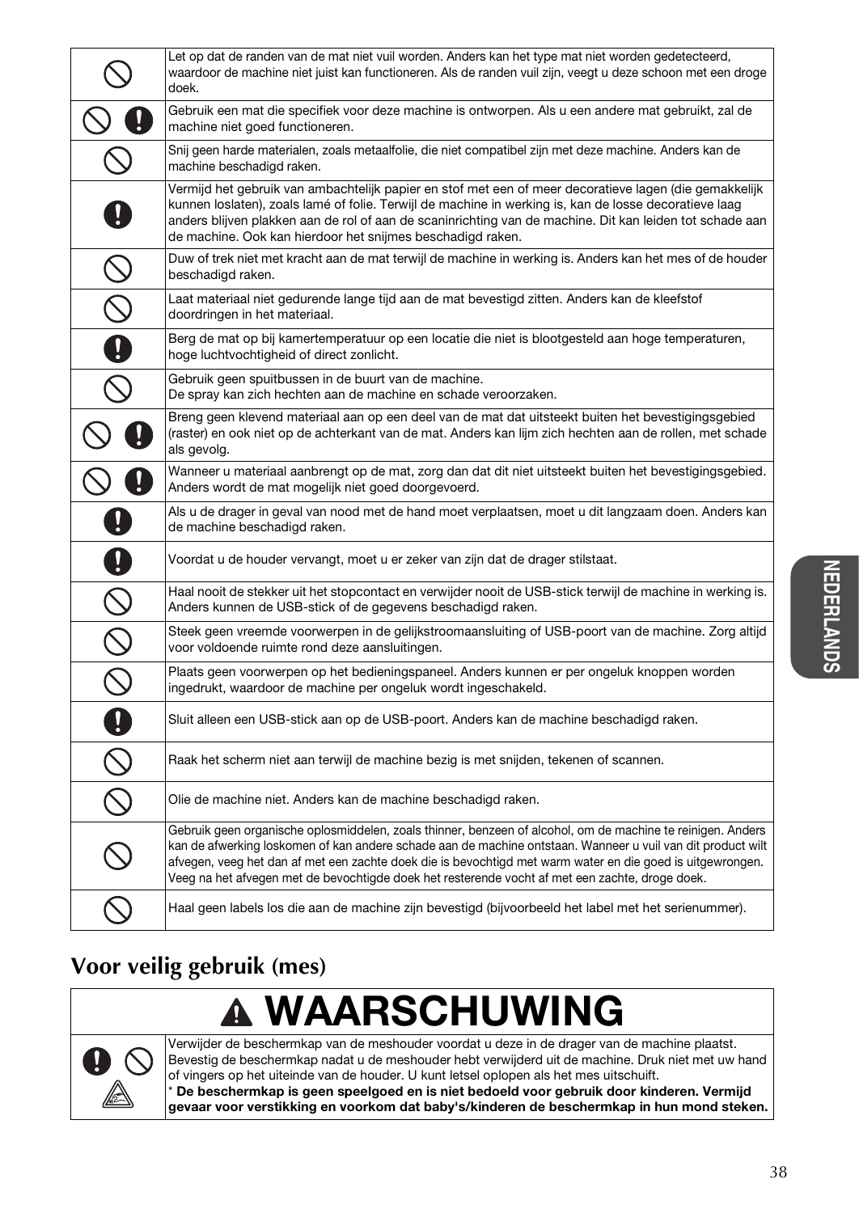| | |
|---|---|
| ⊘ | Let op dat de randen van de mat niet vuil worden. Anders kan het type mat niet worden gedetecteerd, waardoor de machine niet juist kan functioneren. Als de randen vuil zijn, veegt u deze schoon met een droge doek. |
| ⊘ ❗ | Gebruik een mat die specifiek voor deze machine is ontworpen. Als u een andere mat gebruikt, zal de machine niet goed functioneren. |
| ⊘ | Snij geen harde materialen, zoals metaalfolie, die niet compatibel zijn met deze machine. Anders kan de machine beschadigd raken. |
| ❗ | Vermijd het gebruik van ambachtelijk papier en stof met een of meer decoratieve lagen (die gemakkelijk kunnen loslaten), zoals lamé of folie. Terwijl de machine in werking is, kan de losse decoratieve laag anders blijven plakken aan de rol of aan de scaninrichting van de machine. Dit kan leiden tot schade aan de machine. Ook kan hierdoor het snijmes beschadigd raken. |
| ⊘ | Duw of trek niet met kracht aan de mat terwijl de machine in werking is. Anders kan het mes of de houder beschadigd raken. |
| ⊘ | Laat materiaal niet gedurende lange tijd aan de mat bevestigd zitten. Anders kan de kleefstof doordringen in het materiaal. |
| ❗ | Berg de mat op bij kamertemperatuur op een locatie die niet is blootgesteld aan hoge temperaturen, hoge luchtvochtigheid of direct zonlicht. |
| ⊘ | Gebruik geen spuitbussen in de buurt van de machine.<br>De spray kan zich hechten aan de machine en schade veroorzaken. |
| ⊘ ❗ | Breng geen klevend materiaal aan op een deel van de mat dat uitsteekt buiten het bevestigingsgebied (raster) en ook niet op de achterkant van de mat. Anders kan lijm zich hechten aan de rollen, met schade als gevolg. |
| ⊘ ❗ | Wanneer u materiaal aanbrengt op de mat, zorg dan dat dit niet uitsteekt buiten het bevestigingsgebied. Anders wordt de mat mogelijk niet goed doorgevoerd. |
| ❗ | Als u de drager in geval van nood met de hand moet verplaatsen, moet u dit langzaam doen. Anders kan de machine beschadigd raken. |
| ❗ | Voordat u de houder vervangt, moet u er zeker van zijn dat de drager stilstaat. |
| ⊘ | Haal nooit de stekker uit het stopcontact en verwijder nooit de USB-stick terwijl de machine in werking is. Anders kunnen de USB-stick of de gegevens beschadigd raken. |
| ⊘ | Steek geen vreemde voorwerpen in de gelijkstroomaansluiting of USB-poort van de machine. Zorg altijd voor voldoende ruimte rond deze aansluitingen. |
| ⊘ | Plaats geen voorwerpen op het bedieningspaneel. Anders kunnen er per ongeluk knoppen worden ingedrukt, waardoor de machine per ongeluk wordt ingeschakeld. |
| ❗ | Sluit alleen een USB-stick aan op de USB-poort. Anders kan de machine beschadigd raken. |
| ⊘ | Raak het scherm niet aan terwijl de machine bezig is met snijden, tekenen of scannen. |
| ⊘ | Olie de machine niet. Anders kan de machine beschadigd raken. |
| ⊘ | Gebruik geen organische oplosmiddelen, zoals thinner, benzeen of alcohol, om de machine te reinigen. Anders kan de afwerking loskomen of kan andere schade aan de machine ontstaan. Wanneer u vuil van dit product wilt afvegen, veeg het dan af met een zachte doek die is bevochtigd met warm water en die goed is uitgewrongen. Veeg na het afvegen met de bevochtigde doek het resterende vocht af met een zachte, droge doek. |
| ⊘ | Haal geen labels los die aan de machine zijn bevestigd (bijvoorbeeld het label met het serienummer). |

## Voor veilig gebruik (mes)

| ⚠ WAARSCHUWING | |
|---|---|
| ❗ ⊘ | Verwijder de beschermkap van de meshouder voordat u deze in de drager van de machine plaatst. Bevestig de beschermkap nadat u de meshouder hebt verwijderd uit de machine. Druk niet met uw hand of vingers op het uiteinde van de houder. U kunt letsel oplopen als het mes uitschuift.<br>* **De beschermkap is geen speelgoed en is niet bedoeld voor gebruik door kinderen. Vermijd gevaar voor verstikking en voorkom dat baby's/kinderen de beschermkap in hun mond steken.** |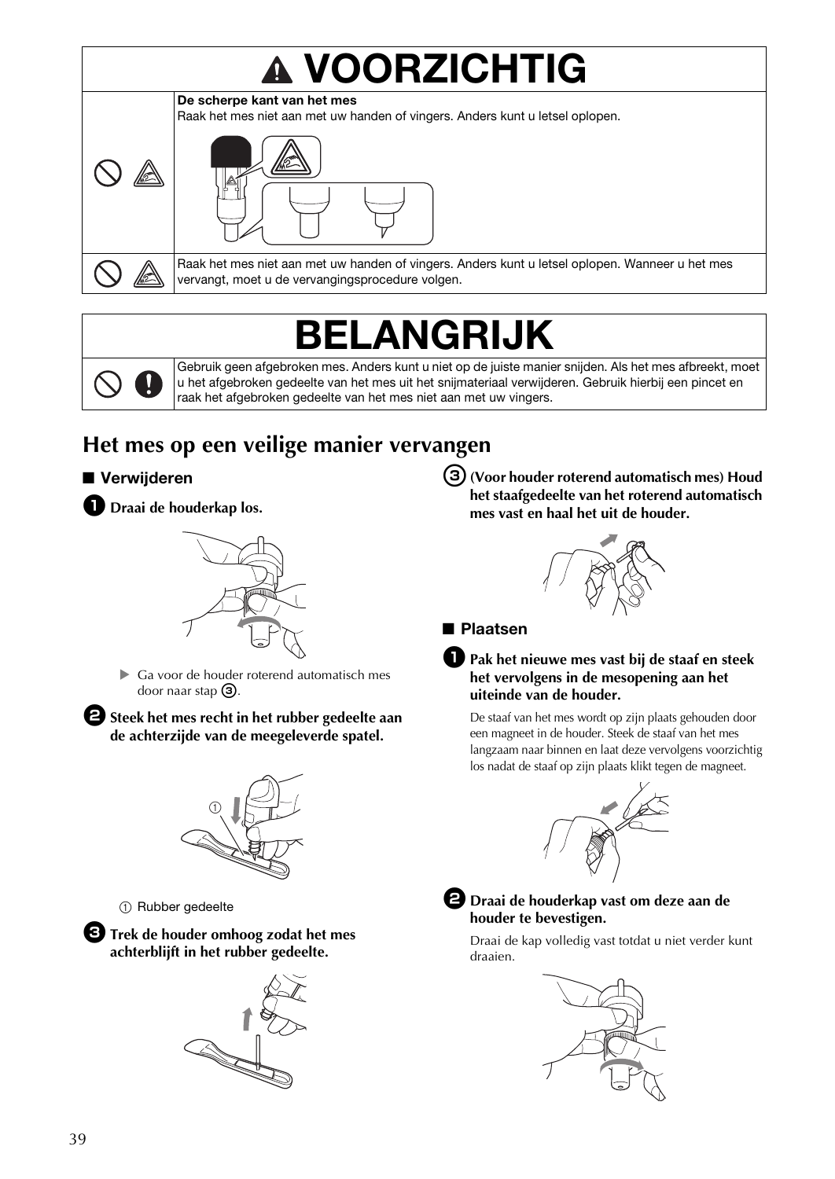# ⚠ VOORZICHTIG

| | |
|---|---|
| | **De scherpe kant van het mes**<br>Raak het mes niet aan met uw handen of vingers. Anders kunt u letsel oplopen. |
| | Raak het mes niet aan met uw handen of vingers. Anders kunt u letsel oplopen. Wanneer u het mes vervangt, moet u de vervangingsprocedure volgen. |

# BELANGRIJK

| | |
|---|---|
| | Gebruik geen afgebroken mes. Anders kunt u niet op de juiste manier snijden. Als het mes afbreekt, moet u het afgebroken gedeelte van het mes uit het snijmateriaal verwijderen. Gebruik hierbij een pincet en raak het afgebroken gedeelte van het mes niet aan met uw vingers. |

## Het mes op een veilige manier vervangen

### ■ Verwijderen

**1 Draai de houderkap los.**

▶ Ga voor de houder roterend automatisch mes door naar stap ③.

**2 Steek het mes recht in het rubber gedeelte aan de achterzijde van de meegeleverde spatel.**

① Rubber gedeelte

**3 Trek de houder omhoog zodat het mes achterblijft in het rubber gedeelte.**

**③ (Voor houder roterend automatisch mes) Houd het staafgedeelte van het roterend automatisch mes vast en haal het uit de houder.**

### ■ Plaatsen

**1 Pak het nieuwe mes vast bij de staaf en steek het vervolgens in de mesopening aan het uiteinde van de houder.**

De staaf van het mes wordt op zijn plaats gehouden door een magneet in de houder. Steek de staaf van het mes langzaam naar binnen en laat deze vervolgens voorzichtig los nadat de staaf op zijn plaats klikt tegen de magneet.

**2 Draai de houderkap vast om deze aan de houder te bevestigen.**

Draai de kap volledig vast totdat u niet verder kunt draaien.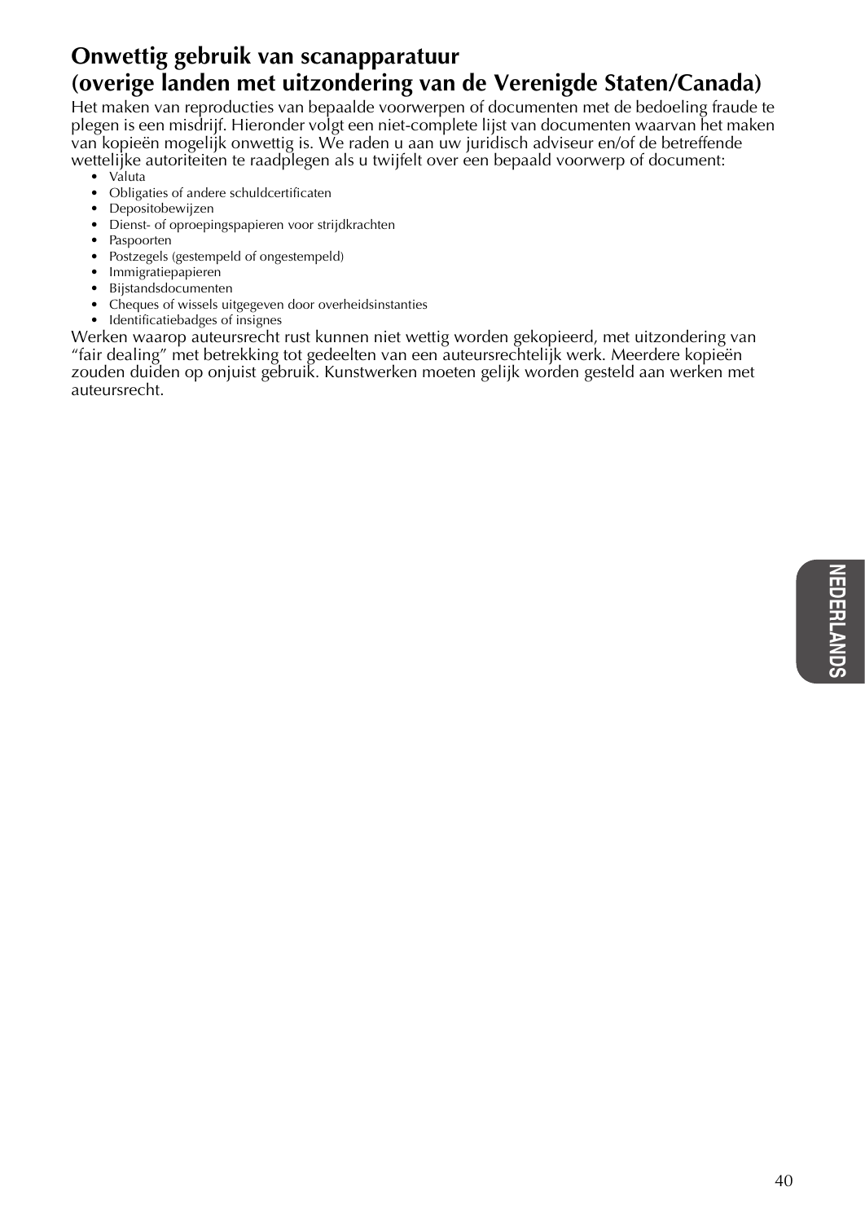## Onwettig gebruik van scanapparatuur
## (overige landen met uitzondering van de Verenigde Staten/Canada)

Het maken van reproducties van bepaalde voorwerpen of documenten met de bedoeling fraude te plegen is een misdrijf. Hieronder volgt een niet-complete lijst van documenten waarvan het maken van kopieën mogelijk onwettig is. We raden u aan uw juridisch adviseur en/of de betreffende wettelijke autoriteiten te raadplegen als u twijfelt over een bepaald voorwerp of document:

- Valuta
- Obligaties of andere schuldcertificaten
- Depositobewijzen
- Dienst- of oproepingspapieren voor strijdkrachten
- Paspoorten
- Postzegels (gestempeld of ongestempeld)
- Immigratiepapieren
- Bijstandsdocumenten
- Cheques of wissels uitgegeven door overheidsinstanties
- Identificatiebadges of insignes

Werken waarop auteursrecht rust kunnen niet wettig worden gekopieerd, met uitzondering van “fair dealing” met betrekking tot gedeelten van een auteursrechtelijk werk. Meerdere kopieën zouden duiden op onjuist gebruik. Kunstwerken moeten gelijk worden gesteld aan werken met auteursrecht.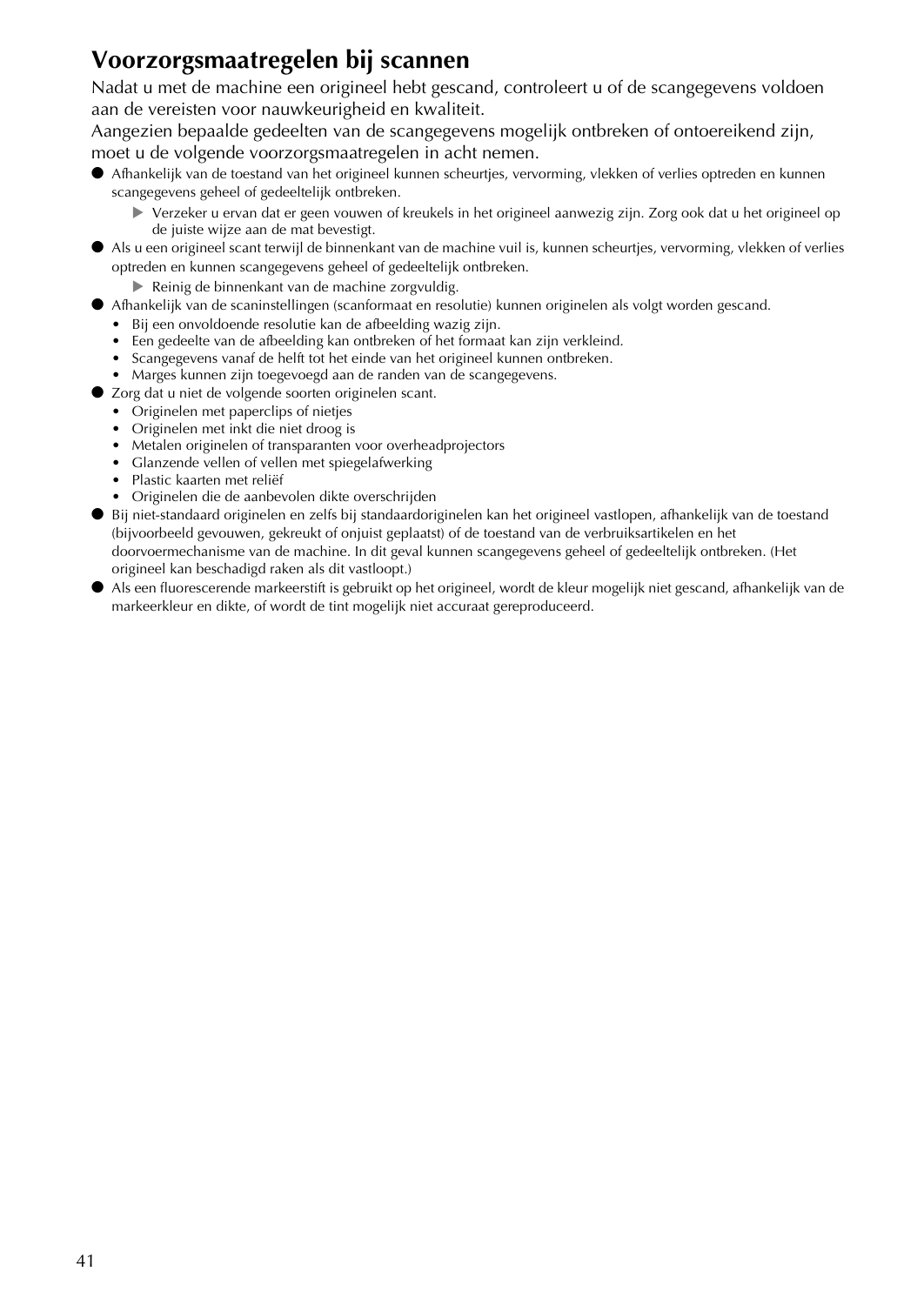## Voorzorgsmaatregelen bij scannen

Nadat u met de machine een origineel hebt gescand, controleert u of de scangegevens voldoen aan de vereisten voor nauwkeurigheid en kwaliteit.
Aangezien bepaalde gedeelten van de scangegevens mogelijk ontbreken of ontoereikend zijn, moet u de volgende voorzorgsmaatregelen in acht nemen.

- Afhankelijk van de toestand van het origineel kunnen scheurtjes, vervorming, vlekken of verlies optreden en kunnen scangegevens geheel of gedeeltelijk ontbreken.
  - ▶ Verzeker u ervan dat er geen vouwen of kreukels in het origineel aanwezig zijn. Zorg ook dat u het origineel op de juiste wijze aan de mat bevestigt.
- Als u een origineel scant terwijl de binnenkant van de machine vuil is, kunnen scheurtjes, vervorming, vlekken of verlies optreden en kunnen scangegevens geheel of gedeeltelijk ontbreken.
  - ▶ Reinig de binnenkant van de machine zorgvuldig.
- Afhankelijk van de scaninstellingen (scanformaat en resolutie) kunnen originelen als volgt worden gescand.
  - Bij een onvoldoende resolutie kan de afbeelding wazig zijn.
  - Een gedeelte van de afbeelding kan ontbreken of het formaat kan zijn verkleind.
  - Scangegevens vanaf de helft tot het einde van het origineel kunnen ontbreken.
  - Marges kunnen zijn toegevoegd aan de randen van de scangegevens.
- Zorg dat u niet de volgende soorten originelen scant.
  - Originelen met paperclips of nietjes
  - Originelen met inkt die niet droog is
  - Metalen originelen of transparanten voor overheadprojectors
  - Glanzende vellen of vellen met spiegelafwerking
  - Plastic kaarten met reliëf
  - Originelen die de aanbevolen dikte overschrijden
- Bij niet-standaard originelen en zelfs bij standaardoriginelen kan het origineel vastlopen, afhankelijk van de toestand (bijvoorbeeld gevouwen, gekreukt of onjuist geplaatst) of de toestand van de verbruiksartikelen en het doorvoermechanisme van de machine. In dit geval kunnen scangegevens geheel of gedeeltelijk ontbreken. (Het origineel kan beschadigd raken als dit vastloopt.)
- Als een fluorescerende markeerstift is gebruikt op het origineel, wordt de kleur mogelijk niet gescand, afhankelijk van de markeerkleur en dikte, of wordt de tint mogelijk niet accuraat gereproduceerd.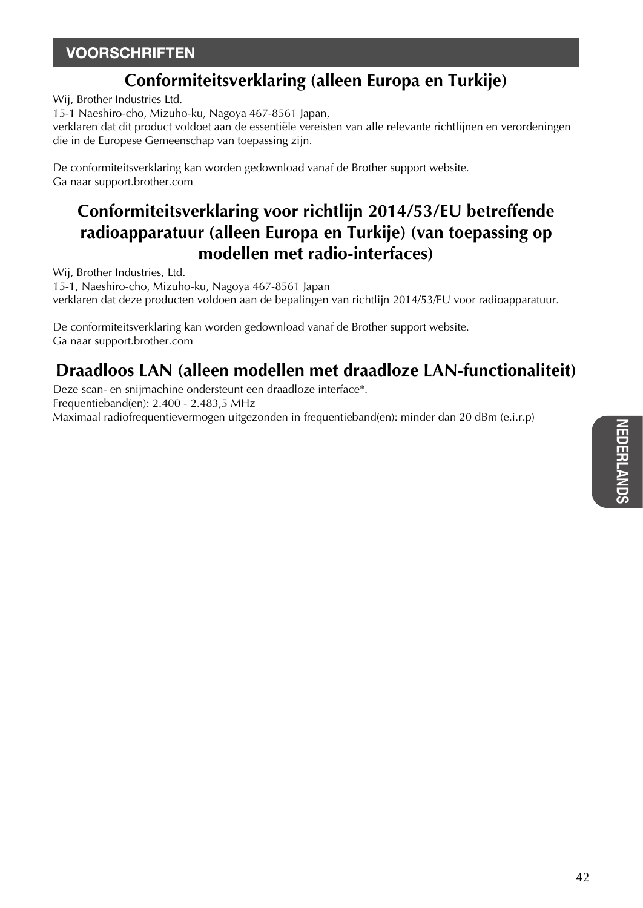## VOORSCHRIFTEN

### Conformiteitsverklaring (alleen Europa en Turkije)

Wij, Brother Industries Ltd.
15-1 Naeshiro-cho, Mizuho-ku, Nagoya 467-8561 Japan,
verklaren dat dit product voldoet aan de essentiële vereisten van alle relevante richtlijnen en verordeningen die in de Europese Gemeenschap van toepassing zijn.

De conformiteitsverklaring kan worden gedownload vanaf de Brother support website.
Ga naar support.brother.com

### Conformiteitsverklaring voor richtlijn 2014/53/EU betreffende radioapparatuur (alleen Europa en Turkije) (van toepassing op modellen met radio-interfaces)

Wij, Brother Industries, Ltd.
15-1, Naeshiro-cho, Mizuho-ku, Nagoya 467-8561 Japan
verklaren dat deze producten voldoen aan de bepalingen van richtlijn 2014/53/EU voor radioapparatuur.

De conformiteitsverklaring kan worden gedownload vanaf de Brother support website.
Ga naar support.brother.com

### Draadloos LAN (alleen modellen met draadloze LAN-functionaliteit)

Deze scan- en snijmachine ondersteunt een draadloze interface*.
Frequentieband(en): 2.400 - 2.483,5 MHz
Maximaal radiofrequentievermogen uitgezonden in frequentieband(en): minder dan 20 dBm (e.i.r.p)

NEDERLANDS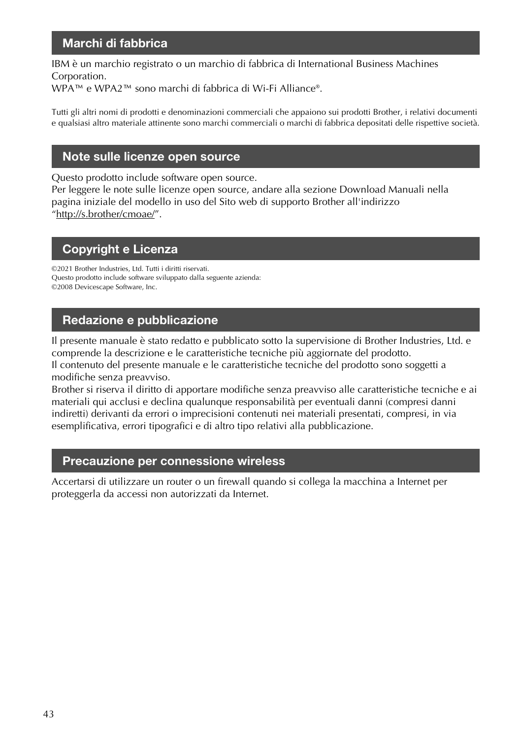## Marchi di fabbrica

IBM è un marchio registrato o un marchio di fabbrica di International Business Machines Corporation.
WPA™ e WPA2™ sono marchi di fabbrica di Wi-Fi Alliance®.

Tutti gli altri nomi di prodotti e denominazioni commerciali che appaiono sui prodotti Brother, i relativi documenti e qualsiasi altro materiale attinente sono marchi commerciali o marchi di fabbrica depositati delle rispettive società.

## Note sulle licenze open source

Questo prodotto include software open source.
Per leggere le note sulle licenze open source, andare alla sezione Download Manuali nella pagina iniziale del modello in uso del Sito web di supporto Brother all'indirizzo "http://s.brother/cmoae/".

## Copyright e Licenza

©2021 Brother Industries, Ltd. Tutti i diritti riservati.
Questo prodotto include software sviluppato dalla seguente azienda:
©2008 Devicescape Software, Inc.

## Redazione e pubblicazione

Il presente manuale è stato redatto e pubblicato sotto la supervisione di Brother Industries, Ltd. e comprende la descrizione e le caratteristiche tecniche più aggiornate del prodotto.
Il contenuto del presente manuale e le caratteristiche tecniche del prodotto sono soggetti a modifiche senza preavviso.
Brother si riserva il diritto di apportare modifiche senza preavviso alle caratteristiche tecniche e ai materiali qui acclusi e declina qualunque responsabilità per eventuali danni (compresi danni indiretti) derivanti da errori o imprecisioni contenuti nei materiali presentati, compresi, in via esemplificativa, errori tipografici e di altro tipo relativi alla pubblicazione.

## Precauzione per connessione wireless

Accertarsi di utilizzare un router o un firewall quando si collega la macchina a Internet per proteggerla da accessi non autorizzati da Internet.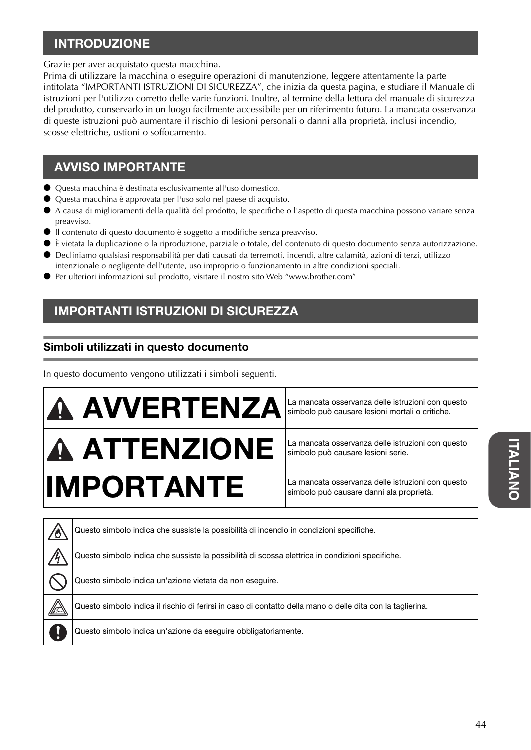## INTRODUZIONE

Grazie per aver acquistato questa macchina.
Prima di utilizzare la macchina o eseguire operazioni di manutenzione, leggere attentamente la parte intitolata "IMPORTANTI ISTRUZIONI DI SICUREZZA", che inizia da questa pagina, e studiare il Manuale di istruzioni per l'utilizzo corretto delle varie funzioni. Inoltre, al termine della lettura del manuale di sicurezza del prodotto, conservarlo in un luogo facilmente accessibile per un riferimento futuro. La mancata osservanza di queste istruzioni può aumentare il rischio di lesioni personali o danni alla proprietà, inclusi incendio, scosse elettriche, ustioni o soffocamento.

## AVVISO IMPORTANTE

- Questa macchina è destinata esclusivamente all'uso domestico.
- Questa macchina è approvata per l'uso solo nel paese di acquisto.
- A causa di miglioramenti della qualità del prodotto, le specifiche o l'aspetto di questa macchina possono variare senza preavviso.
- Il contenuto di questo documento è soggetto a modifiche senza preavviso.
- È vietata la duplicazione o la riproduzione, parziale o totale, del contenuto di questo documento senza autorizzazione.
- Decliniamo qualsiasi responsabilità per dati causati da terremoti, incendi, altre calamità, azioni di terzi, utilizzo intenzionale o negligente dell'utente, uso improprio o funzionamento in altre condizioni speciali.
- Per ulteriori informazioni sul prodotto, visitare il nostro sito Web "www.brother.com"

## IMPORTANTI ISTRUZIONI DI SICUREZZA

### Simboli utilizzati in questo documento

In questo documento vengono utilizzati i simboli seguenti.

| | |
|---|---|
| ⚠ **AVVERTENZA** | La mancata osservanza delle istruzioni con questo simbolo può causare lesioni mortali o critiche. |
| ⚠ **ATTENZIONE** | La mancata osservanza delle istruzioni con questo simbolo può causare lesioni serie. |
| **IMPORTANTE** | La mancata osservanza delle istruzioni con questo simbolo può causare danni ala proprietà. |

| | |
|---|---|
| | Questo simbolo indica che sussiste la possibilità di incendio in condizioni specifiche. |
| | Questo simbolo indica che sussiste la possibilità di scossa elettrica in condizioni specifiche. |
| | Questo simbolo indica un'azione vietata da non eseguire. |
| | Questo simbolo indica il rischio di ferirsi in caso di contatto della mano o delle dita con la taglierina. |
| | Questo simbolo indica un'azione da eseguire obbligatoriamente. |

ITALIANO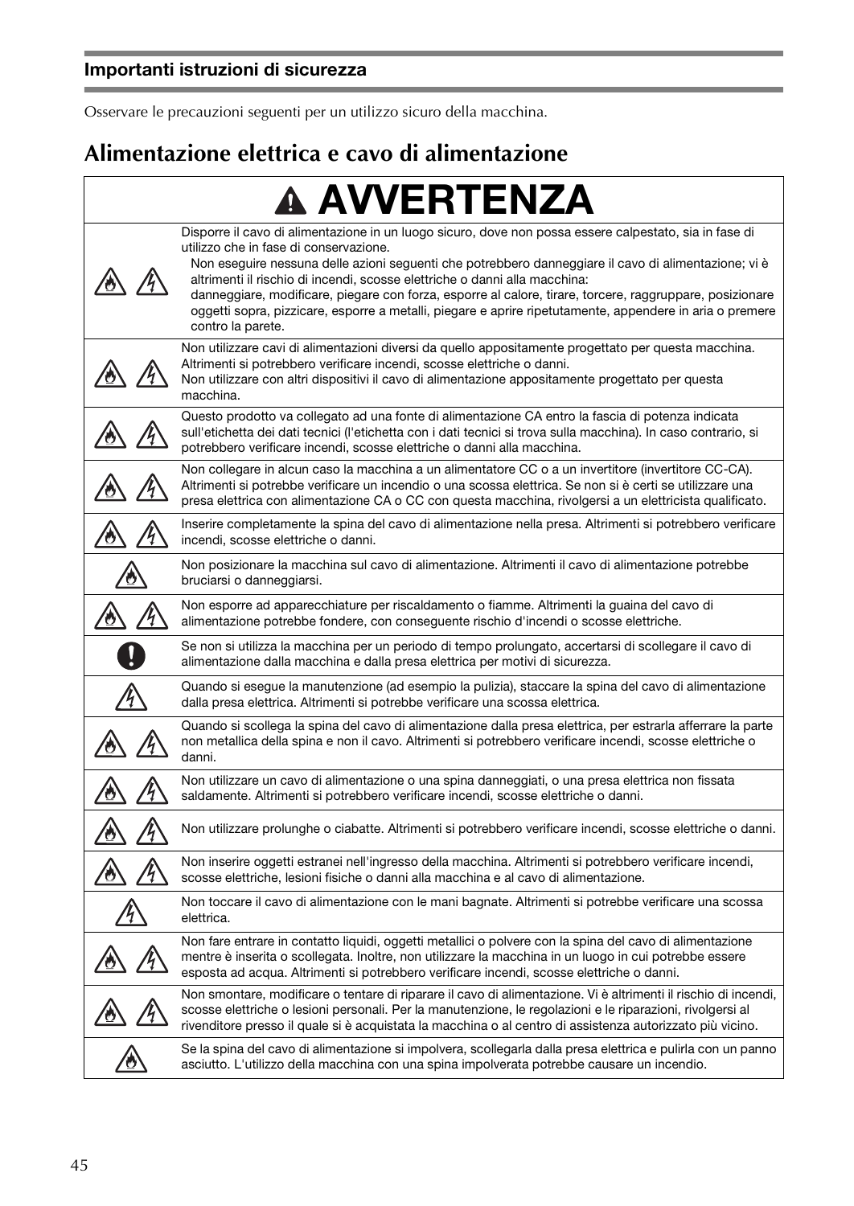## Importanti istruzioni di sicurezza

Osservare le precauzioni seguenti per un utilizzo sicuro della macchina.

# Alimentazione elettrica e cavo di alimentazione

| AVVERTENZA | |
|---|---|
| | Disporre il cavo di alimentazione in un luogo sicuro, dove non possa essere calpestato, sia in fase di utilizzo che in fase di conservazione.<br>Non eseguire nessuna delle azioni seguenti che potrebbero danneggiare il cavo di alimentazione; vi è altrimenti il rischio di incendi, scosse elettriche o danni alla macchina:<br>danneggiare, modificare, piegare con forza, esporre al calore, tirare, torcere, raggruppare, posizionare oggetti sopra, pizzicare, esporre a metalli, piegare e aprire ripetutamente, appendere in aria o premere contro la parete. |
| | Non utilizzare cavi di alimentazioni diversi da quello appositamente progettato per questa macchina. Altrimenti si potrebbero verificare incendi, scosse elettriche o danni.<br>Non utilizzare con altri dispositivi il cavo di alimentazione appositamente progettato per questa macchina. |
| | Questo prodotto va collegato ad una fonte di alimentazione CA entro la fascia di potenza indicata sull'etichetta dei dati tecnici (l'etichetta con i dati tecnici si trova sulla macchina). In caso contrario, si potrebbero verificare incendi, scosse elettriche o danni alla macchina. |
| | Non collegare in alcun caso la macchina a un alimentatore CC o a un invertitore (invertitore CC-CA). Altrimenti si potrebbe verificare un incendio o una scossa elettrica. Se non si è certi se utilizzare una presa elettrica con alimentazione CA o CC con questa macchina, rivolgersi a un elettricista qualificato. |
| | Inserire completamente la spina del cavo di alimentazione nella presa. Altrimenti si potrebbero verificare incendi, scosse elettriche o danni. |
| | Non posizionare la macchina sul cavo di alimentazione. Altrimenti il cavo di alimentazione potrebbe bruciarsi o danneggiarsi. |
| | Non esporre ad apparecchiature per riscaldamento o fiamme. Altrimenti la guaina del cavo di alimentazione potrebbe fondere, con conseguente rischio d'incendi o scosse elettriche. |
| | Se non si utilizza la macchina per un periodo di tempo prolungato, accertarsi di scollegare il cavo di alimentazione dalla macchina e dalla presa elettrica per motivi di sicurezza. |
| | Quando si esegue la manutenzione (ad esempio la pulizia), staccare la spina del cavo di alimentazione dalla presa elettrica. Altrimenti si potrebbe verificare una scossa elettrica. |
| | Quando si scollega la spina del cavo di alimentazione dalla presa elettrica, per estrarla afferrare la parte non metallica della spina e non il cavo. Altrimenti si potrebbero verificare incendi, scosse elettriche o danni. |
| | Non utilizzare un cavo di alimentazione o una spina danneggiati, o una presa elettrica non fissata saldamente. Altrimenti si potrebbero verificare incendi, scosse elettriche o danni. |
| | Non utilizzare prolunghe o ciabatte. Altrimenti si potrebbero verificare incendi, scosse elettriche o danni. |
| | Non inserire oggetti estranei nell'ingresso della macchina. Altrimenti si potrebbero verificare incendi, scosse elettriche, lesioni fisiche o danni alla macchina e al cavo di alimentazione. |
| | Non toccare il cavo di alimentazione con le mani bagnate. Altrimenti si potrebbe verificare una scossa elettrica. |
| | Non fare entrare in contatto liquidi, oggetti metallici o polvere con la spina del cavo di alimentazione mentre è inserita o scollegata. Inoltre, non utilizzare la macchina in un luogo in cui potrebbe essere esposta ad acqua. Altrimenti si potrebbero verificare incendi, scosse elettriche o danni. |
| | Non smontare, modificare o tentare di riparare il cavo di alimentazione. Vi è altrimenti il rischio di incendi, scosse elettriche o lesioni personali. Per la manutenzione, le regolazioni e le riparazioni, rivolgersi al rivenditore presso il quale si è acquistata la macchina o al centro di assistenza autorizzato più vicino. |
| | Se la spina del cavo di alimentazione si impolvera, scollegarla dalla presa elettrica e pulirla con un panno asciutto. L'utilizzo della macchina con una spina impolverata potrebbe causare un incendio. |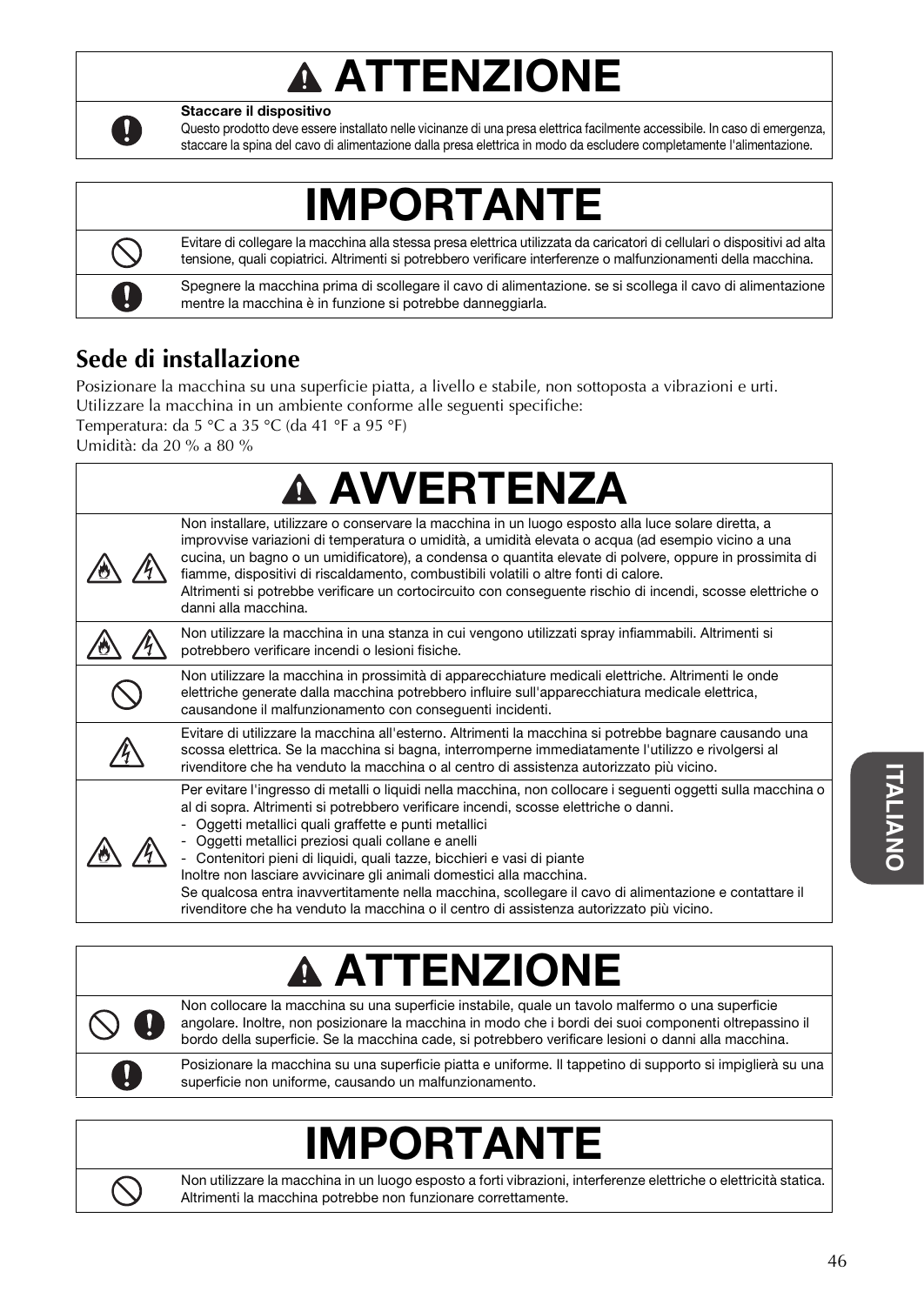## ⚠ ATTENZIONE

**Staccare il dispositivo**
Questo prodotto deve essere installato nelle vicinanze di una presa elettrica facilmente accessibile. In caso di emergenza, staccare la spina del cavo di alimentazione dalla presa elettrica in modo da escludere completamente l'alimentazione.

## IMPORTANTE

- Evitare di collegare la macchina alla stessa presa elettrica utilizzata da caricatori di cellulari o dispositivi ad alta tensione, quali copiatrici. Altrimenti si potrebbero verificare interferenze o malfunzionamenti della macchina.
- Spegnere la macchina prima di scollegare il cavo di alimentazione. se si scollega il cavo di alimentazione mentre la macchina è in funzione si potrebbe danneggiarla.

## Sede di installazione

Posizionare la macchina su una superficie piatta, a livello e stabile, non sottoposta a vibrazioni e urti.
Utilizzare la macchina in un ambiente conforme alle seguenti specifiche:
Temperatura: da 5 °C a 35 °C (da 41 °F a 95 °F)
Umidità: da 20 % a 80 %

## ⚠ AVVERTENZA

- Non installare, utilizzare o conservare la macchina in un luogo esposto alla luce solare diretta, a improvvise variazioni di temperatura o umidità, a umidità elevata o acqua (ad esempio vicino a una cucina, un bagno o un umidificatore), a condensa o quantità elevate di polvere, oppure in prossimità di fiamme, dispositivi di riscaldamento, combustibili volatili o altre fonti di calore.
  Altrimenti si potrebbe verificare un cortocircuito con conseguente rischio di incendi, scosse elettriche o danni alla macchina.
- Non utilizzare la macchina in una stanza in cui vengono utilizzati spray infiammabili. Altrimenti si potrebbero verificare incendi o lesioni fisiche.
- Non utilizzare la macchina in prossimità di apparecchiature medicali elettriche. Altrimenti le onde elettriche generate dalla macchina potrebbero influire sull'apparecchiatura medicale elettrica, causandone il malfunzionamento con conseguenti incidenti.
- Evitare di utilizzare la macchina all'esterno. Altrimenti la macchina si potrebbe bagnare causando una scossa elettrica. Se la macchina si bagna, interromperne immediatamente l'utilizzo e rivolgersi al rivenditore che ha venduto la macchina o al centro di assistenza autorizzato più vicino.
- Per evitare l'ingresso di metalli o liquidi nella macchina, non collocare i seguenti oggetti sulla macchina o al di sopra. Altrimenti si potrebbero verificare incendi, scosse elettriche o danni.
  - Oggetti metallici quali graffette e punti metallici
  - Oggetti metallici preziosi quali collane e anelli
  - Contenitori pieni di liquidi, quali tazze, bicchieri e vasi di piante

  Inoltre non lasciare avvicinare gli animali domestici alla macchina.
  Se qualcosa entra inavvertitamente nella macchina, scollegare il cavo di alimentazione e contattare il rivenditore che ha venduto la macchina o il centro di assistenza autorizzato più vicino.

## ⚠ ATTENZIONE

- Non collocare la macchina su una superficie instabile, quale un tavolo malfermo o una superficie angolare. Inoltre, non posizionare la macchina in modo che i bordi dei suoi componenti oltrepassino il bordo della superficie. Se la macchina cade, si potrebbero verificare lesioni o danni alla macchina.
- Posizionare la macchina su una superficie piatta e uniforme. Il tappetino di supporto si impiglierà su una superficie non uniforme, causando un malfunzionamento.

## IMPORTANTE

- Non utilizzare la macchina in un luogo esposto a forti vibrazioni, interferenze elettriche o elettricità statica. Altrimenti la macchina potrebbe non funzionare correttamente.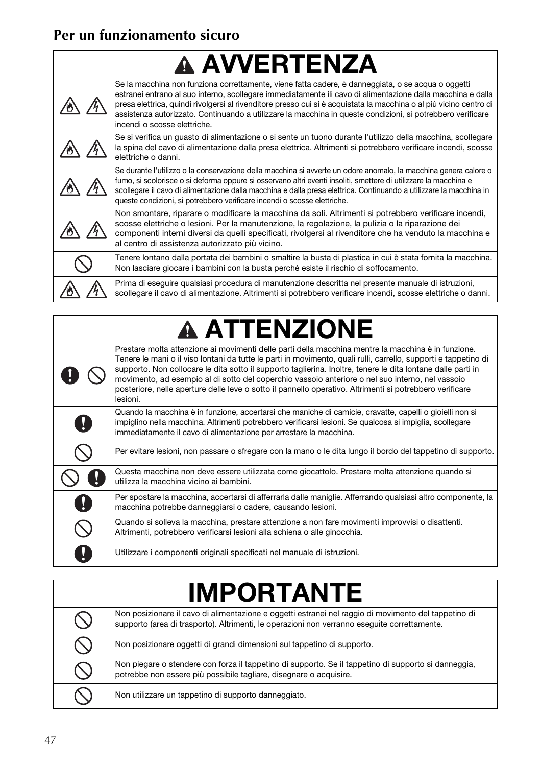## Per un funzionamento sicuro

| ⚠ AVVERTENZA | |
|---|---|
| | Se la macchina non funziona correttamente, viene fatta cadere, è danneggiata, o se acqua o oggetti estranei entrano al suo interno, scollegare immediatamente ili cavo di alimentazione dalla macchina e dalla presa elettrica, quindi rivolgersi al rivenditore presso cui si è acquistata la macchina o al più vicino centro di assistenza autorizzato. Continuando a utilizzare la macchina in queste condizioni, si potrebbero verificare incendi o scosse elettriche. |
| | Se si verifica un guasto di alimentazione o si sente un tuono durante l'utilizzo della macchina, scollegare la spina del cavo di alimentazione dalla presa elettrica. Altrimenti si potrebbero verificare incendi, scosse elettriche o danni. |
| | Se durante l'utilizzo o la conservazione della macchina si avverte un odore anomalo, la macchina genera calore o fumo, si scolorisce o si deforma oppure si osservano altri eventi insoliti, smettere di utilizzare la macchina e scollegare il cavo di alimentazione dalla macchina e dalla presa elettrica. Continuando a utilizzare la macchina in queste condizioni, si potrebbero verificare incendi o scosse elettriche. |
| | Non smontare, riparare o modificare la macchina da soli. Altrimenti si potrebbero verificare incendi, scosse elettriche o lesioni. Per la manutenzione, la regolazione, la pulizia o la riparazione dei componenti interni diversi da quelli specificati, rivolgersi al rivenditore che ha venduto la macchina e al centro di assistenza autorizzato più vicino. |
| | Tenere lontano dalla portata dei bambini o smaltire la busta di plastica in cui è stata fornita la macchina. Non lasciare giocare i bambini con la busta perché esiste il rischio di soffocamento. |
| | Prima di eseguire qualsiasi procedura di manutenzione descritta nel presente manuale di istruzioni, scollegare il cavo di alimentazione. Altrimenti si potrebbero verificare incendi, scosse elettriche o danni. |

| ⚠ ATTENZIONE | |
|---|---|
| | Prestare molta attenzione ai movimenti delle parti della macchina mentre la macchina è in funzione. Tenere le mani o il viso lontani da tutte le parti in movimento, quali rulli, carrello, supporti e tappetino di supporto. Non collocare le dita sotto il supporto taglierina. Inoltre, tenere le dita lontane dalle parti in movimento, ad esempio al di sotto del coperchio vassoio anteriore o nel suo interno, nel vassoio posteriore, nelle aperture delle leve o sotto il pannello operativo. Altrimenti si potrebbero verificare lesioni. |
| | Quando la macchina è in funzione, accertarsi che maniche di camicie, cravatte, capelli o gioielli non si impiglino nella macchina. Altrimenti potrebbero verificarsi lesioni. Se qualcosa si impiglia, scollegare immediatamente il cavo di alimentazione per arrestare la macchina. |
| | Per evitare lesioni, non passare o sfregare con la mano o le dita lungo il bordo del tappetino di supporto. |
| | Questa macchina non deve essere utilizzata come giocattolo. Prestare molta attenzione quando si utilizza la macchina vicino ai bambini. |
| | Per spostare la macchina, accertarsi di afferrarla dalle maniglie. Afferrando qualsiasi altro componente, la macchina potrebbe danneggiarsi o cadere, causando lesioni. |
| | Quando si solleva la macchina, prestare attenzione a non fare movimenti improvvisi o disattenti. Altrimenti, potrebbero verificarsi lesioni alla schiena o alle ginocchia. |
| | Utilizzare i componenti originali specificati nel manuale di istruzioni. |

| IMPORTANTE | |
|---|---|
| | Non posizionare il cavo di alimentazione e oggetti estranei nel raggio di movimento del tappetino di supporto (area di trasporto). Altrimenti, le operazioni non verranno eseguite correttamente. |
| | Non posizionare oggetti di grandi dimensioni sul tappetino di supporto. |
| | Non piegare o stendere con forza il tappetino di supporto. Se il tappetino di supporto si danneggia, potrebbe non essere più possibile tagliare, disegnare o acquisire. |
| | Non utilizzare un tappetino di supporto danneggiato. |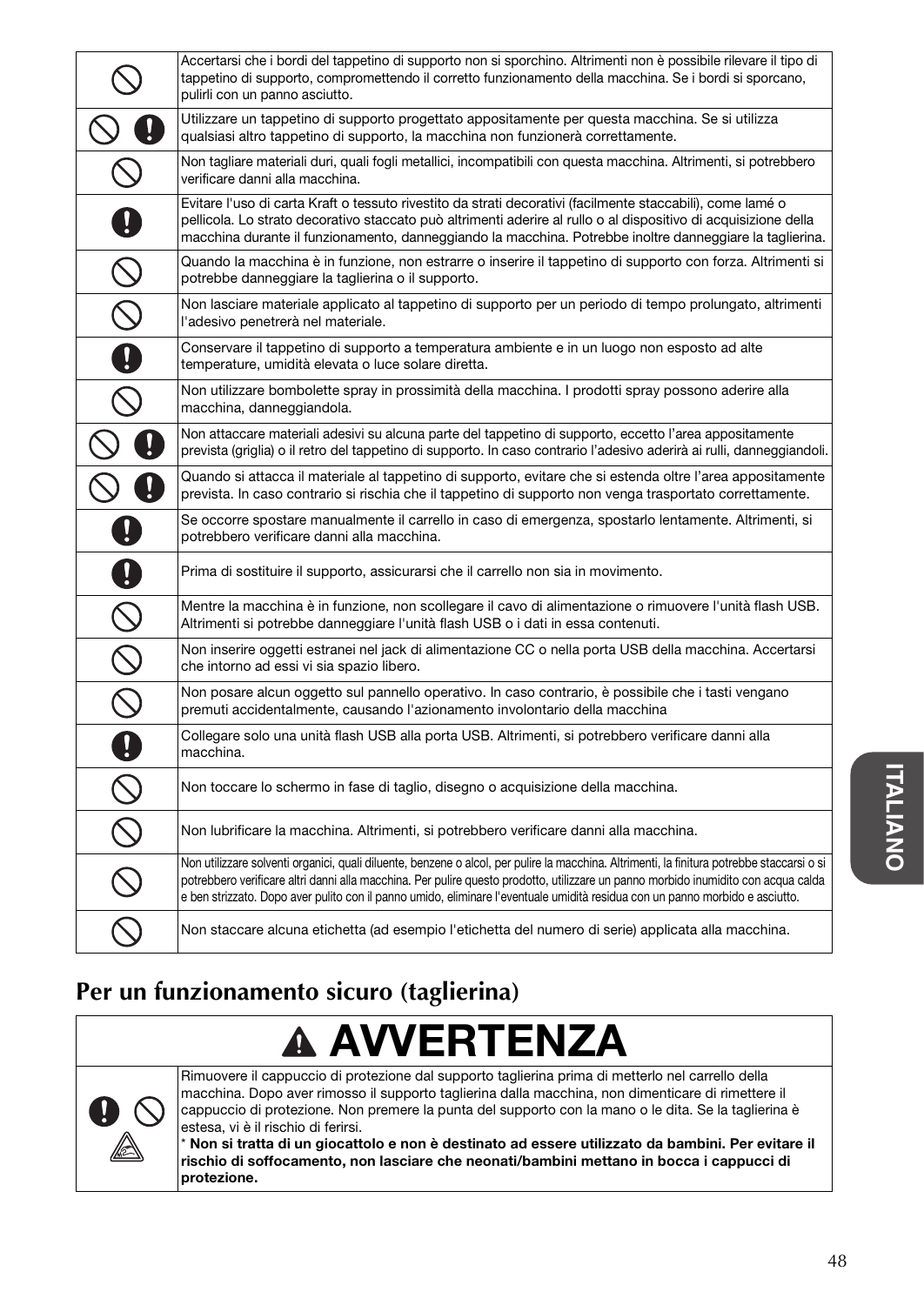| | |
|---|---|
| ⃠ | Accertarsi che i bordi del tappetino di supporto non si sporchino. Altrimenti non è possibile rilevare il tipo di tappetino di supporto, compromettendo il corretto funzionamento della macchina. Se i bordi si sporcano, pulirli con un panno asciutto. |
| ⃠ ❗ | Utilizzare un tappetino di supporto progettato appositamente per questa macchina. Se si utilizza qualsiasi altro tappetino di supporto, la macchina non funzionerà correttamente. |
| ⃠ | Non tagliare materiali duri, quali fogli metallici, incompatibili con questa macchina. Altrimenti, si potrebbero verificare danni alla macchina. |
| ❗ | Evitare l'uso di carta Kraft o tessuto rivestito da strati decorativi (facilmente staccabili), come lamé o pellicola. Lo strato decorativo staccato può altrimenti aderire al rullo o al dispositivo di acquisizione della macchina durante il funzionamento, danneggiando la macchina. Potrebbe inoltre danneggiare la taglierina. |
| ⃠ | Quando la macchina è in funzione, non estrarre o inserire il tappetino di supporto con forza. Altrimenti si potrebbe danneggiare la taglierina o il supporto. |
| ⃠ | Non lasciare materiale applicato al tappetino di supporto per un periodo di tempo prolungato, altrimenti l'adesivo penetrerà nel materiale. |
| ❗ | Conservare il tappetino di supporto a temperatura ambiente e in un luogo non esposto ad alte temperature, umidità elevata o luce solare diretta. |
| ⃠ | Non utilizzare bombolette spray in prossimità della macchina. I prodotti spray possono aderire alla macchina, danneggiandola. |
| ⃠ ❗ | Non attaccare materiali adesivi su alcuna parte del tappetino di supporto, eccetto l'area appositamente prevista (griglia) o il retro del tappetino di supporto. In caso contrario l'adesivo aderirà ai rulli, danneggiandoli. |
| ⃠ ❗ | Quando si attacca il materiale al tappetino di supporto, evitare che si estenda oltre l'area appositamente prevista. In caso contrario si rischia che il tappetino di supporto non venga trasportato correttamente. |
| ❗ | Se occorre spostare manualmente il carrello in caso di emergenza, spostarlo lentamente. Altrimenti, si potrebbero verificare danni alla macchina. |
| ❗ | Prima di sostituire il supporto, assicurarsi che il carrello non sia in movimento. |
| ⃠ | Mentre la macchina è in funzione, non scollegare il cavo di alimentazione o rimuovere l'unità flash USB. Altrimenti si potrebbe danneggiare l'unità flash USB o i dati in essa contenuti. |
| ⃠ | Non inserire oggetti estranei nel jack di alimentazione CC o nella porta USB della macchina. Accertarsi che intorno ad essi vi sia spazio libero. |
| ⃠ | Non posare alcun oggetto sul pannello operativo. In caso contrario, è possibile che i tasti vengano premuti accidentalmente, causando l'azionamento involontario della macchina |
| ❗ | Collegare solo una unità flash USB alla porta USB. Altrimenti, si potrebbero verificare danni alla macchina. |
| ⃠ | Non toccare lo schermo in fase di taglio, disegno o acquisizione della macchina. |
| ⃠ | Non lubrificare la macchina. Altrimenti, si potrebbero verificare danni alla macchina. |
| ⃠ | Non utilizzare solventi organici, quali diluente, benzene o alcol, per pulire la macchina. Altrimenti, la finitura potrebbe staccarsi o si potrebbero verificare altri danni alla macchina. Per pulire questo prodotto, utilizzare un panno morbido inumidito con acqua calda e ben strizzato. Dopo aver pulito con il panno umido, eliminare l'eventuale umidità residua con un panno morbido e asciutto. |
| ⃠ | Non staccare alcuna etichetta (ad esempio l'etichetta del numero di serie) applicata alla macchina. |

## Per un funzionamento sicuro (taglierina)

| ⚠ AVVERTENZA | |
|---|---|
| ❗ ⃠ | Rimuovere il cappuccio di protezione dal supporto taglierina prima di metterlo nel carrello della macchina. Dopo aver rimosso il supporto taglierina dalla macchina, non dimenticare di rimettere il cappuccio di protezione. Non premere la punta del supporto con la mano o le dita. Se la taglierina è estesa, vi è il rischio di ferirsi.<br>* **Non si tratta di un giocattolo e non è destinato ad essere utilizzato da bambini. Per evitare il rischio di soffocamento, non lasciare che neonati/bambini mettano in bocca i cappucci di protezione.** |

ITALIANO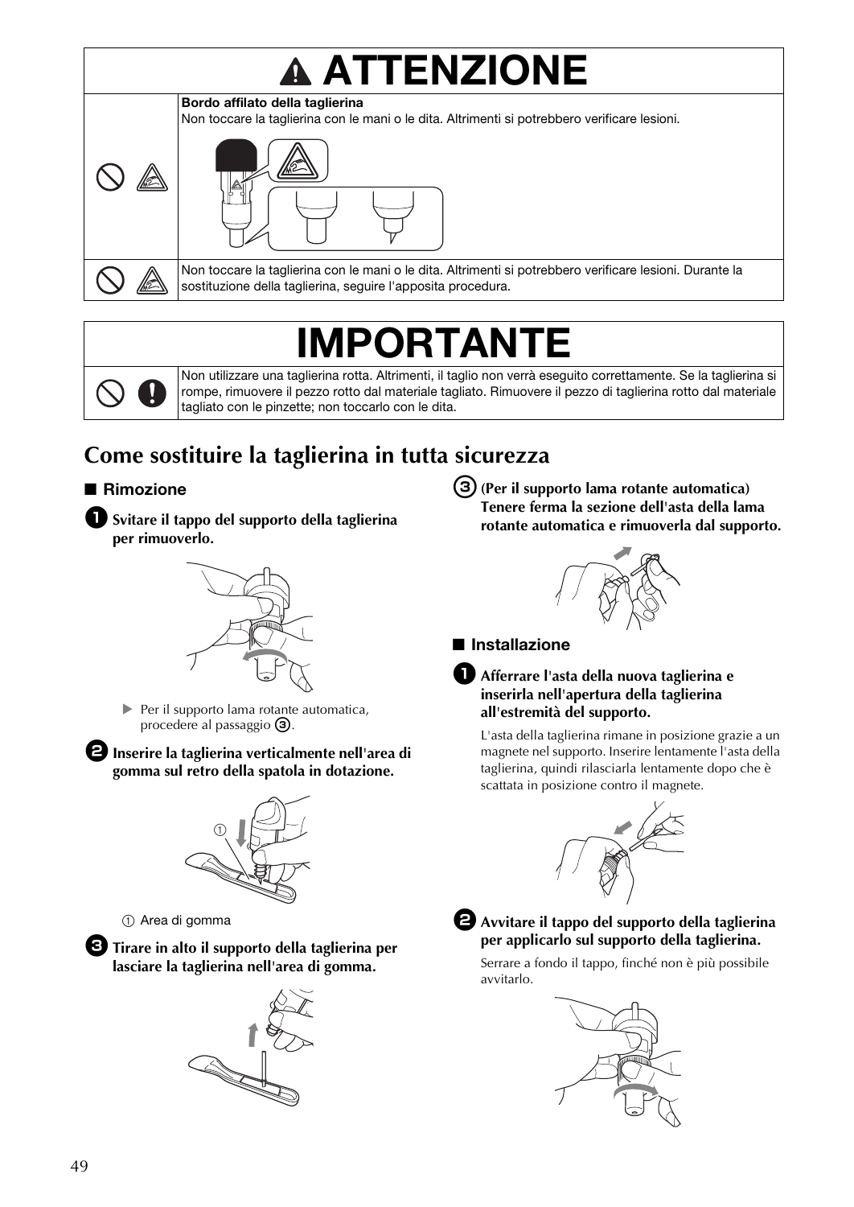# ATTENZIONE

| | |
|---|---|
| | **Bordo affilato della taglierina** Non toccare la taglierina con le mani o le dita. Altrimenti si potrebbero verificare lesioni. |
| | Non toccare la taglierina con le mani o le dita. Altrimenti si potrebbero verificare lesioni. Durante la sostituzione della taglierina, seguire l'apposita procedura. |

# IMPORTANTE

| | |
|---|---|
| | Non utilizzare una taglierina rotta. Altrimenti, il taglio non verrà eseguito correttamente. Se la taglierina si rompe, rimuovere il pezzo rotto dal materiale tagliato. Rimuovere il pezzo di taglierina rotto dal materiale tagliato con le pinzette; non toccarlo con le dita. |

## Come sostituire la taglierina in tutta sicurezza

### ■ Rimozione

**1 Svitare il tappo del supporto della taglierina per rimuoverlo.**

▶ Per il supporto lama rotante automatica, procedere al passaggio 3.

**2 Inserire la taglierina verticalmente nell'area di gomma sul retro della spatola in dotazione.**

① Area di gomma

**3 Tirare in alto il supporto della taglierina per lasciare la taglierina nell'area di gomma.**

**3 (Per il supporto lama rotante automatica) Tenere ferma la sezione dell'asta della lama rotante automatica e rimuoverla dal supporto.**

### ■ Installazione

**1 Afferrare l'asta della nuova taglierina e inserirla nell'apertura della taglierina all'estremità del supporto.**

L'asta della taglierina rimane in posizione grazie a un magnete nel supporto. Inserire lentamente l'asta della taglierina, quindi rilasciarla lentamente dopo che è scattata in posizione contro il magnete.

**2 Avvitare il tappo del supporto della taglierina per applicarlo sul supporto della taglierina.**

Serrare a fondo il tappo, finché non è più possibile avvitarlo.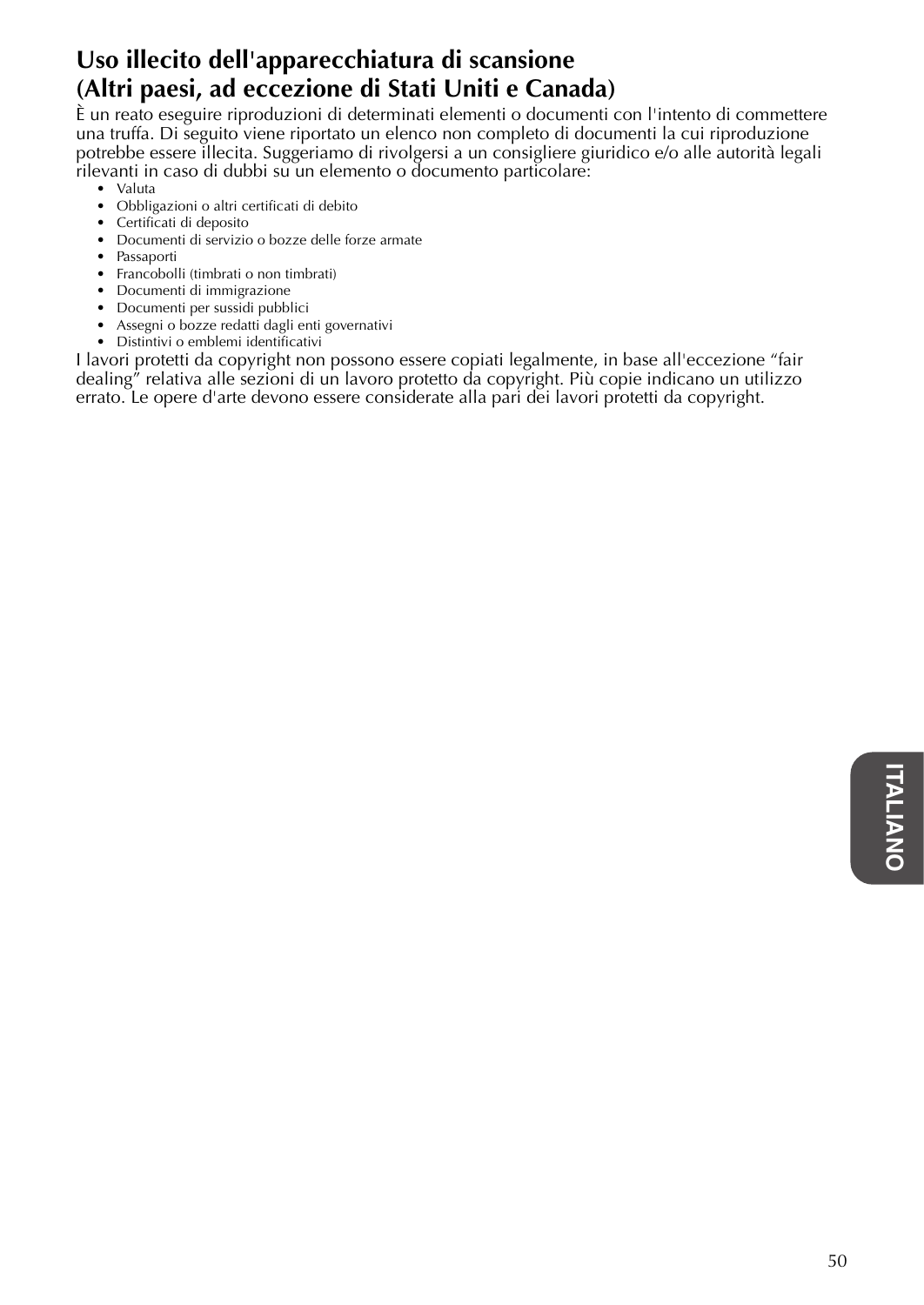## Uso illecito dell'apparecchiatura di scansione (Altri paesi, ad eccezione di Stati Uniti e Canada)

È un reato eseguire riproduzioni di determinati elementi o documenti con l'intento di commettere una truffa. Di seguito viene riportato un elenco non completo di documenti la cui riproduzione potrebbe essere illecita. Suggeriamo di rivolgersi a un consigliere giuridico e/o alle autorità legali rilevanti in caso di dubbi su un elemento o documento particolare:

- Valuta
- Obbligazioni o altri certificati di debito
- Certificati di deposito
- Documenti di servizio o bozze delle forze armate
- Passaporti
- Francobolli (timbrati o non timbrati)
- Documenti di immigrazione
- Documenti per sussidi pubblici
- Assegni o bozze redatti dagli enti governativi
- Distintivi o emblemi identificativi

I lavori protetti da copyright non possono essere copiati legalmente, in base all'eccezione “fair dealing” relativa alle sezioni di un lavoro protetto da copyright. Più copie indicano un utilizzo errato. Le opere d'arte devono essere considerate alla pari dei lavori protetti da copyright.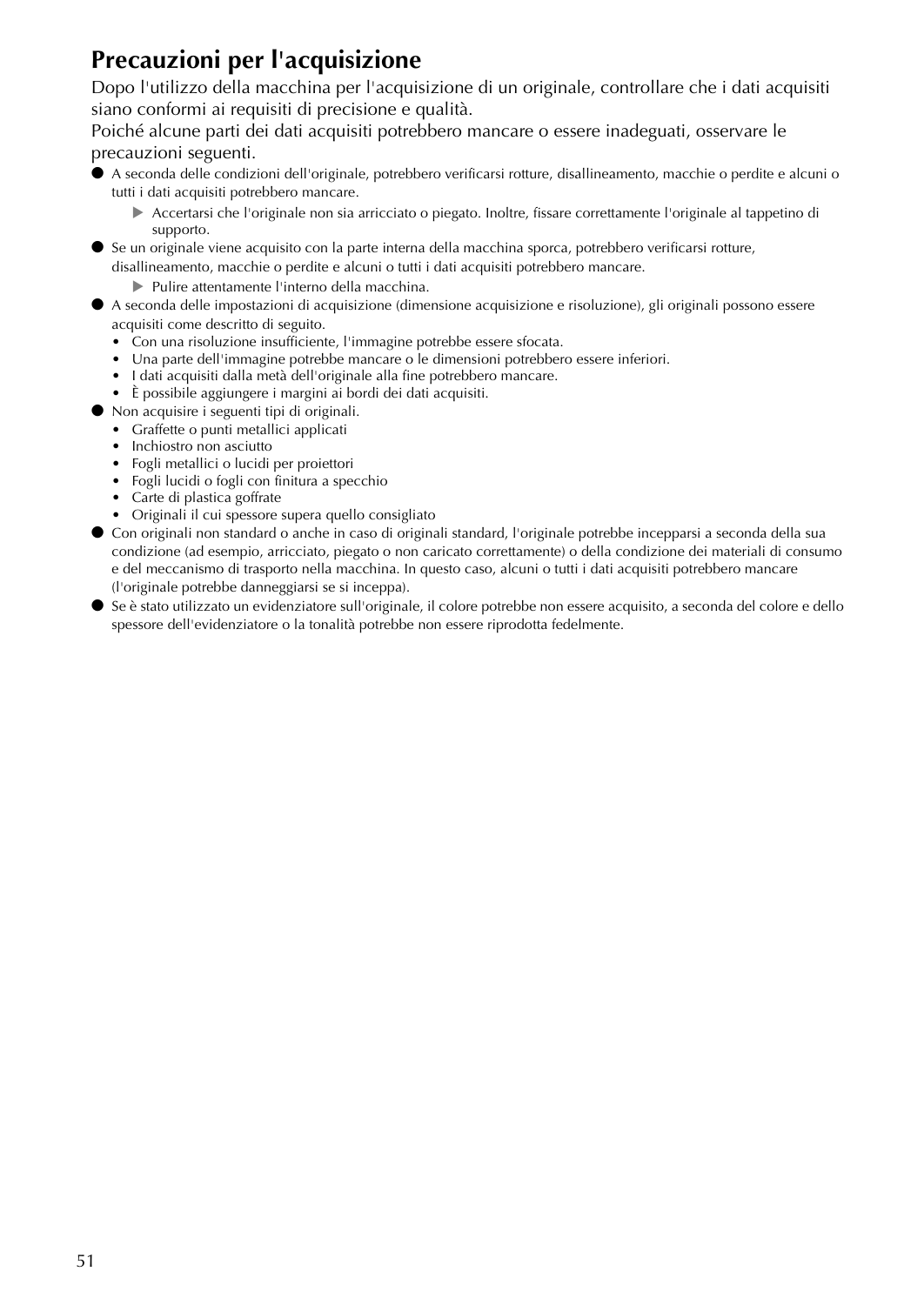## Precauzioni per l'acquisizione

Dopo l'utilizzo della macchina per l'acquisizione di un originale, controllare che i dati acquisiti siano conformi ai requisiti di precisione e qualità.
Poiché alcune parti dei dati acquisiti potrebbero mancare o essere inadeguati, osservare le precauzioni seguenti.

- A seconda delle condizioni dell'originale, potrebbero verificarsi rotture, disallineamento, macchie o perdite e alcuni o tutti i dati acquisiti potrebbero mancare.
  - ▶ Accertarsi che l'originale non sia arricciato o piegato. Inoltre, fissare correttamente l'originale al tappetino di supporto.
- Se un originale viene acquisito con la parte interna della macchina sporca, potrebbero verificarsi rotture, disallineamento, macchie o perdite e alcuni o tutti i dati acquisiti potrebbero mancare.
  - ▶ Pulire attentamente l'interno della macchina.
- A seconda delle impostazioni di acquisizione (dimensione acquisizione e risoluzione), gli originali possono essere acquisiti come descritto di seguito.
  - Con una risoluzione insufficiente, l'immagine potrebbe essere sfocata.
  - Una parte dell'immagine potrebbe mancare o le dimensioni potrebbero essere inferiori.
  - I dati acquisiti dalla metà dell'originale alla fine potrebbero mancare.
  - È possibile aggiungere i margini ai bordi dei dati acquisiti.
- Non acquisire i seguenti tipi di originali.
  - Graffette o punti metallici applicati
  - Inchiostro non asciutto
  - Fogli metallici o lucidi per proiettori
  - Fogli lucidi o fogli con finitura a specchio
  - Carte di plastica goffrate
  - Originali il cui spessore supera quello consigliato
- Con originali non standard o anche in caso di originali standard, l'originale potrebbe incepparsi a seconda della sua condizione (ad esempio, arricciato, piegato o non caricato correttamente) o della condizione dei materiali di consumo e del meccanismo di trasporto nella macchina. In questo caso, alcuni o tutti i dati acquisiti potrebbero mancare (l'originale potrebbe danneggiarsi se si inceppa).
- Se è stato utilizzato un evidenziatore sull'originale, il colore potrebbe non essere acquisito, a seconda del colore e dello spessore dell'evidenziatore o la tonalità potrebbe non essere riprodotta fedelmente.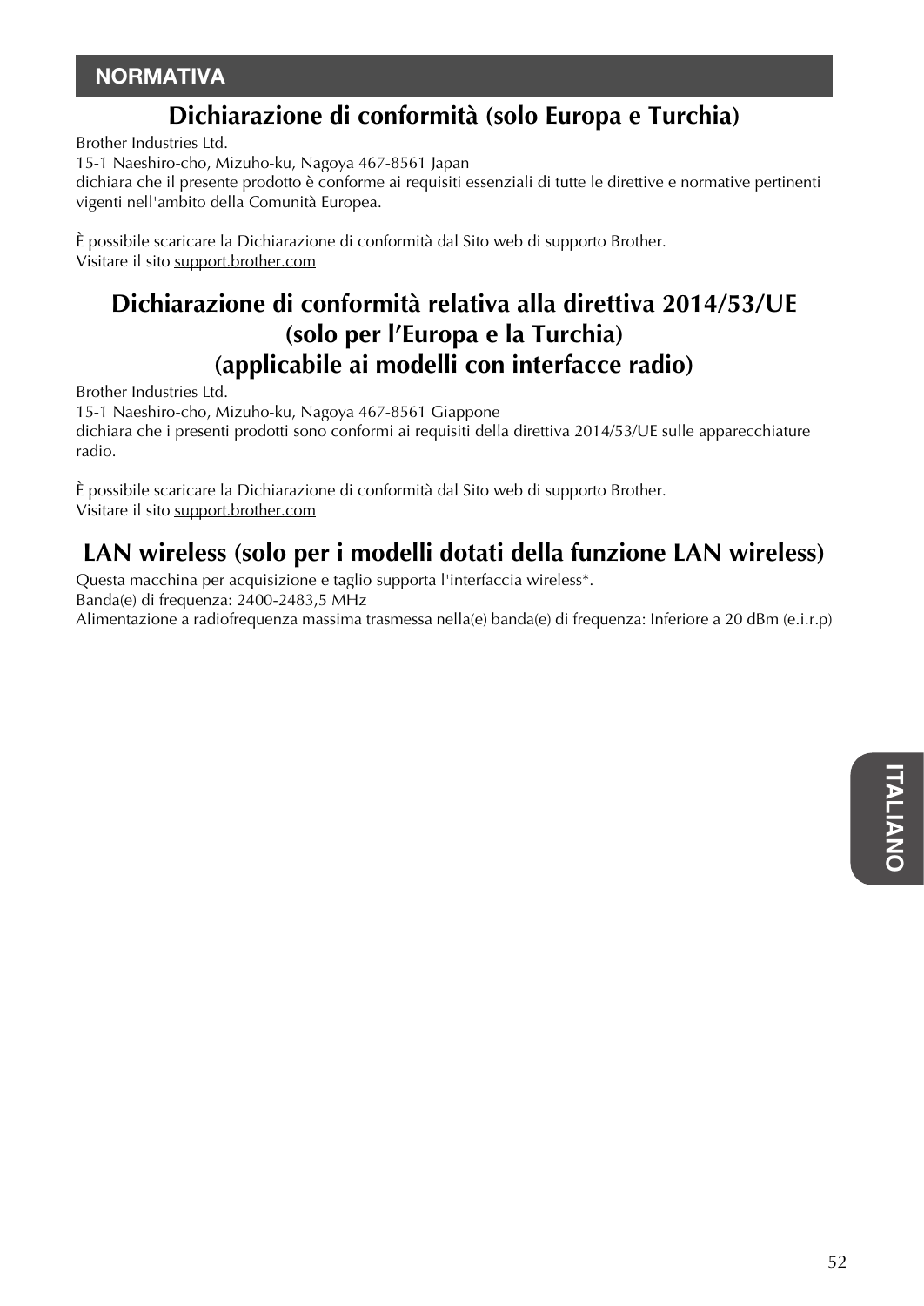## NORMATIVA

### Dichiarazione di conformità (solo Europa e Turchia)

Brother Industries Ltd.
15-1 Naeshiro-cho, Mizuho-ku, Nagoya 467-8561 Japan
dichiara che il presente prodotto è conforme ai requisiti essenziali di tutte le direttive e normative pertinenti vigenti nell'ambito della Comunità Europea.

È possibile scaricare la Dichiarazione di conformità dal Sito web di supporto Brother.
Visitare il sito support.brother.com

### Dichiarazione di conformità relativa alla direttiva 2014/53/UE (solo per l’Europa e la Turchia) (applicabile ai modelli con interfacce radio)

Brother Industries Ltd.
15-1 Naeshiro-cho, Mizuho-ku, Nagoya 467-8561 Giappone
dichiara che i presenti prodotti sono conformi ai requisiti della direttiva 2014/53/UE sulle apparecchiature radio.

È possibile scaricare la Dichiarazione di conformità dal Sito web di supporto Brother.
Visitare il sito support.brother.com

### LAN wireless (solo per i modelli dotati della funzione LAN wireless)

Questa macchina per acquisizione e taglio supporta l'interfaccia wireless*.
Banda(e) di frequenza: 2400-2483,5 MHz
Alimentazione a radiofrequenza massima trasmessa nella(e) banda(e) di frequenza: Inferiore a 20 dBm (e.i.r.p)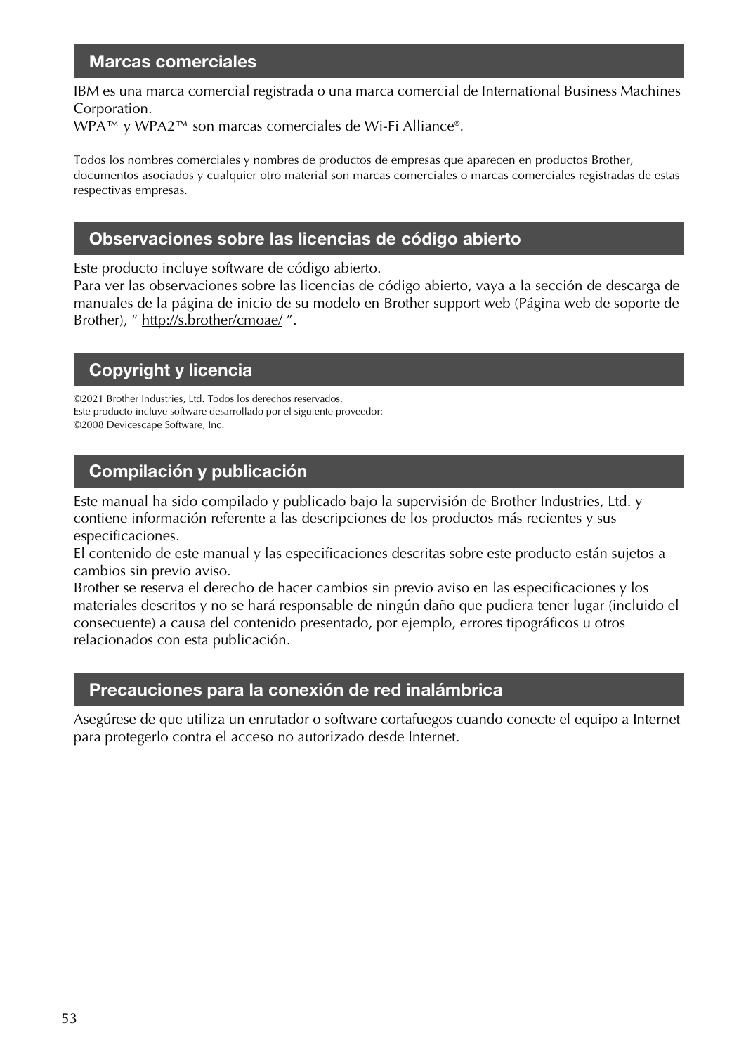## Marcas comerciales

IBM es una marca comercial registrada o una marca comercial de International Business Machines Corporation.
WPA™ y WPA2™ son marcas comerciales de Wi-Fi Alliance®.

Todos los nombres comerciales y nombres de productos de empresas que aparecen en productos Brother, documentos asociados y cualquier otro material son marcas comerciales o marcas comerciales registradas de estas respectivas empresas.

## Observaciones sobre las licencias de código abierto

Este producto incluye software de código abierto.
Para ver las observaciones sobre las licencias de código abierto, vaya a la sección de descarga de manuales de la página de inicio de su modelo en Brother support web (Página web de soporte de Brother), " http://s.brother/cmoae/ ".

## Copyright y licencia

©2021 Brother Industries, Ltd. Todos los derechos reservados.
Este producto incluye software desarrollado por el siguiente proveedor:
©2008 Devicescape Software, Inc.

## Compilación y publicación

Este manual ha sido compilado y publicado bajo la supervisión de Brother Industries, Ltd. y contiene información referente a las descripciones de los productos más recientes y sus especificaciones.
El contenido de este manual y las especificaciones descritas sobre este producto están sujetos a cambios sin previo aviso.
Brother se reserva el derecho de hacer cambios sin previo aviso en las especificaciones y los materiales descritos y no se hará responsable de ningún daño que pudiera tener lugar (incluido el consecuente) a causa del contenido presentado, por ejemplo, errores tipográficos u otros relacionados con esta publicación.

## Precauciones para la conexión de red inalámbrica

Asegúrese de que utiliza un enrutador o software cortafuegos cuando conecte el equipo a Internet para protegerlo contra el acceso no autorizado desde Internet.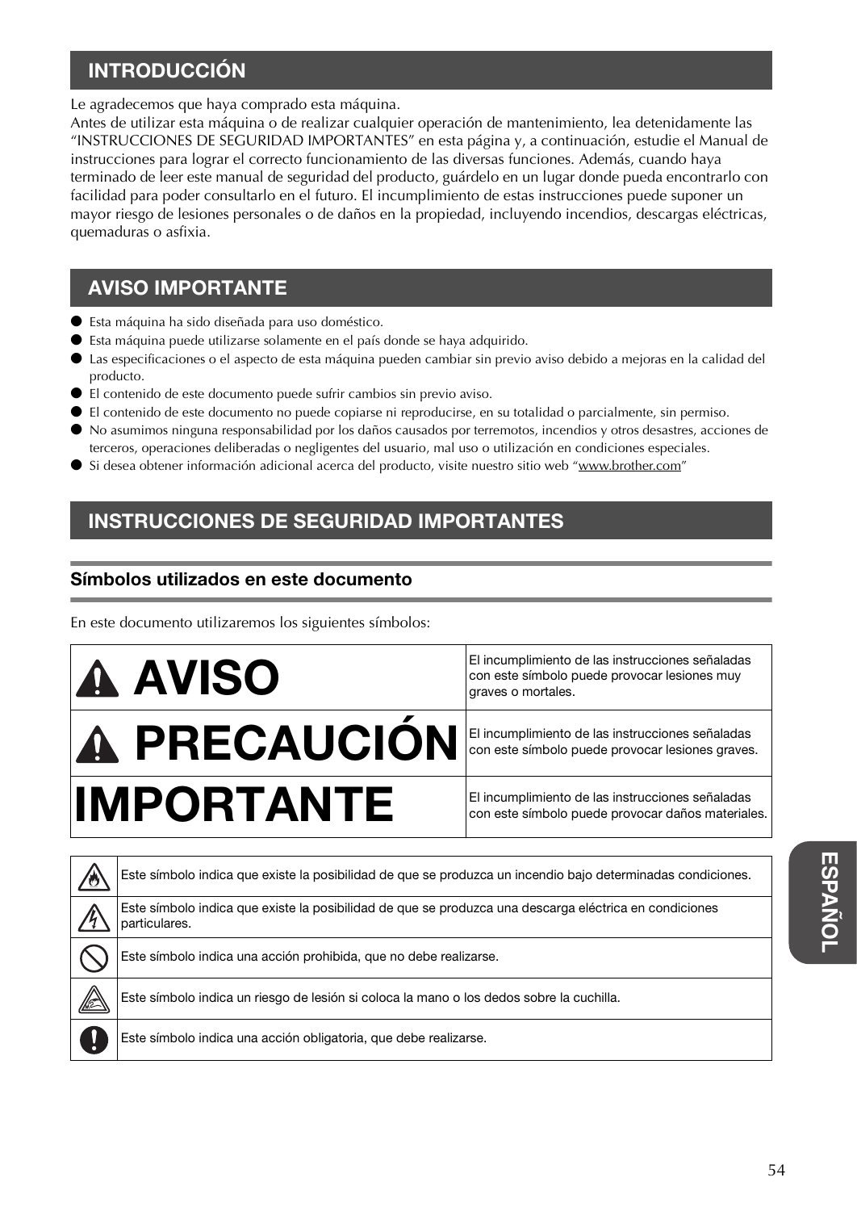## INTRODUCCIÓN

Le agradecemos que haya comprado esta máquina.
Antes de utilizar esta máquina o de realizar cualquier operación de mantenimiento, lea detenidamente las "INSTRUCCIONES DE SEGURIDAD IMPORTANTES" en esta página y, a continuación, estudie el Manual de instrucciones para lograr el correcto funcionamiento de las diversas funciones. Además, cuando haya terminado de leer este manual de seguridad del producto, guárdelo en un lugar donde pueda encontrarlo con facilidad para poder consultarlo en el futuro. El incumplimiento de estas instrucciones puede suponer un mayor riesgo de lesiones personales o de daños en la propiedad, incluyendo incendios, descargas eléctricas, quemaduras o asfixia.

## AVISO IMPORTANTE

- Esta máquina ha sido diseñada para uso doméstico.
- Esta máquina puede utilizarse solamente en el país donde se haya adquirido.
- Las especificaciones o el aspecto de esta máquina pueden cambiar sin previo aviso debido a mejoras en la calidad del producto.
- El contenido de este documento puede sufrir cambios sin previo aviso.
- El contenido de este documento no puede copiarse ni reproducirse, en su totalidad o parcialmente, sin permiso.
- No asumimos ninguna responsabilidad por los daños causados por terremotos, incendios y otros desastres, acciones de terceros, operaciones deliberadas o negligentes del usuario, mal uso o utilización en condiciones especiales.
- Si desea obtener información adicional acerca del producto, visite nuestro sitio web "www.brother.com"

## INSTRUCCIONES DE SEGURIDAD IMPORTANTES

### Símbolos utilizados en este documento

En este documento utilizaremos los siguientes símbolos:

| | |
|---|---|
| **⚠ AVISO** | El incumplimiento de las instrucciones señaladas con este símbolo puede provocar lesiones muy graves o mortales. |
| **⚠ PRECAUCIÓN** | El incumplimiento de las instrucciones señaladas con este símbolo puede provocar lesiones graves. |
| **IMPORTANTE** | El incumplimiento de las instrucciones señaladas con este símbolo puede provocar daños materiales. |

| | |
|---|---|
| | Este símbolo indica que existe la posibilidad de que se produzca un incendio bajo determinadas condiciones. |
| | Este símbolo indica que existe la posibilidad de que se produzca una descarga eléctrica en condiciones particulares. |
| | Este símbolo indica una acción prohibida, que no debe realizarse. |
| | Este símbolo indica un riesgo de lesión si coloca la mano o los dedos sobre la cuchilla. |
| | Este símbolo indica una acción obligatoria, que debe realizarse. |

ESPAÑOL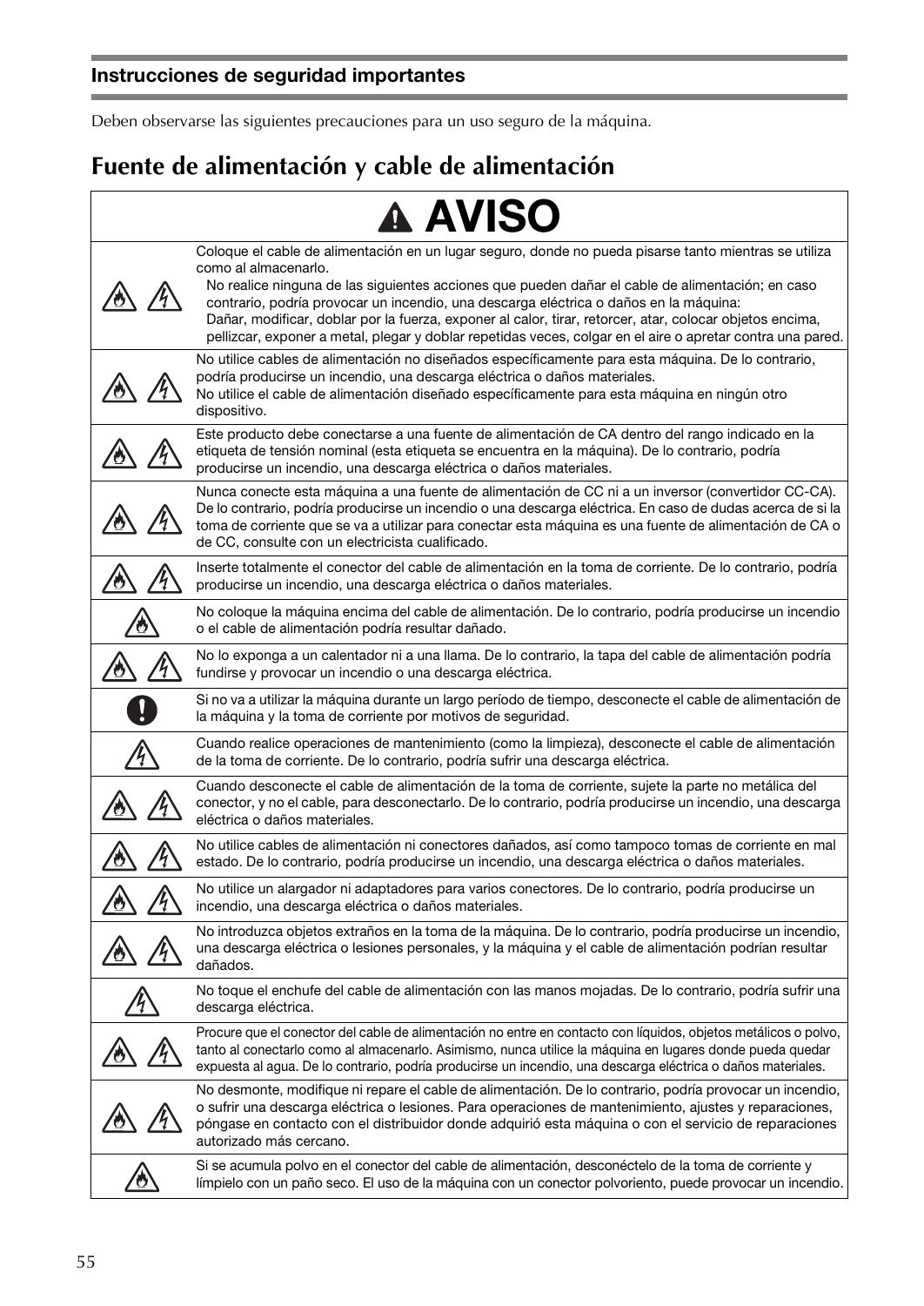## Instrucciones de seguridad importantes

Deben observarse las siguientes precauciones para un uso seguro de la máquina.

# Fuente de alimentación y cable de alimentación

| ⚠ AVISO | |
|---|---|
| | Coloque el cable de alimentación en un lugar seguro, donde no pueda pisarse tanto mientras se utiliza como al almacenarlo.<br>No realice ninguna de las siguientes acciones que pueden dañar el cable de alimentación; en caso contrario, podría provocar un incendio, una descarga eléctrica o daños en la máquina:<br>Dañar, modificar, doblar por la fuerza, exponer al calor, tirar, retorcer, atar, colocar objetos encima, pellizcar, exponer a metal, plegar y doblar repetidas veces, colgar en el aire o apretar contra una pared. |
| | No utilice cables de alimentación no diseñados específicamente para esta máquina. De lo contrario, podría producirse un incendio, una descarga eléctrica o daños materiales.<br>No utilice el cable de alimentación diseñado específicamente para esta máquina en ningún otro dispositivo. |
| | Este producto debe conectarse a una fuente de alimentación de CA dentro del rango indicado en la etiqueta de tensión nominal (esta etiqueta se encuentra en la máquina). De lo contrario, podría producirse un incendio, una descarga eléctrica o daños materiales. |
| | Nunca conecte esta máquina a una fuente de alimentación de CC ni a un inversor (convertidor CC-CA). De lo contrario, podría producirse un incendio o una descarga eléctrica. En caso de dudas acerca de si la toma de corriente que se va a utilizar para conectar esta máquina es una fuente de alimentación de CA o de CC, consulte con un electricista cualificado. |
| | Inserte totalmente el conector del cable de alimentación en la toma de corriente. De lo contrario, podría producirse un incendio, una descarga eléctrica o daños materiales. |
| | No coloque la máquina encima del cable de alimentación. De lo contrario, podría producirse un incendio o el cable de alimentación podría resultar dañado. |
| | No lo exponga a un calentador ni a una llama. De lo contrario, la tapa del cable de alimentación podría fundirse y provocar un incendio o una descarga eléctrica. |
| | Si no va a utilizar la máquina durante un largo período de tiempo, desconecte el cable de alimentación de la máquina y la toma de corriente por motivos de seguridad. |
| | Cuando realice operaciones de mantenimiento (como la limpieza), desconecte el cable de alimentación de la toma de corriente. De lo contrario, podría sufrir una descarga eléctrica. |
| | Cuando desconecte el cable de alimentación de la toma de corriente, sujete la parte no metálica del conector, y no el cable, para desconectarlo. De lo contrario, podría producirse un incendio, una descarga eléctrica o daños materiales. |
| | No utilice cables de alimentación ni conectores dañados, así como tampoco tomas de corriente en mal estado. De lo contrario, podría producirse un incendio, una descarga eléctrica o daños materiales. |
| | No utilice un alargador ni adaptadores para varios conectores. De lo contrario, podría producirse un incendio, una descarga eléctrica o daños materiales. |
| | No introduzca objetos extraños en la toma de la máquina. De lo contrario, podría producirse un incendio, una descarga eléctrica o lesiones personales, y la máquina y el cable de alimentación podrían resultar dañados. |
| | No toque el enchufe del cable de alimentación con las manos mojadas. De lo contrario, podría sufrir una descarga eléctrica. |
| | Procure que el conector del cable de alimentación no entre en contacto con líquidos, objetos metálicos o polvo, tanto al conectarlo como al almacenarlo. Asimismo, nunca utilice la máquina en lugares donde pueda quedar expuesta al agua. De lo contrario, podría producirse un incendio, una descarga eléctrica o daños materiales. |
| | No desmonte, modifique ni repare el cable de alimentación. De lo contrario, podría provocar un incendio, o sufrir una descarga eléctrica o lesiones. Para operaciones de mantenimiento, ajustes y reparaciones, póngase en contacto con el distribuidor donde adquirió esta máquina o con el servicio de reparaciones autorizado más cercano. |
| | Si se acumula polvo en el conector del cable de alimentación, desconéctelo de la toma de corriente y límpielo con un paño seco. El uso de la máquina con un conector polvoriento, puede provocar un incendio. |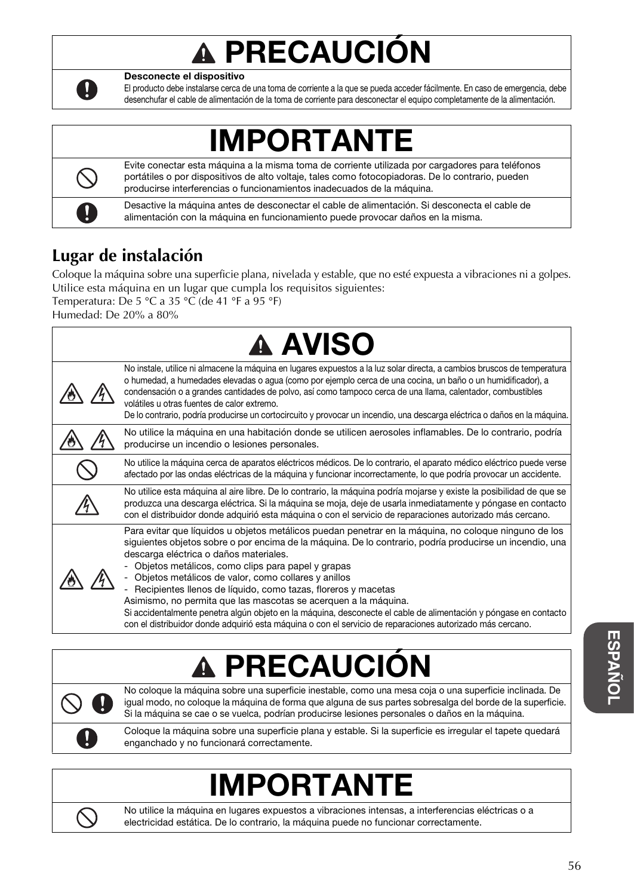## ⚠ PRECAUCIÓN

**Desconecte el dispositivo**
El producto debe instalarse cerca de una toma de corriente a la que se pueda acceder fácilmente. En caso de emergencia, debe desenchufar el cable de alimentación de la toma de corriente para desconectar el equipo completamente de la alimentación.

## IMPORTANTE

- Evite conectar esta máquina a la misma toma de corriente utilizada por cargadores para teléfonos portátiles o por dispositivos de alto voltaje, tales como fotocopiadoras. De lo contrario, pueden producirse interferencias o funcionamientos inadecuados de la máquina.
- Desactive la máquina antes de desconectar el cable de alimentación. Si desconecta el cable de alimentación con la máquina en funcionamiento puede provocar daños en la misma.

## Lugar de instalación

Coloque la máquina sobre una superficie plana, nivelada y estable, que no esté expuesta a vibraciones ni a golpes.
Utilice esta máquina en un lugar que cumpla los requisitos siguientes:
Temperatura: De 5 °C a 35 °C (de 41 °F a 95 °F)
Humedad: De 20% a 80%

## ⚠ AVISO

- No instale, utilice ni almacene la máquina en lugares expuestos a la luz solar directa, a cambios bruscos de temperatura o humedad, a humedades elevadas o agua (como por ejemplo cerca de una cocina, un baño o un humidificador), a condensación o a grandes cantidades de polvo, así como tampoco cerca de una llama, calentador, combustibles volátiles u otras fuentes de calor extremo.
  De lo contrario, podría producirse un cortocircuito y provocar un incendio, una descarga eléctrica o daños en la máquina.
- No utilice la máquina en una habitación donde se utilicen aerosoles inflamables. De lo contrario, podría producirse un incendio o lesiones personales.
- No utilice la máquina cerca de aparatos eléctricos médicos. De lo contrario, el aparato médico eléctrico puede verse afectado por las ondas eléctricas de la máquina y funcionar incorrectamente, lo que podría provocar un accidente.
- No utilice esta máquina al aire libre. De lo contrario, la máquina podría mojarse y existe la posibilidad de que se produzca una descarga eléctrica. Si la máquina se moja, deje de usarla inmediatamente y póngase en contacto con el distribuidor donde adquirió esta máquina o con el servicio de reparaciones autorizado más cercano.
- Para evitar que líquidos u objetos metálicos puedan penetrar en la máquina, no coloque ninguno de los siguientes objetos sobre o por encima de la máquina. De lo contrario, podría producirse un incendio, una descarga eléctrica o daños materiales.
  - Objetos metálicos, como clips para papel y grapas
  - Objetos metálicos de valor, como collares y anillos
  - Recipientes llenos de líquido, como tazas, floreros y macetas

  Asimismo, no permita que las mascotas se acerquen a la máquina.
  Si accidentalmente penetra algún objeto en la máquina, desconecte el cable de alimentación y póngase en contacto con el distribuidor donde adquirió esta máquina o con el servicio de reparaciones autorizado más cercano.

## ⚠ PRECAUCIÓN

- No coloque la máquina sobre una superficie inestable, como una mesa coja o una superficie inclinada. De igual modo, no coloque la máquina de forma que alguna de sus partes sobresalga del borde de la superficie. Si la máquina se cae o se vuelca, podrían producirse lesiones personales o daños en la máquina.
- Coloque la máquina sobre una superficie plana y estable. Si la superficie es irregular el tapete quedará enganchado y no funcionará correctamente.

## IMPORTANTE

- No utilice la máquina en lugares expuestos a vibraciones intensas, a interferencias eléctricas o a electricidad estática. De lo contrario, la máquina puede no funcionar correctamente.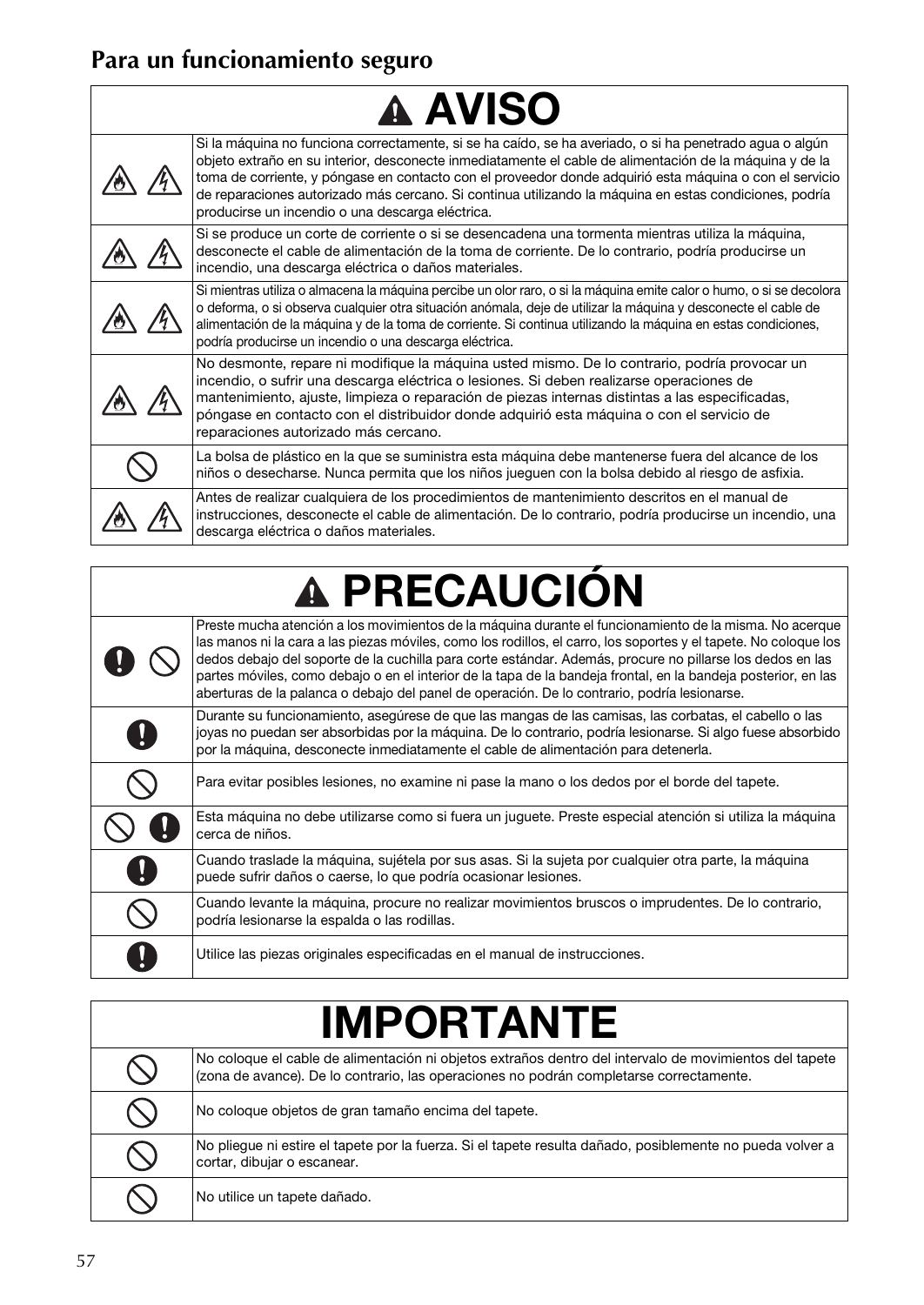## Para un funcionamiento seguro

| ⚠ AVISO | |
|---|---|
| | Si la máquina no funciona correctamente, si se ha caído, se ha averiado, o si ha penetrado agua o algún objeto extraño en su interior, desconecte inmediatamente el cable de alimentación de la máquina y de la toma de corriente, y póngase en contacto con el proveedor donde adquirió esta máquina o con el servicio de reparaciones autorizado más cercano. Si continua utilizando la máquina en estas condiciones, podría producirse un incendio o una descarga eléctrica. |
| | Si se produce un corte de corriente o si se desencadena una tormenta mientras utiliza la máquina, desconecte el cable de alimentación de la toma de corriente. De lo contrario, podría producirse un incendio, una descarga eléctrica o daños materiales. |
| | Si mientras utiliza o almacena la máquina percibe un olor raro, o si la máquina emite calor o humo, o si se decolora o deforma, o si observa cualquier otra situación anómala, deje de utilizar la máquina y desconecte el cable de alimentación de la máquina y de la toma de corriente. Si continua utilizando la máquina en estas condiciones, podría producirse un incendio o una descarga eléctrica. |
| | No desmonte, repare ni modifique la máquina usted mismo. De lo contrario, podría provocar un incendio, o sufrir una descarga eléctrica o lesiones. Si deben realizarse operaciones de mantenimiento, ajuste, limpieza o reparación de piezas internas distintas a las especificadas, póngase en contacto con el distribuidor donde adquirió esta máquina o con el servicio de reparaciones autorizado más cercano. |
| | La bolsa de plástico en la que se suministra esta máquina debe mantenerse fuera del alcance de los niños o desecharse. Nunca permita que los niños jueguen con la bolsa debido al riesgo de asfixia. |
| | Antes de realizar cualquiera de los procedimientos de mantenimiento descritos en el manual de instrucciones, desconecte el cable de alimentación. De lo contrario, podría producirse un incendio, una descarga eléctrica o daños materiales. |

| ⚠ PRECAUCIÓN | |
|---|---|
| | Preste mucha atención a los movimientos de la máquina durante el funcionamiento de la misma. No acerque las manos ni la cara a las piezas móviles, como los rodillos, el carro, los soportes y el tapete. No coloque los dedos debajo del soporte de la cuchilla para corte estándar. Además, procure no pillarse los dedos en las partes móviles, como debajo o en el interior de la tapa de la bandeja frontal, en la bandeja posterior, en las aberturas de la palanca o debajo del panel de operación. De lo contrario, podría lesionarse. |
| | Durante su funcionamiento, asegúrese de que las mangas de las camisas, las corbatas, el cabello o las joyas no puedan ser absorbidas por la máquina. De lo contrario, podría lesionarse. Si algo fuese absorbido por la máquina, desconecte inmediatamente el cable de alimentación para detenerla. |
| | Para evitar posibles lesiones, no examine ni pase la mano o los dedos por el borde del tapete. |
| | Esta máquina no debe utilizarse como si fuera un juguete. Preste especial atención si utiliza la máquina cerca de niños. |
| | Cuando traslade la máquina, sujétela por sus asas. Si la sujeta por cualquier otra parte, la máquina puede sufrir daños o caerse, lo que podría ocasionar lesiones. |
| | Cuando levante la máquina, procure no realizar movimientos bruscos o imprudentes. De lo contrario, podría lesionarse la espalda o las rodillas. |
| | Utilice las piezas originales especificadas en el manual de instrucciones. |

| IMPORTANTE | |
|---|---|
| | No coloque el cable de alimentación ni objetos extraños dentro del intervalo de movimientos del tapete (zona de avance). De lo contrario, las operaciones no podrán completarse correctamente. |
| | No coloque objetos de gran tamaño encima del tapete. |
| | No pliegue ni estire el tapete por la fuerza. Si el tapete resulta dañado, posiblemente no pueda volver a cortar, dibujar o escanear. |
| | No utilice un tapete dañado. |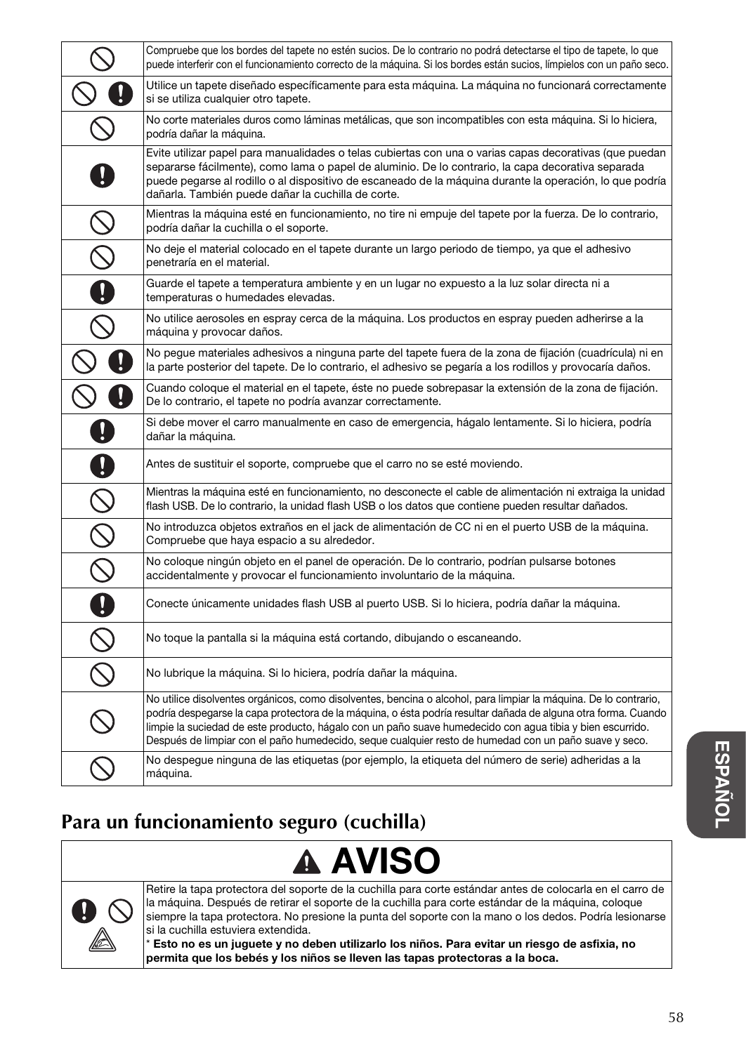| | |
|---|---|
| ⃠ | Compruebe que los bordes del tapete no estén sucios. De lo contrario no podrá detectarse el tipo de tapete, lo que puede interferir con el funcionamiento correcto de la máquina. Si los bordes están sucios, límpielos con un paño seco. |
| ⃠ ❗ | Utilice un tapete diseñado específicamente para esta máquina. La máquina no funcionará correctamente si se utiliza cualquier otro tapete. |
| ⃠ | No corte materiales duros como láminas metálicas, que son incompatibles con esta máquina. Si lo hiciera, podría dañar la máquina. |
| ❗ | Evite utilizar papel para manualidades o telas cubiertas con una o varias capas decorativas (que puedan separarse fácilmente), como lama o papel de aluminio. De lo contrario, la capa decorativa separada puede pegarse al rodillo o al dispositivo de escaneado de la máquina durante la operación, lo que podría dañarla. También puede dañar la cuchilla de corte. |
| ⃠ | Mientras la máquina esté en funcionamiento, no tire ni empuje del tapete por la fuerza. De lo contrario, podría dañar la cuchilla o el soporte. |
| ⃠ | No deje el material colocado en el tapete durante un largo periodo de tiempo, ya que el adhesivo penetraría en el material. |
| ❗ | Guarde el tapete a temperatura ambiente y en un lugar no expuesto a la luz solar directa ni a temperaturas o humedades elevadas. |
| ⃠ | No utilice aerosoles en espray cerca de la máquina. Los productos en espray pueden adherirse a la máquina y provocar daños. |
| ⃠ ❗ | No pegue materiales adhesivos a ninguna parte del tapete fuera de la zona de fijación (cuadrícula) ni en la parte posterior del tapete. De lo contrario, el adhesivo se pegaría a los rodillos y provocaría daños. |
| ⃠ ❗ | Cuando coloque el material en el tapete, éste no puede sobrepasar la extensión de la zona de fijación. De lo contrario, el tapete no podría avanzar correctamente. |
| ❗ | Si debe mover el carro manualmente en caso de emergencia, hágalo lentamente. Si lo hiciera, podría dañar la máquina. |
| ❗ | Antes de sustituir el soporte, compruebe que el carro no se esté moviendo. |
| ⃠ | Mientras la máquina esté en funcionamiento, no desconecte el cable de alimentación ni extraiga la unidad flash USB. De lo contrario, la unidad flash USB o los datos que contiene pueden resultar dañados. |
| ⃠ | No introduzca objetos extraños en el jack de alimentación de CC ni en el puerto USB de la máquina. Compruebe que haya espacio a su alrededor. |
| ⃠ | No coloque ningún objeto en el panel de operación. De lo contrario, podrían pulsarse botones accidentalmente y provocar el funcionamiento involuntario de la máquina. |
| ❗ | Conecte únicamente unidades flash USB al puerto USB. Si lo hiciera, podría dañar la máquina. |
| ⃠ | No toque la pantalla si la máquina está cortando, dibujando o escaneando. |
| ⃠ | No lubrique la máquina. Si lo hiciera, podría dañar la máquina. |
| ⃠ | No utilice disolventes orgánicos, como disolventes, bencina o alcohol, para limpiar la máquina. De lo contrario, podría despegarse la capa protectora de la máquina, o ésta podría resultar dañada de alguna otra forma. Cuando limpie la suciedad de este producto, hágalo con un paño suave humedecido con agua tibia y bien escurrido. Después de limpiar con el paño humedecido, seque cualquier resto de humedad con un paño suave y seco. |
| ⃠ | No despegue ninguna de las etiquetas (por ejemplo, la etiqueta del número de serie) adheridas a la máquina. |

## Para un funcionamiento seguro (cuchilla)

| ⚠ AVISO | |
|---|---|
| ❗ ⃠ | Retire la tapa protectora del soporte de la cuchilla para corte estándar antes de colocarla en el carro de la máquina. Después de retirar el soporte de la cuchilla para corte estándar de la máquina, coloque siempre la tapa protectora. No presione la punta del soporte con la mano o los dedos. Podría lesionarse si la cuchilla estuviera extendida.<br>* **Esto no es un juguete y no deben utilizarlo los niños. Para evitar un riesgo de asfixia, no permita que los bebés y los niños se lleven las tapas protectoras a la boca.** |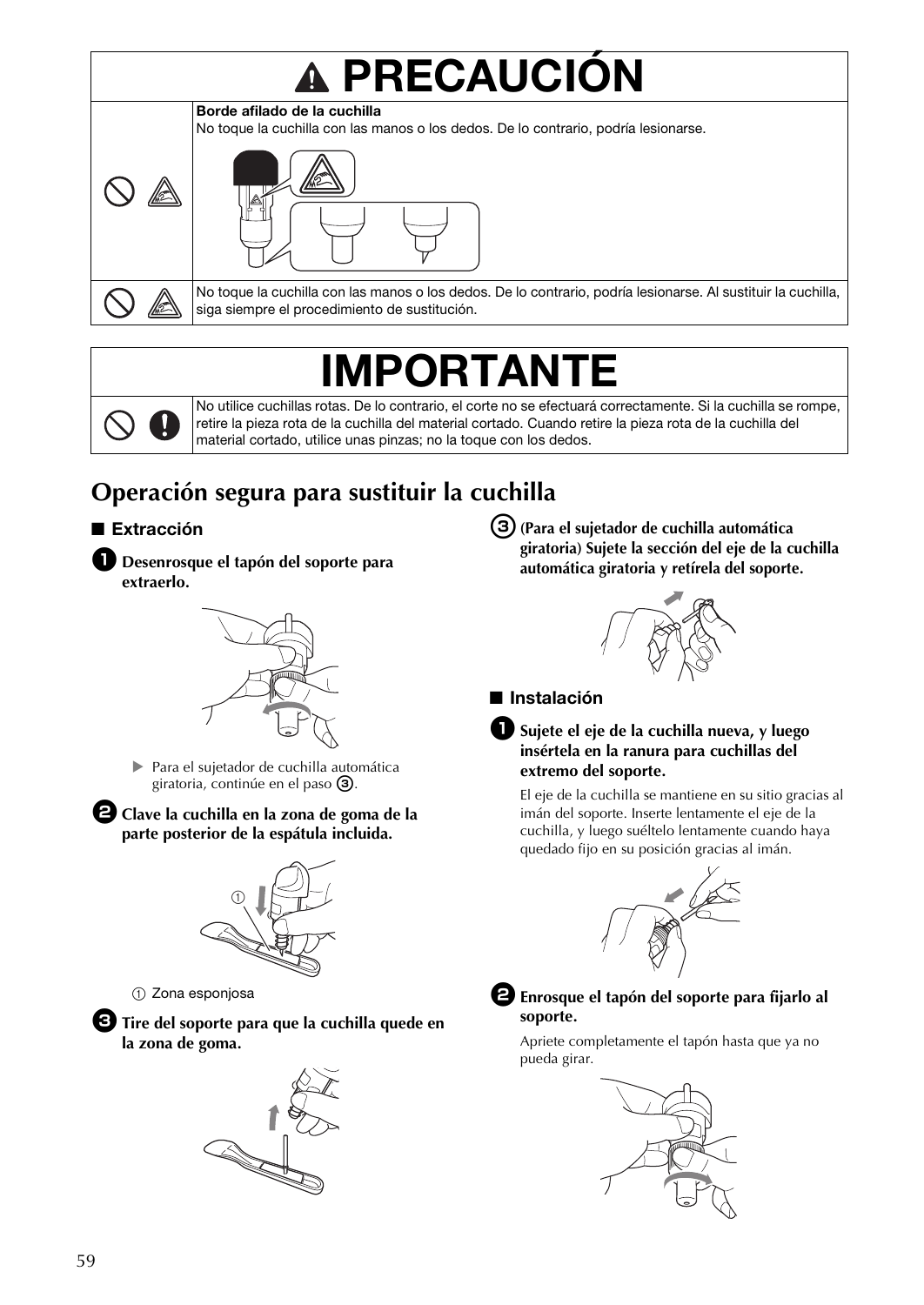# ⚠ PRECAUCIÓN

| | |
|---|---|
| | **Borde afilado de la cuchilla**<br>No toque la cuchilla con las manos o los dedos. De lo contrario, podría lesionarse. |
| | No toque la cuchilla con las manos o los dedos. De lo contrario, podría lesionarse. Al sustituir la cuchilla, siga siempre el procedimiento de sustitución. |

# IMPORTANTE

| | |
|---|---|
| | No utilice cuchillas rotas. De lo contrario, el corte no se efectuará correctamente. Si la cuchilla se rompe, retire la pieza rota de la cuchilla del material cortado. Cuando retire la pieza rota de la cuchilla del material cortado, utilice unas pinzas; no la toque con los dedos. |

## Operación segura para sustituir la cuchilla

### ■ Extracción

**1 Desenrosque el tapón del soporte para extraerlo.**

▶ Para el sujetador de cuchilla automática giratoria, continúe en el paso ③.

**2 Clave la cuchilla en la zona de goma de la parte posterior de la espátula incluida.**

① Zona esponjosa

**3 Tire del soporte para que la cuchilla quede en la zona de goma.**

**③ (Para el sujetador de cuchilla automática giratoria) Sujete la sección del eje de la cuchilla automática giratoria y retírela del soporte.**

### ■ Instalación

**1 Sujete el eje de la cuchilla nueva, y luego insértela en la ranura para cuchillas del extremo del soporte.**

El eje de la cuchilla se mantiene en su sitio gracias al imán del soporte. Inserte lentamente el eje de la cuchilla, y luego suéltelo lentamente cuando haya quedado fijo en su posición gracias al imán.

**2 Enrosque el tapón del soporte para fijarlo al soporte.**

Apriete completamente el tapón hasta que ya no pueda girar.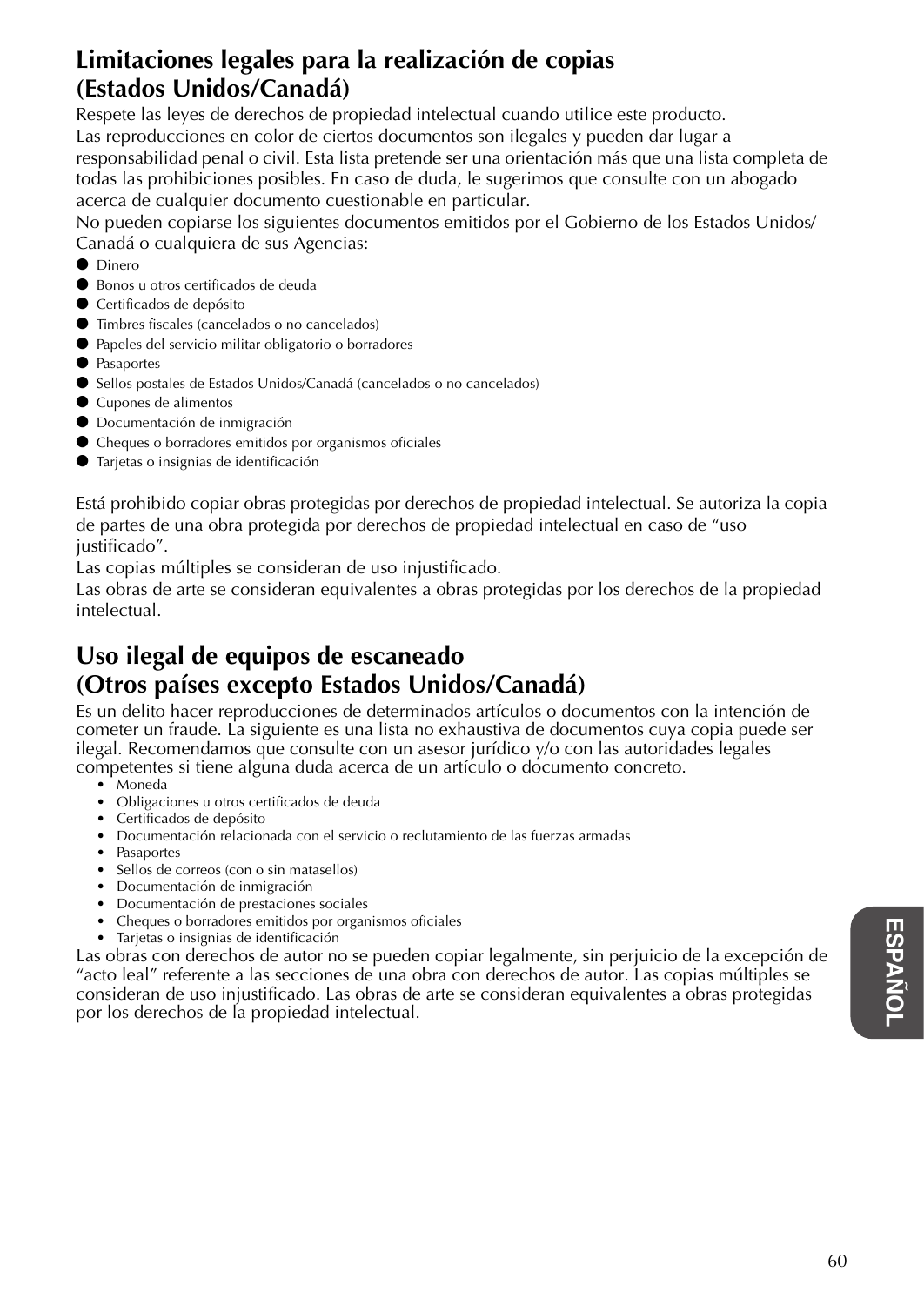## Limitaciones legales para la realización de copias (Estados Unidos/Canadá)

Respete las leyes de derechos de propiedad intelectual cuando utilice este producto.
Las reproducciones en color de ciertos documentos son ilegales y pueden dar lugar a responsabilidad penal o civil. Esta lista pretende ser una orientación más que una lista completa de todas las prohibiciones posibles. En caso de duda, le sugerimos que consulte con un abogado acerca de cualquier documento cuestionable en particular.
No pueden copiarse los siguientes documentos emitidos por el Gobierno de los Estados Unidos/ Canadá o cualquiera de sus Agencias:

- Dinero
- Bonos u otros certificados de deuda
- Certificados de depósito
- Timbres fiscales (cancelados o no cancelados)
- Papeles del servicio militar obligatorio o borradores
- Pasaportes
- Sellos postales de Estados Unidos/Canadá (cancelados o no cancelados)
- Cupones de alimentos
- Documentación de inmigración
- Cheques o borradores emitidos por organismos oficiales
- Tarjetas o insignias de identificación

Está prohibido copiar obras protegidas por derechos de propiedad intelectual. Se autoriza la copia de partes de una obra protegida por derechos de propiedad intelectual en caso de "uso justificado".
Las copias múltiples se consideran de uso injustificado.
Las obras de arte se consideran equivalentes a obras protegidas por los derechos de la propiedad intelectual.

## Uso ilegal de equipos de escaneado (Otros países excepto Estados Unidos/Canadá)

Es un delito hacer reproducciones de determinados artículos o documentos con la intención de cometer un fraude. La siguiente es una lista no exhaustiva de documentos cuya copia puede ser ilegal. Recomendamos que consulte con un asesor jurídico y/o con las autoridades legales competentes si tiene alguna duda acerca de un artículo o documento concreto.

- Moneda
- Obligaciones u otros certificados de deuda
- Certificados de depósito
- Documentación relacionada con el servicio o reclutamiento de las fuerzas armadas
- Pasaportes
- Sellos de correos (con o sin matasellos)
- Documentación de inmigración
- Documentación de prestaciones sociales
- Cheques o borradores emitidos por organismos oficiales
- Tarjetas o insignias de identificación

Las obras con derechos de autor no se pueden copiar legalmente, sin perjuicio de la excepción de "acto leal" referente a las secciones de una obra con derechos de autor. Las copias múltiples se consideran de uso injustificado. Las obras de arte se consideran equivalentes a obras protegidas por los derechos de la propiedad intelectual.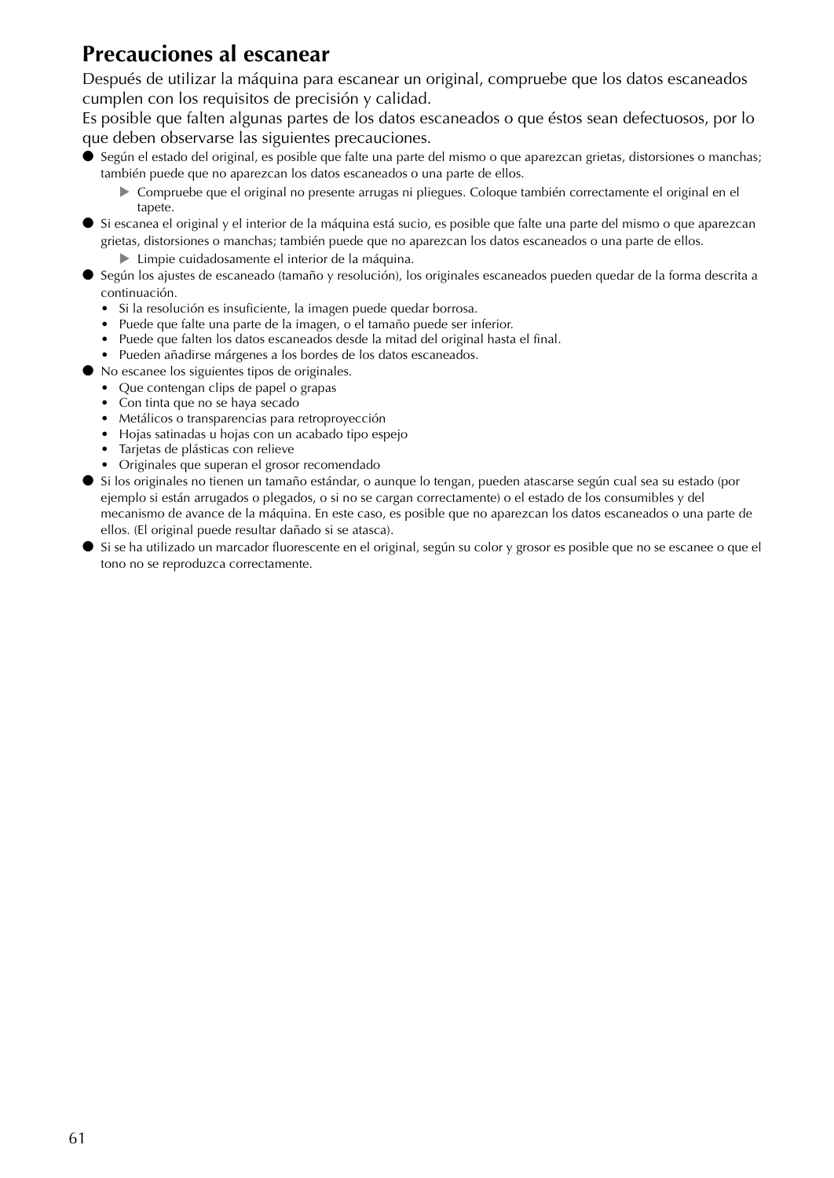## Precauciones al escanear

Después de utilizar la máquina para escanear un original, compruebe que los datos escaneados cumplen con los requisitos de precisión y calidad.
Es posible que falten algunas partes de los datos escaneados o que éstos sean defectuosos, por lo que deben observarse las siguientes precauciones.

- Según el estado del original, es posible que falte una parte del mismo o que aparezcan grietas, distorsiones o manchas; también puede que no aparezcan los datos escaneados o una parte de ellos.
  - ▶ Compruebe que el original no presente arrugas ni pliegues. Coloque también correctamente el original en el tapete.
- Si escanea el original y el interior de la máquina está sucio, es posible que falte una parte del mismo o que aparezcan grietas, distorsiones o manchas; también puede que no aparezcan los datos escaneados o una parte de ellos.
  - ▶ Limpie cuidadosamente el interior de la máquina.
- Según los ajustes de escaneado (tamaño y resolución), los originales escaneados pueden quedar de la forma descrita a continuación.
  - Si la resolución es insuficiente, la imagen puede quedar borrosa.
  - Puede que falte una parte de la imagen, o el tamaño puede ser inferior.
  - Puede que falten los datos escaneados desde la mitad del original hasta el final.
  - Pueden añadirse márgenes a los bordes de los datos escaneados.
- No escanee los siguientes tipos de originales.
  - Que contengan clips de papel o grapas
  - Con tinta que no se haya secado
  - Metálicos o transparencias para retroproyección
  - Hojas satinadas u hojas con un acabado tipo espejo
  - Tarjetas de plásticas con relieve
  - Originales que superan el grosor recomendado
- Si los originales no tienen un tamaño estándar, o aunque lo tengan, pueden atascarse según cual sea su estado (por ejemplo si están arrugados o plegados, o si no se cargan correctamente) o el estado de los consumibles y del mecanismo de avance de la máquina. En este caso, es posible que no aparezcan los datos escaneados o una parte de ellos. (El original puede resultar dañado si se atasca).
- Si se ha utilizado un marcador fluorescente en el original, según su color y grosor es posible que no se escanee o que el tono no se reproduzca correctamente.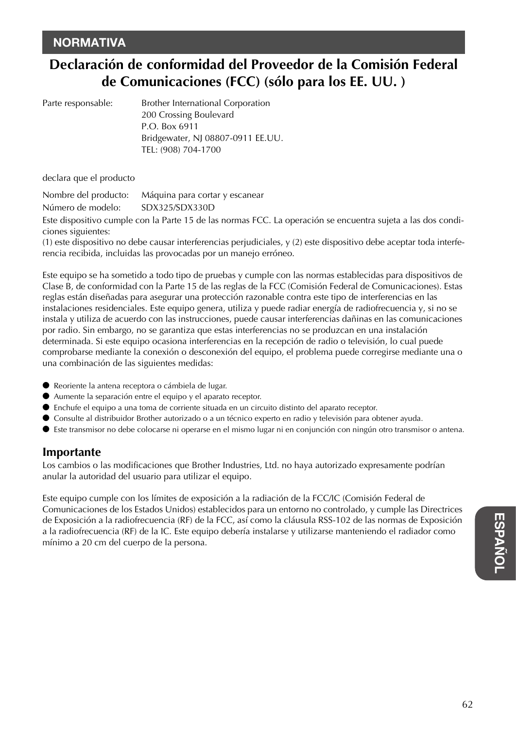## NORMATIVA

# Declaración de conformidad del Proveedor de la Comisión Federal de Comunicaciones (FCC) (sólo para los EE. UU. )

Parte responsable: Brother International Corporation
200 Crossing Boulevard
P.O. Box 6911
Bridgewater, NJ 08807-0911 EE.UU.
TEL: (908) 704-1700

declara que el producto

Nombre del producto: Máquina para cortar y escanear
Número de modelo: SDX325/SDX330D

Este dispositivo cumple con la Parte 15 de las normas FCC. La operación se encuentra sujeta a las dos condiciones siguientes:
(1) este dispositivo no debe causar interferencias perjudiciales, y (2) este dispositivo debe aceptar toda interferencia recibida, incluidas las provocadas por un manejo erróneo.

Este equipo se ha sometido a todo tipo de pruebas y cumple con las normas establecidas para dispositivos de Clase B, de conformidad con la Parte 15 de las reglas de la FCC (Comisión Federal de Comunicaciones). Estas reglas están diseñadas para asegurar una protección razonable contra este tipo de interferencias en las instalaciones residenciales. Este equipo genera, utiliza y puede radiar energía de radiofrecuencia y, si no se instala y utiliza de acuerdo con las instrucciones, puede causar interferencias dañinas en las comunicaciones por radio. Sin embargo, no se garantiza que estas interferencias no se produzcan en una instalación determinada. Si este equipo ocasiona interferencias en la recepción de radio o televisión, lo cual puede comprobarse mediante la conexión o desconexión del equipo, el problema puede corregirse mediante una o una combinación de las siguientes medidas:

- Reoriente la antena receptora o cámbiela de lugar.
- Aumente la separación entre el equipo y el aparato receptor.
- Enchufe el equipo a una toma de corriente situada en un circuito distinto del aparato receptor.
- Consulte al distribuidor Brother autorizado o a un técnico experto en radio y televisión para obtener ayuda.
- Este transmisor no debe colocarse ni operarse en el mismo lugar ni en conjunción con ningún otro transmisor o antena.

### Importante

Los cambios o las modificaciones que Brother Industries, Ltd. no haya autorizado expresamente podrían anular la autoridad del usuario para utilizar el equipo.

Este equipo cumple con los límites de exposición a la radiación de la FCC/IC (Comisión Federal de Comunicaciones de los Estados Unidos) establecidos para un entorno no controlado, y cumple las Directrices de Exposición a la radiofrecuencia (RF) de la FCC, así como la cláusula RSS-102 de las normas de Exposición a la radiofrecuencia (RF) de la IC. Este equipo debería instalarse y utilizarse manteniendo el radiador como mínimo a 20 cm del cuerpo de la persona.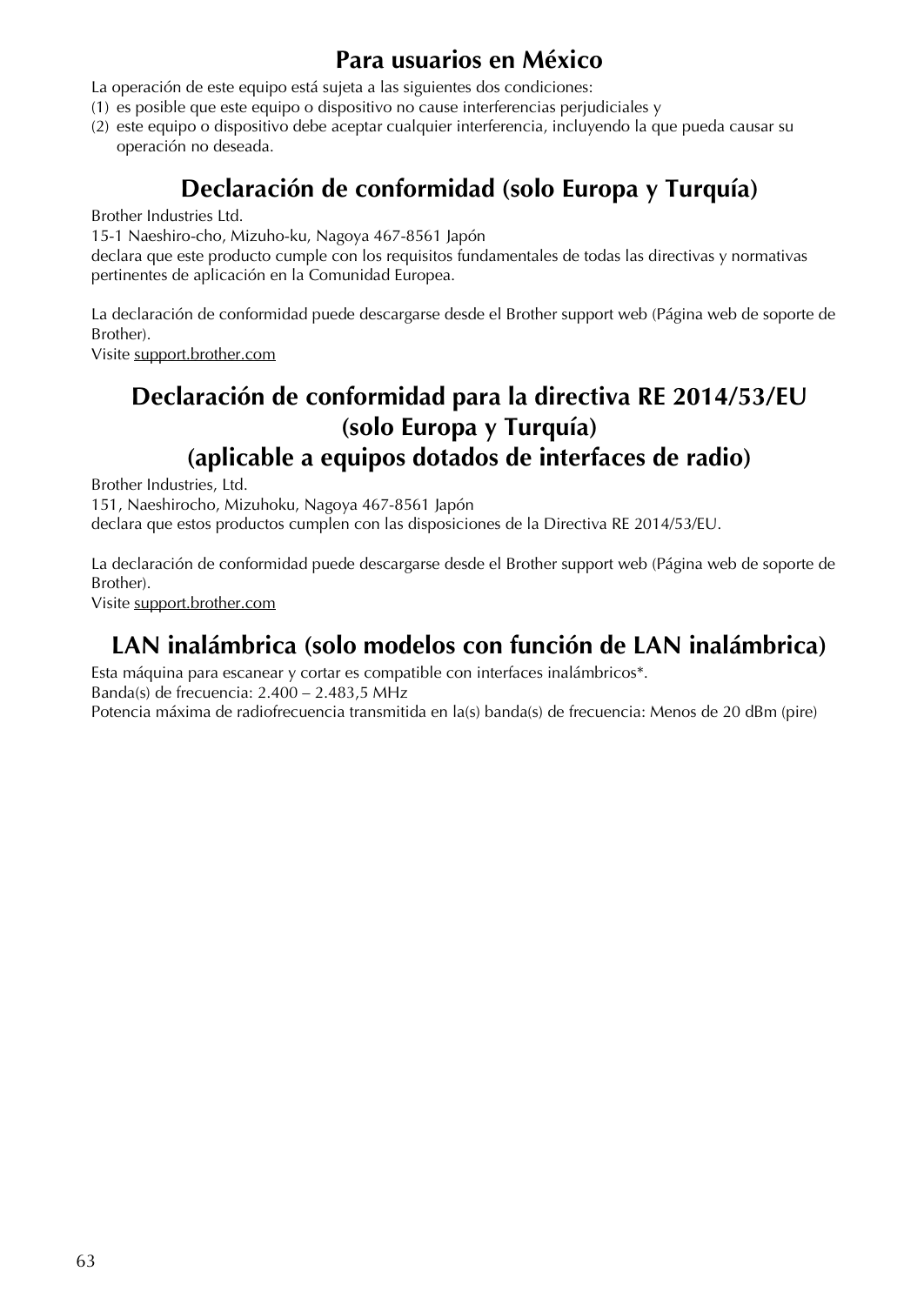## Para usuarios en México

La operación de este equipo está sujeta a las siguientes dos condiciones:

(1) es posible que este equipo o dispositivo no cause interferencias perjudiciales y
(2) este equipo o dispositivo debe aceptar cualquier interferencia, incluyendo la que pueda causar su operación no deseada.

## Declaración de conformidad (solo Europa y Turquía)

Brother Industries Ltd.
15-1 Naeshiro-cho, Mizuho-ku, Nagoya 467-8561 Japón
declara que este producto cumple con los requisitos fundamentales de todas las directivas y normativas pertinentes de aplicación en la Comunidad Europea.

La declaración de conformidad puede descargarse desde el Brother support web (Página web de soporte de Brother).
Visite support.brother.com

## Declaración de conformidad para la directiva RE 2014/53/EU (solo Europa y Turquía) (aplicable a equipos dotados de interfaces de radio)

Brother Industries, Ltd.
151, Naeshirocho, Mizuhoku, Nagoya 467-8561 Japón
declara que estos productos cumplen con las disposiciones de la Directiva RE 2014/53/EU.

La declaración de conformidad puede descargarse desde el Brother support web (Página web de soporte de Brother).
Visite support.brother.com

## LAN inalámbrica (solo modelos con función de LAN inalámbrica)

Esta máquina para escanear y cortar es compatible con interfaces inalámbricos*.
Banda(s) de frecuencia: 2.400 – 2.483,5 MHz
Potencia máxima de radiofrecuencia transmitida en la(s) banda(s) de frecuencia: Menos de 20 dBm (pire)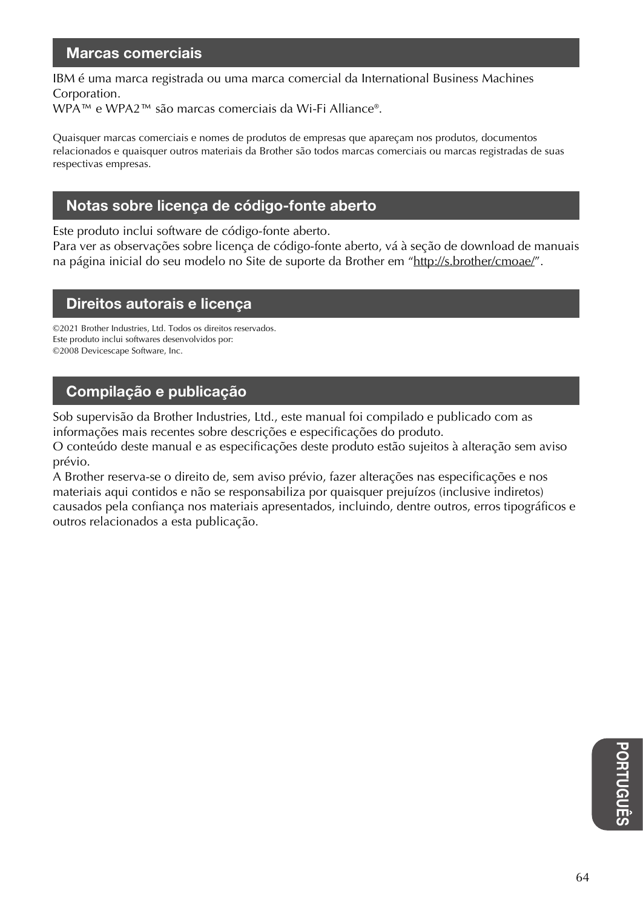## Marcas comerciais

IBM é uma marca registrada ou uma marca comercial da International Business Machines Corporation.
WPA™ e WPA2™ são marcas comerciais da Wi-Fi Alliance®.

Quaisquer marcas comerciais e nomes de produtos de empresas que apareçam nos produtos, documentos relacionados e quaisquer outros materiais da Brother são todos marcas comerciais ou marcas registradas de suas respectivas empresas.

## Notas sobre licença de código-fonte aberto

Este produto inclui software de código-fonte aberto.
Para ver as observações sobre licença de código-fonte aberto, vá à seção de download de manuais na página inicial do seu modelo no Site de suporte da Brother em "http://s.brother/cmoae/".

## Direitos autorais e licença

©2021 Brother Industries, Ltd. Todos os direitos reservados.
Este produto inclui softwares desenvolvidos por:
©2008 Devicescape Software, Inc.

## Compilação e publicação

Sob supervisão da Brother Industries, Ltd., este manual foi compilado e publicado com as informações mais recentes sobre descrições e especificações do produto.
O conteúdo deste manual e as especificações deste produto estão sujeitos à alteração sem aviso prévio.
A Brother reserva-se o direito de, sem aviso prévio, fazer alterações nas especificações e nos materiais aqui contidos e não se responsabiliza por quaisquer prejuízos (inclusive indiretos) causados pela confiança nos materiais apresentados, incluindo, dentre outros, erros tipográficos e outros relacionados a esta publicação.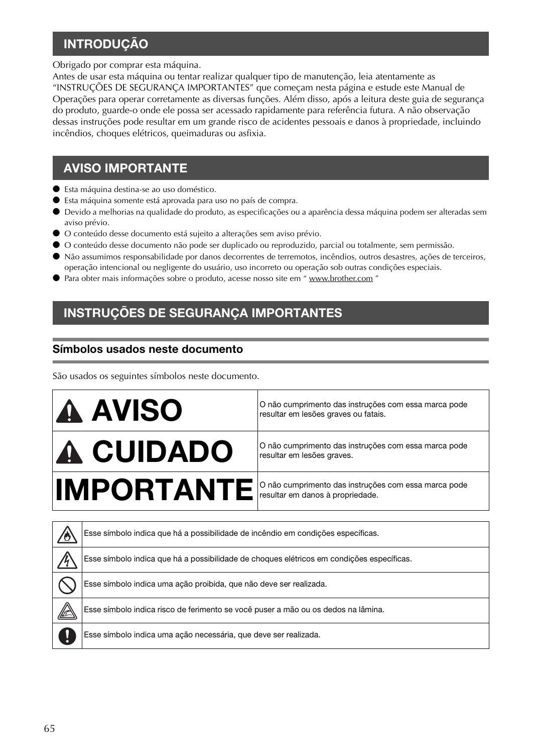## INTRODUÇÃO

Obrigado por comprar esta máquina.
Antes de usar esta máquina ou tentar realizar qualquer tipo de manutenção, leia atentamente as "INSTRUÇÕES DE SEGURANÇA IMPORTANTES" que começam nesta página e estude este Manual de Operações para operar corretamente as diversas funções. Além disso, após a leitura deste guia de segurança do produto, guarde-o onde ele possa ser acessado rapidamente para referência futura. A não observação dessas instruções pode resultar em um grande risco de acidentes pessoais e danos à propriedade, incluindo incêndios, choques elétricos, queimaduras ou asfixia.

## AVISO IMPORTANTE

- Esta máquina destina-se ao uso doméstico.
- Esta máquina somente está aprovada para uso no país de compra.
- Devido a melhorias na qualidade do produto, as especificações ou a aparência dessa máquina podem ser alteradas sem aviso prévio.
- O conteúdo desse documento está sujeito a alterações sem aviso prévio.
- O conteúdo desse documento não pode ser duplicado ou reproduzido, parcial ou totalmente, sem permissão.
- Não assumimos responsabilidade por danos decorrentes de terremotos, incêndios, outros desastres, ações de terceiros, operação intencional ou negligente do usuário, uso incorreto ou operação sob outras condições especiais.
- Para obter mais informações sobre o produto, acesse nosso site em " www.brother.com "

## INSTRUÇÕES DE SEGURANÇA IMPORTANTES

### Símbolos usados neste documento

São usados os seguintes símbolos neste documento.

| | |
|---|---|
| ⚠ **AVISO** | O não cumprimento das instruções com essa marca pode resultar em lesões graves ou fatais. |
| ⚠ **CUIDADO** | O não cumprimento das instruções com essa marca pode resultar em lesões graves. |
| **IMPORTANTE** | O não cumprimento das instruções com essa marca pode resultar em danos à propriedade. |

| | |
|---|---|
| | Esse símbolo indica que há a possibilidade de incêndio em condições específicas. |
| | Esse símbolo indica que há a possibilidade de choques elétricos em condições específicas. |
| | Esse símbolo indica uma ação proibida, que não deve ser realizada. |
| | Esse símbolo indica risco de ferimento se você puser a mão ou os dedos na lâmina. |
| | Esse símbolo indica uma ação necessária, que deve ser realizada. |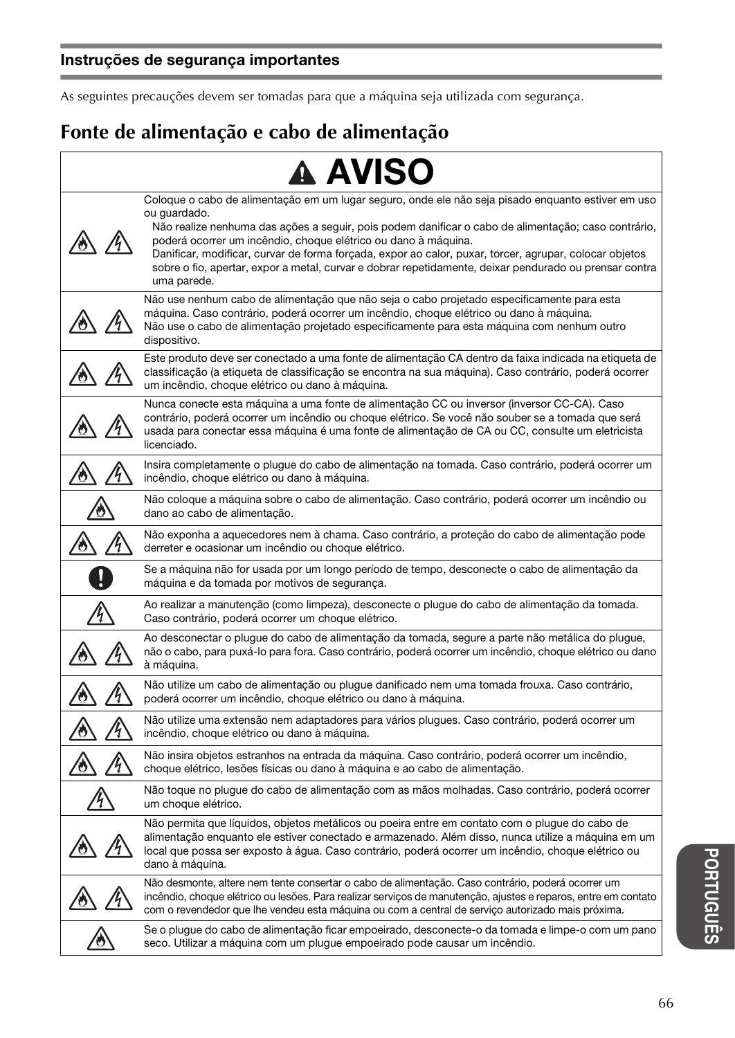## Instruções de segurança importantes

As seguintes precauções devem ser tomadas para que a máquina seja utilizada com segurança.

# Fonte de alimentação e cabo de alimentação

| ⚠ AVISO |
|---|
| Coloque o cabo de alimentação em um lugar seguro, onde ele não seja pisado enquanto estiver em uso ou guardado.<br>Não realize nenhuma das ações a seguir, pois podem danificar o cabo de alimentação; caso contrário, poderá ocorrer um incêndio, choque elétrico ou dano à máquina.<br>Danificar, modificar, curvar de forma forçada, expor ao calor, puxar, torcer, agrupar, colocar objetos sobre o fio, apertar, expor a metal, curvar e dobrar repetidamente, deixar pendurado ou prensar contra uma parede. |
| Não use nenhum cabo de alimentação que não seja o cabo projetado especificamente para esta máquina. Caso contrário, poderá ocorrer um incêndio, choque elétrico ou dano à máquina.<br>Não use o cabo de alimentação projetado especificamente para esta máquina com nenhum outro dispositivo. |
| Este produto deve ser conectado a uma fonte de alimentação CA dentro da faixa indicada na etiqueta de classificação (a etiqueta de classificação se encontra na sua máquina). Caso contrário, poderá ocorrer um incêndio, choque elétrico ou dano à máquina. |
| Nunca conecte esta máquina a uma fonte de alimentação CC ou inversor (inversor CC-CA). Caso contrário, poderá ocorrer um incêndio ou choque elétrico. Se você não souber se a tomada que será usada para conectar essa máquina é uma fonte de alimentação de CA ou CC, consulte um eletricista licenciado. |
| Insira completamente o plugue do cabo de alimentação na tomada. Caso contrário, poderá ocorrer um incêndio, choque elétrico ou dano à máquina. |
| Não coloque a máquina sobre o cabo de alimentação. Caso contrário, poderá ocorrer um incêndio ou dano ao cabo de alimentação. |
| Não exponha a aquecedores nem à chama. Caso contrário, a proteção do cabo de alimentação pode derreter e ocasionar um incêndio ou choque elétrico. |
| Se a máquina não for usada por um longo período de tempo, desconecte o cabo de alimentação da máquina e da tomada por motivos de segurança. |
| Ao realizar a manutenção (como limpeza), desconecte o plugue do cabo de alimentação da tomada. Caso contrário, poderá ocorrer um choque elétrico. |
| Ao desconectar o plugue do cabo de alimentação da tomada, segure a parte não metálica do plugue, não o cabo, para puxá-lo para fora. Caso contrário, poderá ocorrer um incêndio, choque elétrico ou dano à máquina. |
| Não utilize um cabo de alimentação ou plugue danificado nem uma tomada frouxa. Caso contrário, poderá ocorrer um incêndio, choque elétrico ou dano à máquina. |
| Não utilize uma extensão nem adaptadores para vários plugues. Caso contrário, poderá ocorrer um incêndio, choque elétrico ou dano à máquina. |
| Não insira objetos estranhos na entrada da máquina. Caso contrário, poderá ocorrer um incêndio, choque elétrico, lesões físicas ou dano à máquina e ao cabo de alimentação. |
| Não toque no plugue do cabo de alimentação com as mãos molhadas. Caso contrário, poderá ocorrer um choque elétrico. |
| Não permita que líquidos, objetos metálicos ou poeira entre em contato com o plugue do cabo de alimentação enquanto ele estiver conectado e armazenado. Além disso, nunca utilize a máquina em um local que possa ser exposto à água. Caso contrário, poderá ocorrer um incêndio, choque elétrico ou dano à máquina. |
| Não desmonte, altere nem tente consertar o cabo de alimentação. Caso contrário, poderá ocorrer um incêndio, choque elétrico ou lesões. Para realizar serviços de manutenção, ajustes e reparos, entre em contato com o revendedor que lhe vendeu esta máquina ou com a central de serviço autorizado mais próxima. |
| Se o plugue do cabo de alimentação ficar empoeirado, desconecte-o da tomada e limpe-o com um pano seco. Utilizar a máquina com um plugue empoeirado pode causar um incêndio. |

PORTUGUÊS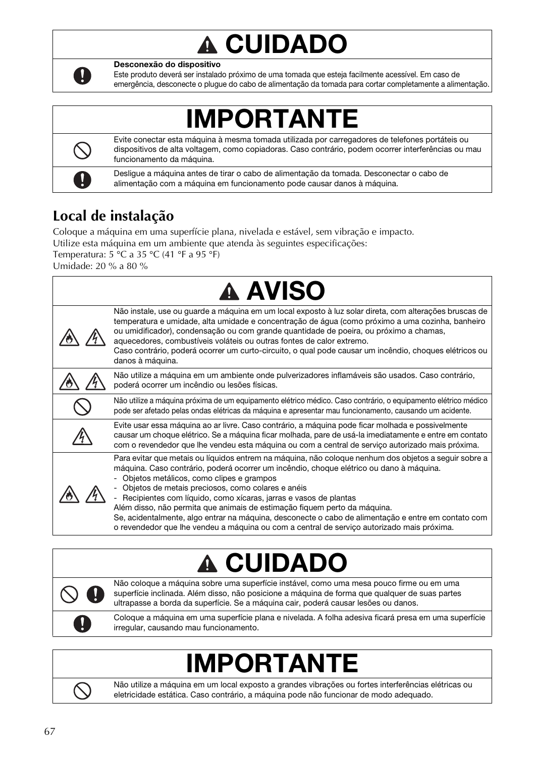## ⚠ CUIDADO

| | |
|---|---|
| | **Desconexão do dispositivo**<br>Este produto deverá ser instalado próximo de uma tomada que esteja facilmente acessível. Em caso de emergência, desconecte o plugue do cabo de alimentação da tomada para cortar completamente a alimentação. |

## IMPORTANTE

| | |
|---|---|
| | Evite conectar esta máquina à mesma tomada utilizada por carregadores de telefones portáteis ou dispositivos de alta voltagem, como copiadoras. Caso contrário, podem ocorrer interferências ou mau funcionamento da máquina. |
| | Desligue a máquina antes de tirar o cabo de alimentação da tomada. Desconectar o cabo de alimentação com a máquina em funcionamento pode causar danos à máquina. |

## Local de instalação

Coloque a máquina em uma superfície plana, nivelada e estável, sem vibração e impacto.
Utilize esta máquina em um ambiente que atenda às seguintes especificações:
Temperatura: 5 °C a 35 °C (41 °F a 95 °F)
Umidade: 20 % a 80 %

## ⚠ AVISO

| | |
|---|---|
| | Não instale, use ou guarde a máquina em um local exposto à luz solar direta, com alterações bruscas de temperatura e umidade, alta umidade e concentração de água (como próximo a uma cozinha, banheiro ou umidificador), condensação ou com grande quantidade de poeira, ou próximo a chamas, aquecedores, combustíveis voláteis ou outras fontes de calor extremo.<br>Caso contrário, poderá ocorrer um curto-circuito, o qual pode causar um incêndio, choques elétricos ou danos à máquina. |
| | Não utilize a máquina em um ambiente onde pulverizadores inflamáveis são usados. Caso contrário, poderá ocorrer um incêndio ou lesões físicas. |
| | Não utilize a máquina próxima de um equipamento elétrico médico. Caso contrário, o equipamento elétrico médico pode ser afetado pelas ondas elétricas da máquina e apresentar mau funcionamento, causando um acidente. |
| | Evite usar essa máquina ao ar livre. Caso contrário, a máquina pode ficar molhada e possivelmente causar um choque elétrico. Se a máquina ficar molhada, pare de usá-la imediatamente e entre em contato com o revendedor que lhe vendeu esta máquina ou com a central de serviço autorizado mais próxima. |
| | Para evitar que metais ou líquidos entrem na máquina, não coloque nenhum dos objetos a seguir sobre a máquina. Caso contrário, poderá ocorrer um incêndio, choque elétrico ou dano à máquina.<br>- Objetos metálicos, como clipes e grampos<br>- Objetos de metais preciosos, como colares e anéis<br>- Recipientes com líquido, como xícaras, jarras e vasos de plantas<br>Além disso, não permita que animais de estimação fiquem perto da máquina.<br>Se, acidentalmente, algo entrar na máquina, desconecte o cabo de alimentação e entre em contato com o revendedor que lhe vendeu a máquina ou com a central de serviço autorizado mais próxima. |

## ⚠ CUIDADO

| | |
|---|---|
| | Não coloque a máquina sobre uma superfície instável, como uma mesa pouco firme ou em uma superfície inclinada. Além disso, não posicione a máquina de forma que qualquer de suas partes ultrapasse a borda da superfície. Se a máquina cair, poderá causar lesões ou danos. |
| | Coloque a máquina em uma superfície plana e nivelada. A folha adesiva ficará presa em uma superfície irregular, causando mau funcionamento. |

## IMPORTANTE

| | |
|---|---|
| | Não utilize a máquina em um local exposto a grandes vibrações ou fortes interferências elétricas ou eletricidade estática. Caso contrário, a máquina pode não funcionar de modo adequado. |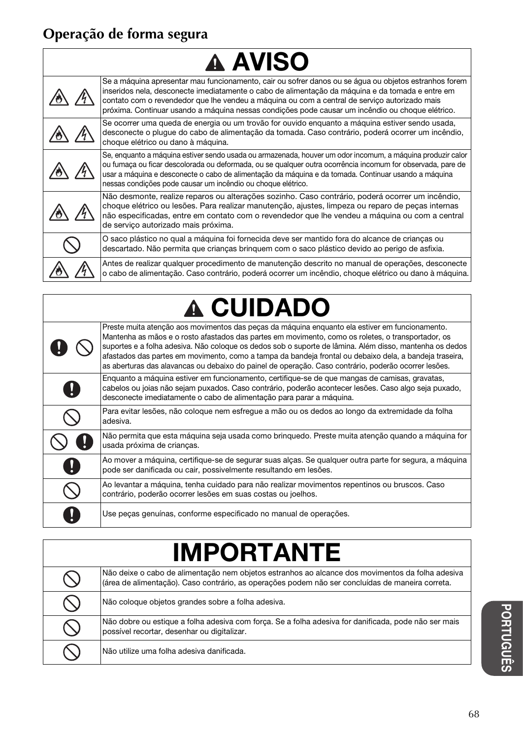## Operação de forma segura

| ⚠ AVISO | |
|---|---|
| | Se a máquina apresentar mau funcionamento, cair ou sofrer danos ou se água ou objetos estranhos forem inseridos nela, desconecte imediatamente o cabo de alimentação da máquina e da tomada e entre em contato com o revendedor que lhe vendeu a máquina ou com a central de serviço autorizado mais próxima. Continuar usando a máquina nessas condições pode causar um incêndio ou choque elétrico. |
| | Se ocorrer uma queda de energia ou um trovão for ouvido enquanto a máquina estiver sendo usada, desconecte o plugue do cabo de alimentação da tomada. Caso contrário, poderá ocorrer um incêndio, choque elétrico ou dano à máquina. |
| | Se, enquanto a máquina estiver sendo usada ou armazenada, houver um odor incomum, a máquina produzir calor ou fumaça ou ficar descolorada ou deformada, ou se qualquer outra ocorrência incomum for observada, pare de usar a máquina e desconecte o cabo de alimentação da máquina e da tomada. Continuar usando a máquina nessas condições pode causar um incêndio ou choque elétrico. |
| | Não desmonte, realize reparos ou alterações sozinho. Caso contrário, poderá ocorrer um incêndio, choque elétrico ou lesões. Para realizar manutenção, ajustes, limpeza ou reparo de peças internas não especificadas, entre em contato com o revendedor que lhe vendeu a máquina ou com a central de serviço autorizado mais próxima. |
| | O saco plástico no qual a máquina foi fornecida deve ser mantido fora do alcance de crianças ou descartado. Não permita que crianças brinquem com o saco plástico devido ao perigo de asfixia. |
| | Antes de realizar qualquer procedimento de manutenção descrito no manual de operações, desconecte o cabo de alimentação. Caso contrário, poderá ocorrer um incêndio, choque elétrico ou dano à máquina. |

| ⚠ CUIDADO | |
|---|---|
| | Preste muita atenção aos movimentos das peças da máquina enquanto ela estiver em funcionamento. Mantenha as mãos e o rosto afastados das partes em movimento, como os roletes, o transportador, os suportes e a folha adesiva. Não coloque os dedos sob o suporte de lâmina. Além disso, mantenha os dedos afastados das partes em movimento, como a tampa da bandeja frontal ou debaixo dela, a bandeja traseira, as aberturas das alavancas ou debaixo do painel de operação. Caso contrário, poderão ocorrer lesões. |
| | Enquanto a máquina estiver em funcionamento, certifique-se de que mangas de camisas, gravatas, cabelos ou joias não sejam puxados. Caso contrário, poderão acontecer lesões. Caso algo seja puxado, desconecte imediatamente o cabo de alimentação para parar a máquina. |
| | Para evitar lesões, não coloque nem esfregue a mão ou os dedos ao longo da extremidade da folha adesiva. |
| | Não permita que esta máquina seja usada como brinquedo. Preste muita atenção quando a máquina for usada próxima de crianças. |
| | Ao mover a máquina, certifique-se de segurar suas alças. Se qualquer outra parte for segura, a máquina pode ser danificada ou cair, possivelmente resultando em lesões. |
| | Ao levantar a máquina, tenha cuidado para não realizar movimentos repentinos ou bruscos. Caso contrário, poderão ocorrer lesões em suas costas ou joelhos. |
| | Use peças genuínas, conforme especificado no manual de operações. |

| IMPORTANTE | |
|---|---|
| | Não deixe o cabo de alimentação nem objetos estranhos ao alcance dos movimentos da folha adesiva (área de alimentação). Caso contrário, as operações podem não ser concluídas de maneira correta. |
| | Não coloque objetos grandes sobre a folha adesiva. |
| | Não dobre ou estique a folha adesiva com força. Se a folha adesiva for danificada, pode não ser mais possível recortar, desenhar ou digitalizar. |
| | Não utilize uma folha adesiva danificada. |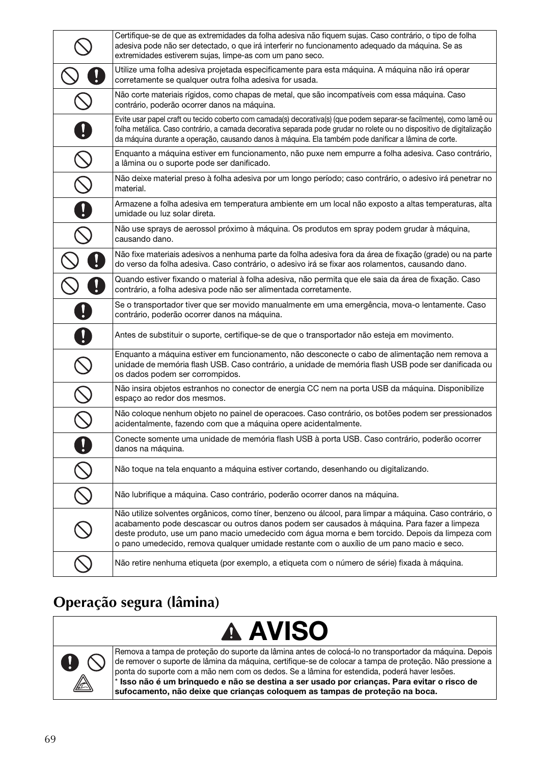| | |
|---|---|
| ⃠ | Certifique-se de que as extremidades da folha adesiva não fiquem sujas. Caso contrário, o tipo de folha adesiva pode não ser detectado, o que irá interferir no funcionamento adequado da máquina. Se as extremidades estiverem sujas, limpe-as com um pano seco. |
| ⃠ ! | Utilize uma folha adesiva projetada especificamente para esta máquina. A máquina não irá operar corretamente se qualquer outra folha adesiva for usada. |
| ⃠ | Não corte materiais rígidos, como chapas de metal, que são incompatíveis com essa máquina. Caso contrário, poderão ocorrer danos na máquina. |
| ! | Evite usar papel craft ou tecido coberto com camada(s) decorativa(s) (que podem separar-se facilmente), como lamê ou folha metálica. Caso contrário, a camada decorativa separada pode grudar no rolete ou no dispositivo de digitalização da máquina durante a operação, causando danos à máquina. Ela também pode danificar a lâmina de corte. |
| ⃠ | Enquanto a máquina estiver em funcionamento, não puxe nem empurre a folha adesiva. Caso contrário, a lâmina ou o suporte pode ser danificado. |
| ⃠ | Não deixe material preso à folha adesiva por um longo período; caso contrário, o adesivo irá penetrar no material. |
| ! | Armazene a folha adesiva em temperatura ambiente em um local não exposto a altas temperaturas, alta umidade ou luz solar direta. |
| ⃠ | Não use sprays de aerossol próximo à máquina. Os produtos em spray podem grudar à máquina, causando dano. |
| ⃠ ! | Não fixe materiais adesivos a nenhuma parte da folha adesiva fora da área de fixação (grade) ou na parte do verso da folha adesiva. Caso contrário, o adesivo irá se fixar aos rolamentos, causando dano. |
| ⃠ ! | Quando estiver fixando o material à folha adesiva, não permita que ele saia da área de fixação. Caso contrário, a folha adesiva pode não ser alimentada corretamente. |
| ! | Se o transportador tiver que ser movido manualmente em uma emergência, mova-o lentamente. Caso contrário, poderão ocorrer danos na máquina. |
| ! | Antes de substituir o suporte, certifique-se de que o transportador não esteja em movimento. |
| ⃠ | Enquanto a máquina estiver em funcionamento, não desconecte o cabo de alimentação nem remova a unidade de memória flash USB. Caso contrário, a unidade de memória flash USB pode ser danificada ou os dados podem ser corrompidos. |
| ⃠ | Não insira objetos estranhos no conector de energia CC nem na porta USB da máquina. Disponibilize espaço ao redor dos mesmos. |
| ⃠ | Não coloque nenhum objeto no painel de operacoes. Caso contrário, os botões podem ser pressionados acidentalmente, fazendo com que a máquina opere acidentalmente. |
| ! | Conecte somente uma unidade de memória flash USB à porta USB. Caso contrário, poderão ocorrer danos na máquina. |
| ⃠ | Não toque na tela enquanto a máquina estiver cortando, desenhando ou digitalizando. |
| ⃠ | Não lubrifique a máquina. Caso contrário, poderão ocorrer danos na máquina. |
| ⃠ | Não utilize solventes orgânicos, como tíner, benzeno ou álcool, para limpar a máquina. Caso contrário, o acabamento pode descascar ou outros danos podem ser causados à máquina. Para fazer a limpeza deste produto, use um pano macio umedecido com água morna e bem torcido. Depois da limpeza com o pano umedecido, remova qualquer umidade restante com o auxílio de um pano macio e seco. |
| ⃠ | Não retire nenhuma etiqueta (por exemplo, a etiqueta com o número de série) fixada à máquina. |

## Operação segura (lâmina)

| ⚠ AVISO | |
|---|---|
| ! ⃠ | Remova a tampa de proteção do suporte da lâmina antes de colocá-lo no transportador da máquina. Depois de remover o suporte de lâmina da máquina, certifique-se de colocar a tampa de proteção. Não pressione a ponta do suporte com a mão nem com os dedos. Se a lâmina for estendida, poderá haver lesões.<br>* **Isso não é um brinquedo e não se destina a ser usado por crianças. Para evitar o risco de sufocamento, não deixe que crianças coloquem as tampas de proteção na boca.** |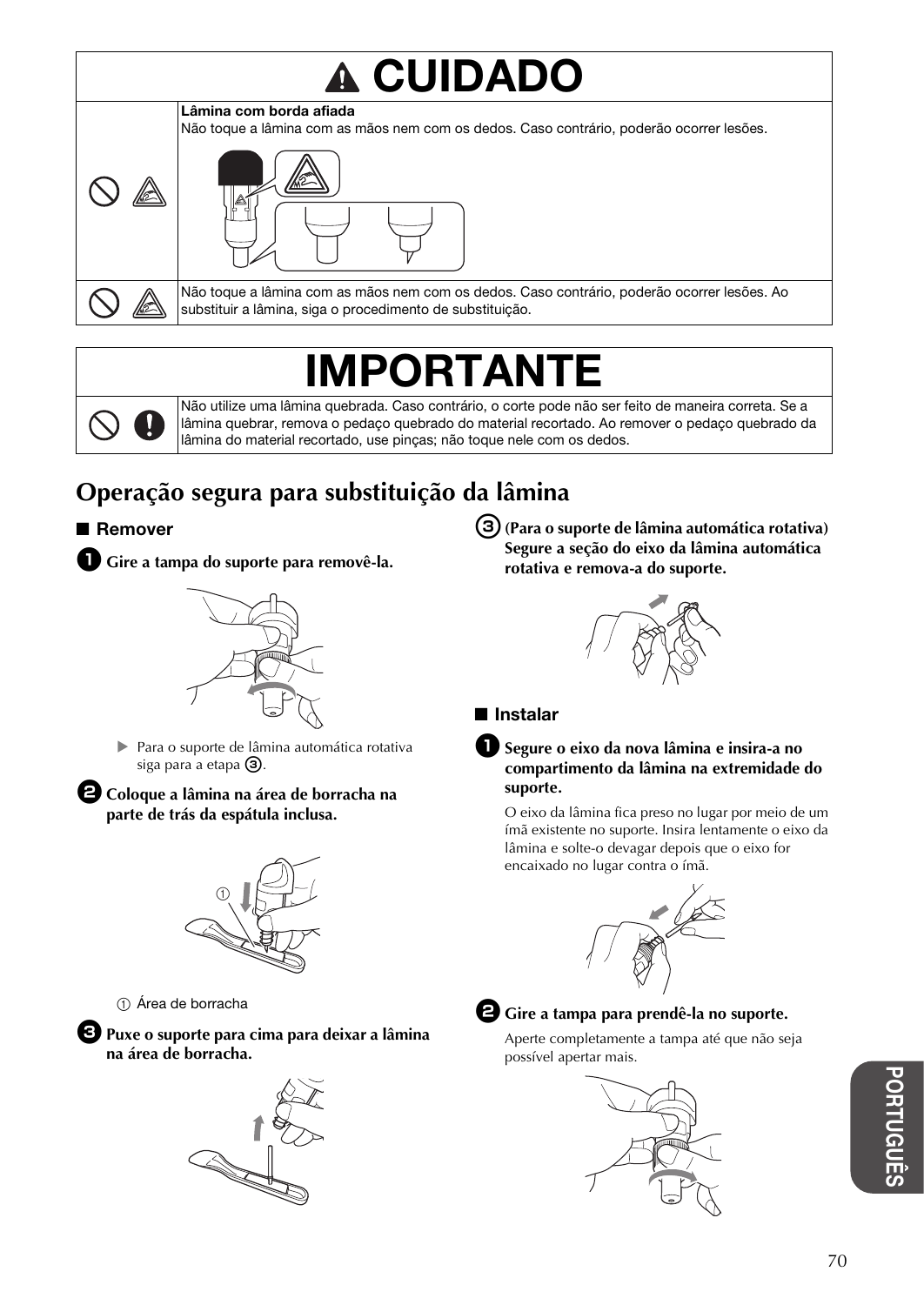# ⚠ CUIDADO

| | |
|---|---|
| | **Lâmina com borda afiada**<br>Não toque a lâmina com as mãos nem com os dedos. Caso contrário, poderão ocorrer lesões. |
| | Não toque a lâmina com as mãos nem com os dedos. Caso contrário, poderão ocorrer lesões. Ao substituir a lâmina, siga o procedimento de substituição. |

# IMPORTANTE

| | |
|---|---|
| | Não utilize uma lâmina quebrada. Caso contrário, o corte pode não ser feito de maneira correta. Se a lâmina quebrar, remova o pedaço quebrado do material recortado. Ao remover o pedaço quebrado da lâmina do material recortado, use pinças; não toque nele com os dedos. |

## Operação segura para substituição da lâmina

### ■ Remover

**1 Gire a tampa do suporte para removê-la.**

▶ Para o suporte de lâmina automática rotativa siga para a etapa ③.

**2 Coloque a lâmina na área de borracha na parte de trás da espátula inclusa.**

① Área de borracha

**3 Puxe o suporte para cima para deixar a lâmina na área de borracha.**

**③ (Para o suporte de lâmina automática rotativa) Segure a seção do eixo da lâmina automática rotativa e remova-a do suporte.**

### ■ Instalar

**1 Segure o eixo da nova lâmina e insira-a no compartimento da lâmina na extremidade do suporte.**

O eixo da lâmina fica preso no lugar por meio de um ímã existente no suporte. Insira lentamente o eixo da lâmina e solte-o devagar depois que o eixo for encaixado no lugar contra o ímã.

**2 Gire a tampa para prendê-la no suporte.**

Aperte completamente a tampa até que não seja possível apertar mais.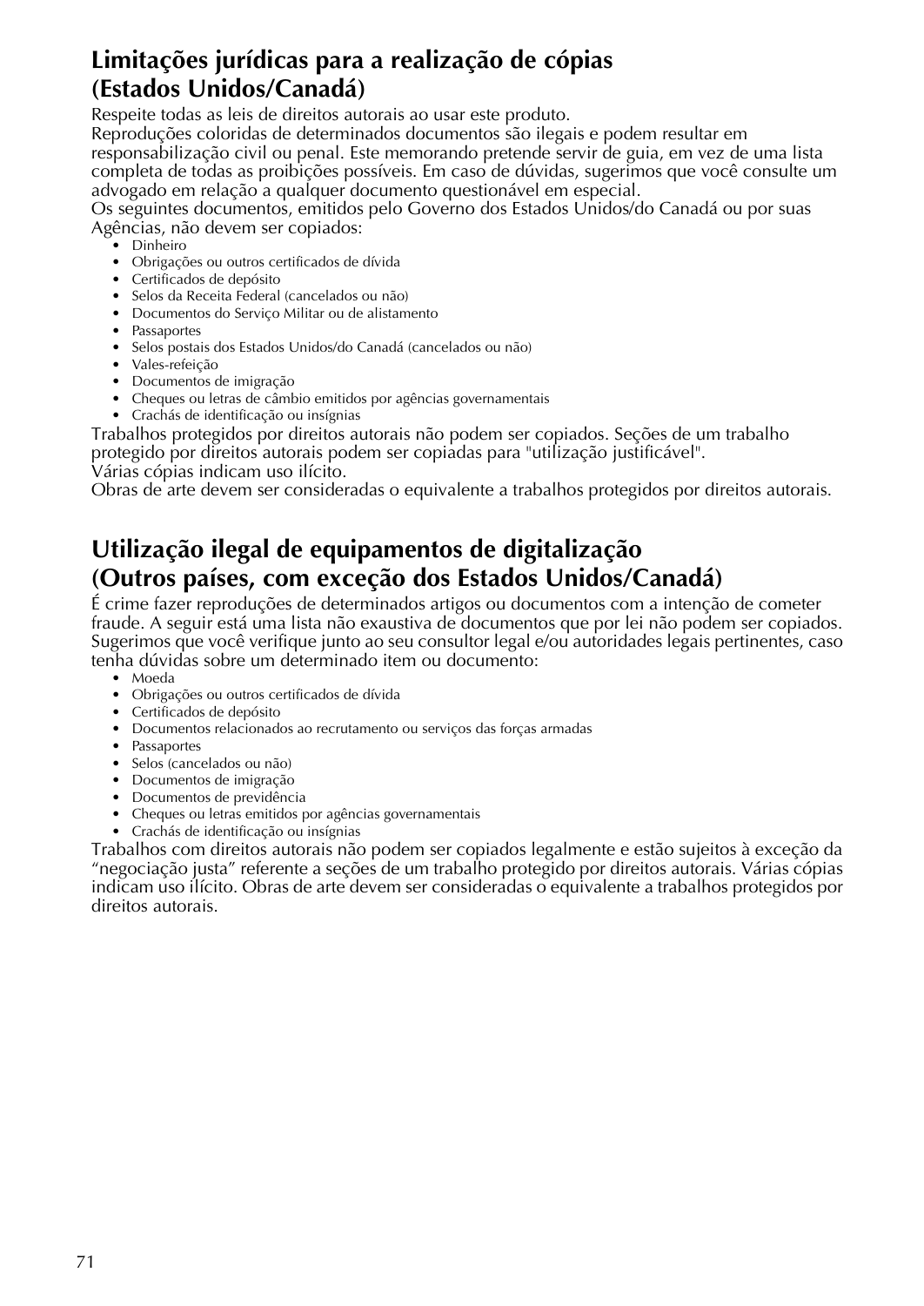## Limitações jurídicas para a realização de cópias (Estados Unidos/Canadá)

Respeite todas as leis de direitos autorais ao usar este produto.
Reproduções coloridas de determinados documentos são ilegais e podem resultar em responsabilização civil ou penal. Este memorando pretende servir de guia, em vez de uma lista completa de todas as proibições possíveis. Em caso de dúvidas, sugerimos que você consulte um advogado em relação a qualquer documento questionável em especial.
Os seguintes documentos, emitidos pelo Governo dos Estados Unidos/do Canadá ou por suas Agências, não devem ser copiados:

- Dinheiro
- Obrigações ou outros certificados de dívida
- Certificados de depósito
- Selos da Receita Federal (cancelados ou não)
- Documentos do Serviço Militar ou de alistamento
- Passaportes
- Selos postais dos Estados Unidos/do Canadá (cancelados ou não)
- Vales-refeição
- Documentos de imigração
- Cheques ou letras de câmbio emitidos por agências governamentais
- Crachás de identificação ou insígnias

Trabalhos protegidos por direitos autorais não podem ser copiados. Seções de um trabalho protegido por direitos autorais podem ser copiadas para "utilização justificável".
Várias cópias indicam uso ilícito.
Obras de arte devem ser consideradas o equivalente a trabalhos protegidos por direitos autorais.

## Utilização ilegal de equipamentos de digitalização (Outros países, com exceção dos Estados Unidos/Canadá)

É crime fazer reproduções de determinados artigos ou documentos com a intenção de cometer fraude. A seguir está uma lista não exaustiva de documentos que por lei não podem ser copiados. Sugerimos que você verifique junto ao seu consultor legal e/ou autoridades legais pertinentes, caso tenha dúvidas sobre um determinado item ou documento:

- Moeda
- Obrigações ou outros certificados de dívida
- Certificados de depósito
- Documentos relacionados ao recrutamento ou serviços das forças armadas
- Passaportes
- Selos (cancelados ou não)
- Documentos de imigração
- Documentos de previdência
- Cheques ou letras emitidos por agências governamentais
- Crachás de identificação ou insígnias

Trabalhos com direitos autorais não podem ser copiados legalmente e estão sujeitos à exceção da "negociação justa" referente a seções de um trabalho protegido por direitos autorais. Várias cópias indicam uso ilícito. Obras de arte devem ser consideradas o equivalente a trabalhos protegidos por direitos autorais.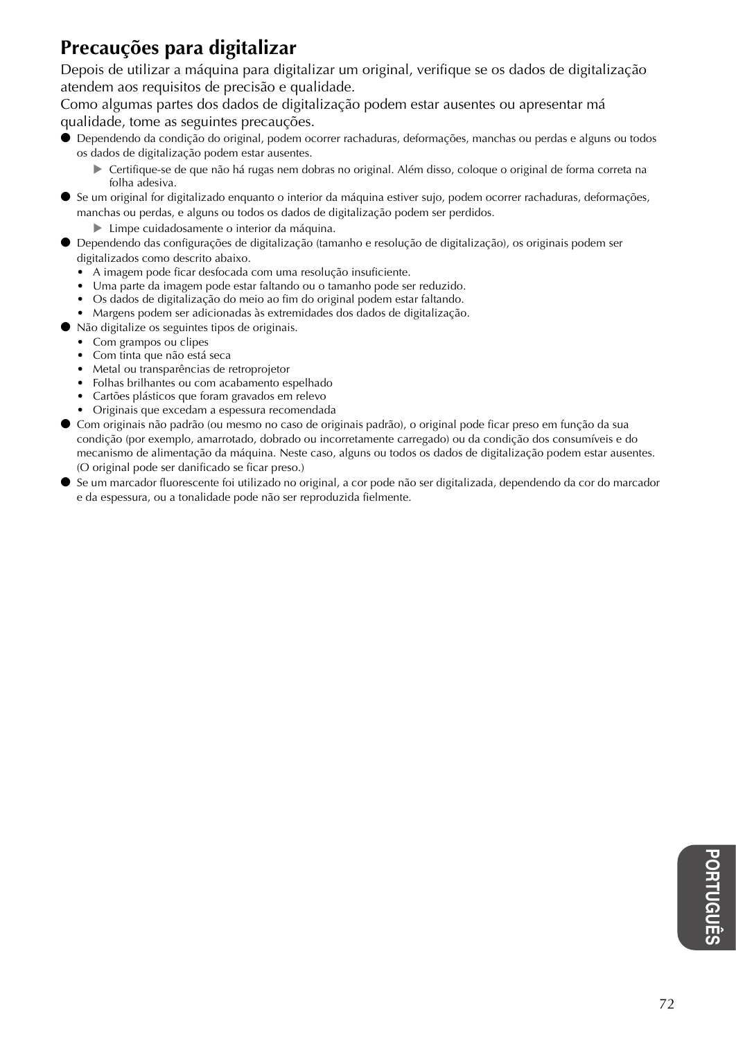## Precauções para digitalizar

Depois de utilizar a máquina para digitalizar um original, verifique se os dados de digitalização atendem aos requisitos de precisão e qualidade.
Como algumas partes dos dados de digitalização podem estar ausentes ou apresentar má qualidade, tome as seguintes precauções.

- Dependendo da condição do original, podem ocorrer rachaduras, deformações, manchas ou perdas e alguns ou todos os dados de digitalização podem estar ausentes.
  - ▶ Certifique-se de que não há rugas nem dobras no original. Além disso, coloque o original de forma correta na folha adesiva.
- Se um original for digitalizado enquanto o interior da máquina estiver sujo, podem ocorrer rachaduras, deformações, manchas ou perdas, e alguns ou todos os dados de digitalização podem ser perdidos.
  - ▶ Limpe cuidadosamente o interior da máquina.
- Dependendo das configurações de digitalização (tamanho e resolução de digitalização), os originais podem ser digitalizados como descrito abaixo.
  - A imagem pode ficar desfocada com uma resolução insuficiente.
  - Uma parte da imagem pode estar faltando ou o tamanho pode ser reduzido.
  - Os dados de digitalização do meio ao fim do original podem estar faltando.
  - Margens podem ser adicionadas às extremidades dos dados de digitalização.
- Não digitalize os seguintes tipos de originais.
  - Com grampos ou clipes
  - Com tinta que não está seca
  - Metal ou transparências de retroprojetor
  - Folhas brilhantes ou com acabamento espelhado
  - Cartões plásticos que foram gravados em relevo
  - Originais que excedam a espessura recomendada
- Com originais não padrão (ou mesmo no caso de originais padrão), o original pode ficar preso em função da sua condição (por exemplo, amarrotado, dobrado ou incorretamente carregado) ou da condição dos consumíveis e do mecanismo de alimentação da máquina. Neste caso, alguns ou todos os dados de digitalização podem estar ausentes. (O original pode ser danificado se ficar preso.)
- Se um marcador fluorescente foi utilizado no original, a cor pode não ser digitalizada, dependendo da cor do marcador e da espessura, ou a tonalidade pode não ser reproduzida fielmente.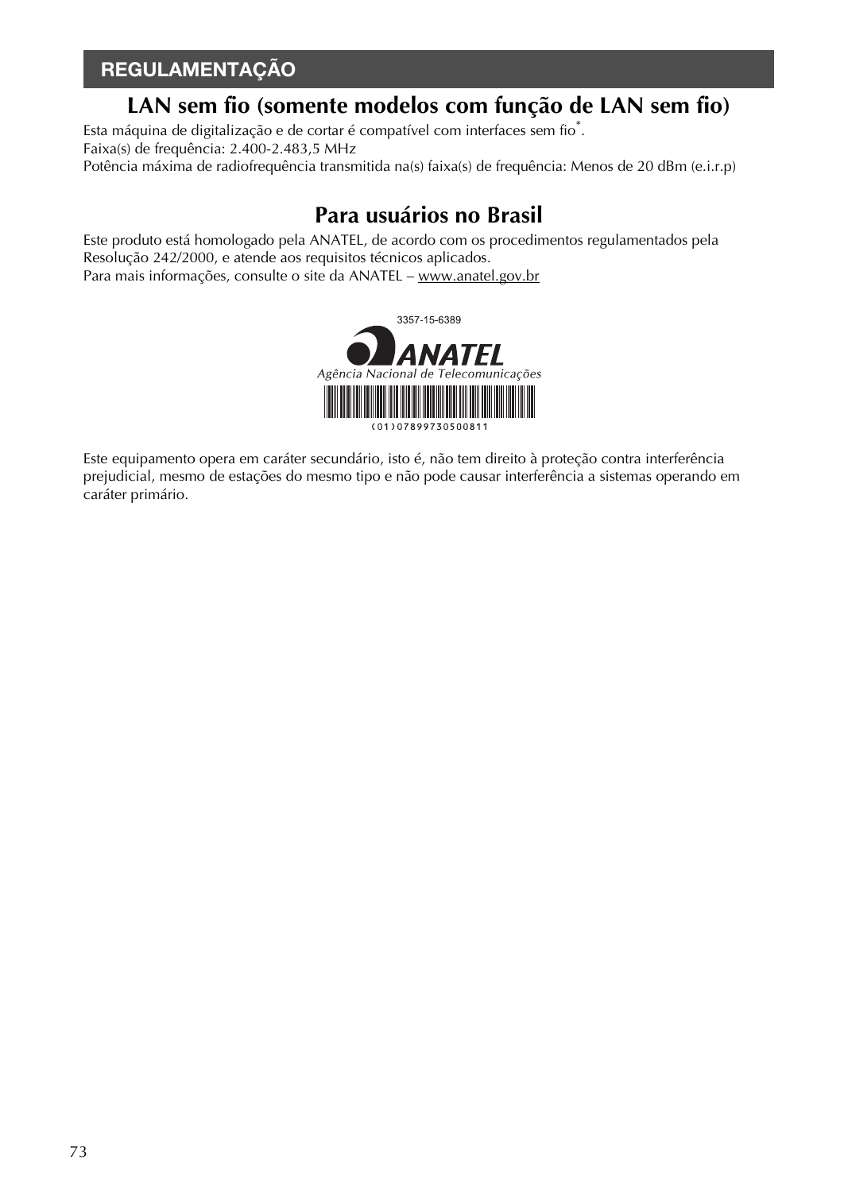## REGULAMENTAÇÃO

### LAN sem fio (somente modelos com função de LAN sem fio)

Esta máquina de digitalização e de cortar é compatível com interfaces sem fio*.
Faixa(s) de frequência: 2.400-2.483,5 MHz
Potência máxima de radiofrequência transmitida na(s) faixa(s) de frequência: Menos de 20 dBm (e.i.r.p)

### Para usuários no Brasil

Este produto está homologado pela ANATEL, de acordo com os procedimentos regulamentados pela Resolução 242/2000, e atende aos requisitos técnicos aplicados.
Para mais informações, consulte o site da ANATEL – www.anatel.gov.br

3357-15-6389

ANATEL
Agência Nacional de Telecomunicações

(01)07899730500811

Este equipamento opera em caráter secundário, isto é, não tem direito à proteção contra interferência prejudicial, mesmo de estações do mesmo tipo e não pode causar interferência a sistemas operando em caráter primário.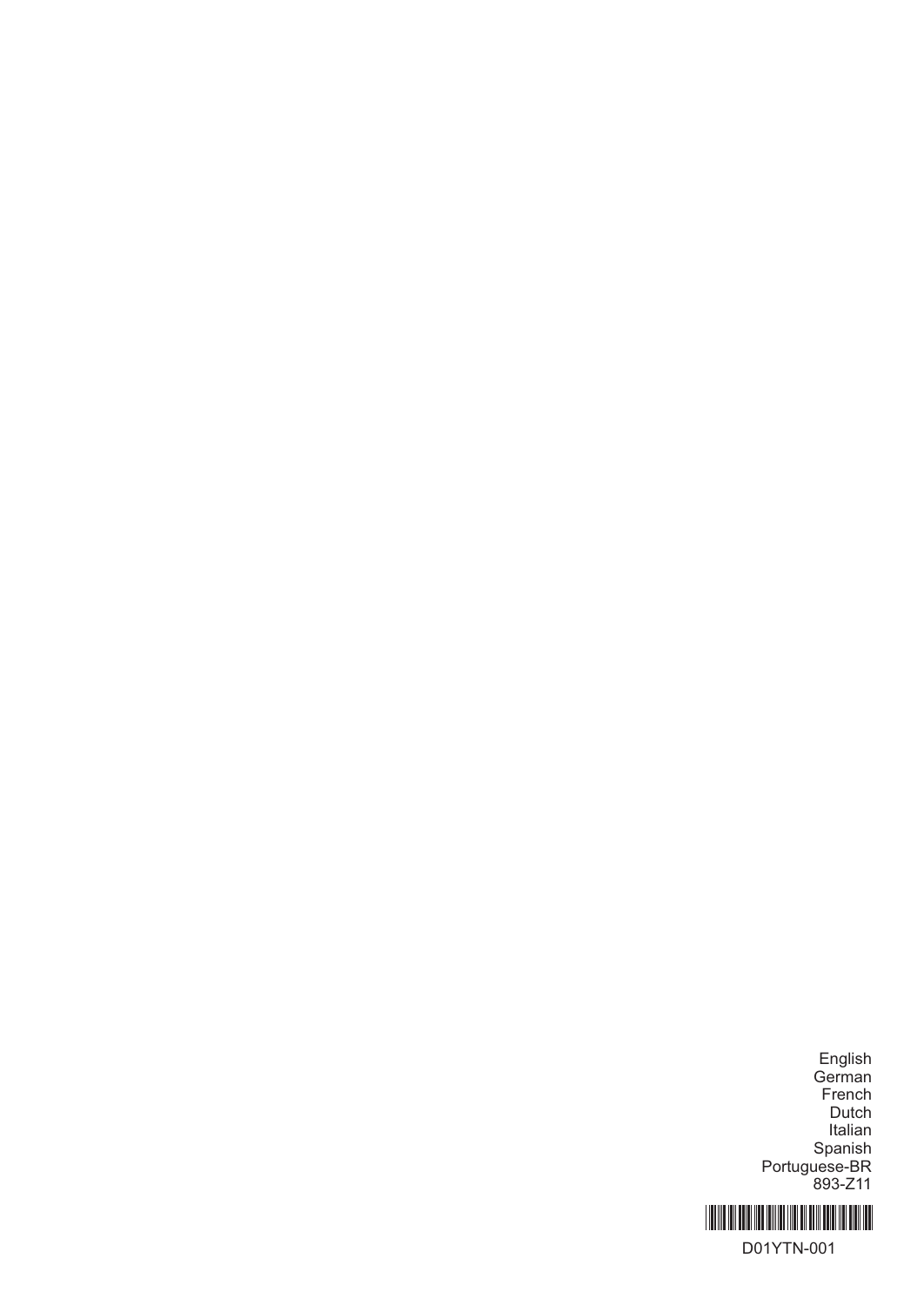English
German
French
Dutch
Italian
Spanish
Portuguese-BR
893-Z11

D01YTN-001